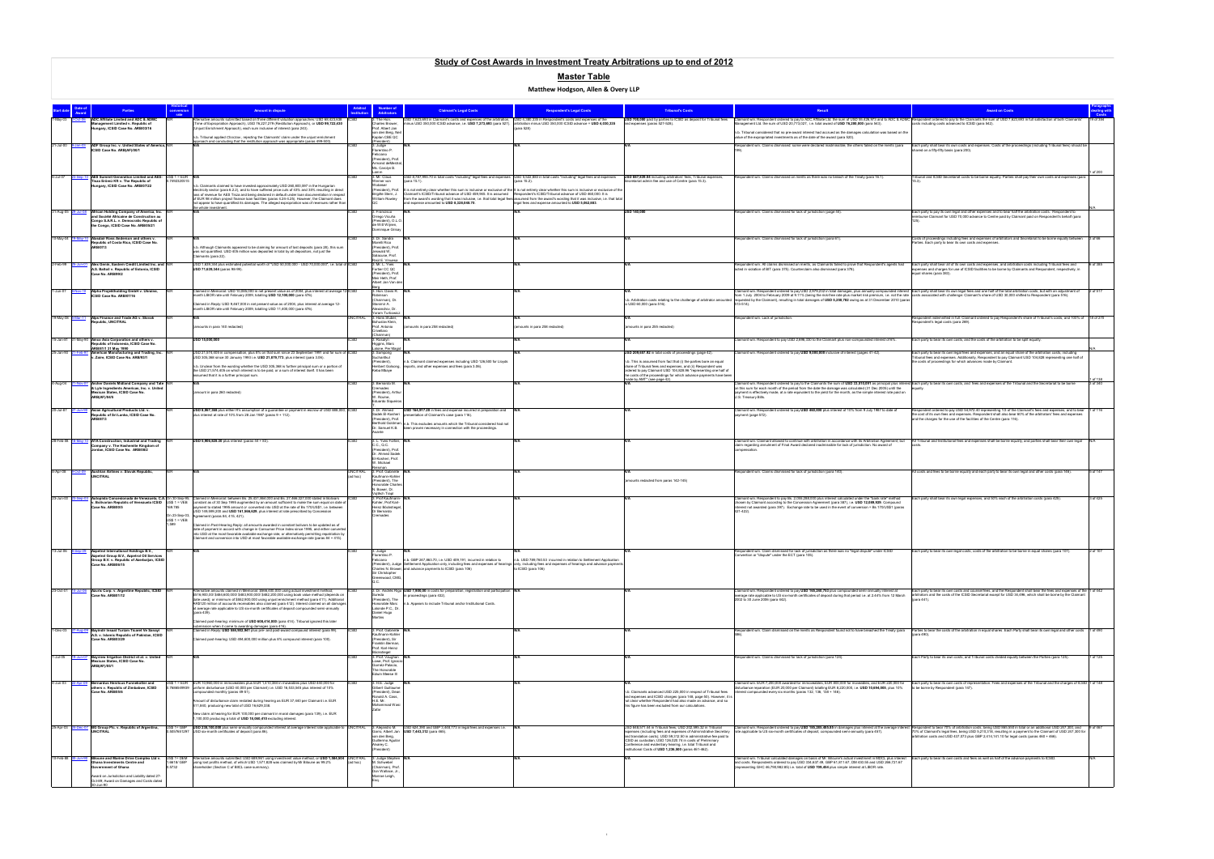# Study of Cost Awards in Investment Treaty Arbitrations up to end of 2012

## Master Table

**Matthew Hodgson, Allen & Overy LLP**

| Start date | Date of Award | Parties | Historical conversion rate | Amount in dispute | Arbitral institution | Number of Arbitrators | Claimant's Legal Costs | Respondent's Legal Costs | Tribunal's Costs | Result | Award on Costs | Paragraphs dealing with Costs |
|---|---|---|---|---|---|---|---|---|---|---|---|---|
| 7-May-03 | 2-Oct-06 | **ADC Affiliate Limited and ADC & ADMC Management Limited v. Republic of Hungary, ICSID Case No. ARB/03/16** | | Alternative amounts submitted based on three different valuation approaches: USD 96,423,000 (Time of Expropriation Approach), USD 76,227,279 (Restitution Approach), or **USD 99,722,635** (Unjust Enrichment Approach), each sum inclusive of interest (para 243). n.b. Tribunal applied Chorzow, rejecting the Claimants' claim under the unjust enrichment approach and concluding that the restitution approach was appropriate (paras 499-500). | ICSID | 3 - The Hon. Charles Brower; Prof. Albert Jan van den Berg; Neil Kaplan CBE QC (President) | USD 7,623,693 in Claimant's costs and expenses of the arbitration, minus USD 350,000 ICSID advance, i.e. **USD 7,273,693** (para 527) | USD 4,380,339 in Respondent's costs and expenses of the arbitration minus USD 350,000 ICSID advance = **USD 4,030,339** (para 528) | **USD 700,000** paid by parties to ICSID as deposit for Tribunal fees and expenses (paras 527-528) | Claimant won. Respondent ordered to pay to ADC Affiliate Ltd. the sum of USD 56,436,373 and to ADC & ADMC Management Ltd. the sum of USD 20,773,021, i.e. total award of **USD 76,209,000** (para 543). n.b. Tribunal considered that no pre-award interest had accrued as the damages calculation was based on the value of the expropriated investments as of the date of the award (para 520). | Respondent ordered to pay to the Claimants the sum of USD 7,623,693 in full satisfaction of both Claimants' costs including costs advanced to ICSID (para 542). | 19 of 248 |
| 21-Jul-00 | 9-Jan-03 | **ADF Group Inc. v. United States of America, ICSID Case No. ARB(AF)/00/1** | N/A | N/A | ICSID | 3 - Judge Florentino P. Feliciano (President), Prof. Armand deMestral, Ms. Carolyn B. Lamm | N/A | N/A | N/A | Respondent won. Claims dismissed: some were declared inadmissible; the others failed on the merits (para 199). | Each party shall bear its own costs and expenses. Costs of the proceedings (including Tribunal fees) should be shared on a fifty-fifty basis (para 200). | 1 of 200 |
| 6-Jul-07 | 23-Sep-10 | **AES Summit Generation Limited and AES-Tisza Erömü Kft v. The Republic of Hungary, ICSID Case No. ARB/07/22** | US$ 1 = EUR 0.7692 (23/9/10) | N/A. n.b. Claimants claimed to have invested approximately USD 290,000,000 in the Hungarian electricity sector (para 6.2.3), and to have suffered some cuts of 43% and 30% resulting in direct loss of revenue for AES Tisza and damage in default under loan documentation in respect of EUR 90 million project finance loan facilities (paras 4.23-4.25). However, the Claimant does not appear to have quantified its damages. The alleged expropriation was of revenues rather than the whole investment. | ICSID | 3 - Mr. Claus von Wobeser (President), Prof. Brigitte Stern, J. William Rowley QC | USD 6,787,595.73 in total costs "including" legal fees and expenses (para 15.1). n.b. It is not entirely clear whether this sum is inclusive or exclusive of the Claimant's ICSID/Tribunal advance of USD 400,000. It is assumed from the award's wording that it was inclusive, i.e. that total legal fees and expenses amounted to **USD 6,229,648.70** | USD 6,522,883 in total costs "including" legal fees and expenses (para 15.2). It is not entirely clear whether this sum is inclusive or exclusive of the Respondent's ICSID/Tribunal advance of USD 400,000. It is assumed from the award's wording that it was inclusive, i.e. that total legal fees and expense amounted to **USD 6,062,883** | **USD 807,630.86** including arbitration fees, Tribunal expenses, Secretariat admin fee and use of Centre (para 15.3) | Respondent won. Claims dismissed on merits as there was no breach of the Treaty (para 15.1). | Tribunal and ICSID Secretariat costs to be borne equally. Parties shall pay their own costs and expenses (para 15.2). | 1 of 200 |
| 31-Aug-00 | 29-Jul-02 | **African Holding Company of America, Inc. and Société Africaine de Construction au Congo S.A.R.L. v. Democratic Republic of the Congo, ICSID Case No. ARB/05/21** | N/A | N/A | ICSID | 3 - Francisco Orrego Vicuña (President), D.J. O. de Witt Wijnen, Dominique Grisay | N/A | N/A | **USD 140,000** | Respondent won. Claims dismissed for lack of jurisdiction (page 64). | Each party to pay its own legal and other expenses and to bear half the arbitration costs. Respondent to reimburse Claimant for USD 70,000 advance to Centre paid by Claimant paid on Respondent's behalf (para 126). | N/A |
| 19-May-06 | 18-May-10 | **Alasdair Ross Anderson and others v. Republic of Costa Rica, ICSID Case No. ARB(AF)/07/3** | N/A | N/A. n.b. Although Claimants appeared to be claiming for amount of lost deposits (para 28), this sum was not quantified. USD 409 million was deposited in total by all depositors, not just the Claimants (para 22). | ICSID | 3 - Dr. Sandra Morelli Rico (President), Prof. Jeswald W. Salacuse, Prof. Raúl E. Vinuesa | N/A | N/A | N/A | Respondent won. Claims dismissed for lack of jurisdiction (para 61). | Costs of proceedings including fees and expenses of arbitrators and Secretariat to be borne equally between Parties. Each party to bear its own costs and expenses. | 3 of 66 |
| 3-Feb-06 | 28-Jun-11 | **Alex Genin, Eastern Credit Limited Inc. and A.S. Baltoil v. Republic of Estonia, ICSID Case No. ARB/99/2** | N/A | USD 1,629,544 plus estimated potential worth of "USD 50,000,000 - USD 70,000,000", i.e. total of **USD 71,629,544** (para 16-90). | ICSID | 3 - Mr. L. Yves Fortier CC QC (President), Prof. Meir Heth, Prof. Albert Jan van den Berg | N/A | N/A | N/A | Respondent won. All claims dismissed on merits, as Claimants failed to prove that Respondent's agents' fault acted in violation of BIT (para 375). Counterclaim also dismissed (para 376). | Each party shall bear all of its own costs and expenses, and arbitration costs including Tribunal fees and expenses and charges for use of ICSID facilities to be borne by Claimants and Respondent, respectively, in equal shares (para 383). | 6 of 385 |
| 7-Jul-07 | 8-Nov-10 | **Alpha Projektholding GmbH v. Ukraine, ICSID Case No. ARB/07/16** | N/A | Claimed in Memorial: USD 10,899,000 in net present values as of 2004, plus interest at average 12-month LIBOR rate until February 2009, totalling **USD 12,100,000** (para 476). Claimed in Reply: USD 9,697,000 in net present value as of 2004, plus interest at average 12-month LIBOR rate until February 2009, totalling USD 11,400,000 (para 476). | ICSID | 3 - Hon. Davis R. Robinson (Chairman), Dr. Stanimir A. Alexandrov, Dr. Yoram Turbowicz | N/A | N/A | N/A. n.b. Arbitration costs relating to the challenge of arbitrator amounted to USD 60,000 (para 516). | Claimant won. Respondent ordered to pay USD 3,076,212 in total damages, plus annually compounded interest from 1 July 2004 to February 2009 at 9.11% (being the risk-free rate plus market risk premium, i.e. not the rate requested by the Claimant), resulting in damages of **USD 5,250,782** owing as at 31 December 2010 (paras 513-515). | Each party shall bear its own legal fees and one half of the total arbitration costs, but with an adjustment of costs associated with challenge: Claimant's share of USD 30,000 shifted to Respondent (para 516). | 2 of 517 |
| 19-May-09 | 9-Mar-11 | **Alps Finance and Trade AG v. Slovak Republic, UNCITRAL** | N/A | N/A. (amounts in para 168 redacted) | UNCITRAL | 3 - Hans Stuber, Roberto Bruni, Prof. Antonio Crivellaro (Chairman) | N/A. (amounts in para 266 redacted) | N/A. (amounts in para 266 redacted) | N/A. (amounts in para 266 redacted) | Respondent won. Lack of jurisdiction. | Respondent indemnified in full: Claimant ordered to pay Respondent's share of Tribunal's costs, and 100% of Respondent's legal costs (para 266). | 18 of 270 |
| 19-Jan-95 | 21-May-99 | **Amco Asia Corporation and others v. Republic of Indonesia, ICSID Case No. ARB/81/1 (II) 31 May 1990** | N/A | **USD 15,000,000** | ICSID | 3 - Rosalyn Higgins, Marc Lalonde, Per Magid | N/A | N/A | N/A | Claimant won. Respondent to pay USD 2,696,330 to the Claimant plus non-compounded interest of 6%. | Each party to bear its own costs, and the costs of the arbitration to be split equally. | |
| 29-Jan-93 | 21-Feb-97 | **American Manufacturing and Trading, Inc. v. Zaire, ICSID Case No. ARB/93/1** | N/A | USD 21,574,609 in compensation, plus 6% on that sum since 23 September 1991 and for sum of **USD 306,986** since 30 January 1993 i.e. **USD 21,879,773**, plus interest (para 3.06). n.b. Unclear from the wording whether the USD 306,986 is further principal sum or a portion of the USD 21,574,609 on which interest is to be paid, or a sum of interest itself. It has been assumed that it is a further principal sum. | ICSID | 3 - Sompong Sucharitkul (President), Heribert Golsong, Kéba Mbaye | N/A. n.b. Claimant claimed expenses including USD 126,000 for Lloyds reports, and other expenses and fees (para 3.06). | N/A | **USD 209,697.82** in total costs of proceedings (page 42). n.b. This is assumed from fact that (i) the parties bore an equal share of Tribunal fees and expenses, and (ii) Respondent was ordered to pay Claimant USD 104,848.91 "representing one half of the costs of the proceedings for which advance payments have been made by AMT" (see page 42). | Claimant won. Respondent ordered to pay **USD 9,000,000** inclusive of interest (pages 41-42). | Each party to bear its own legal fees and expenses, and an equal share of the arbitration costs, including Tribunal fees and expenses. Additionally, Respondent to pay Claimant USD 104,828 representing one half of the costs of proceedings for which advances made by Claimant. | 1 of 158 |
| 5-Aug-04 | 21-Nov-07 | **Archer Daniels Midland Company and Tate & Lyle Ingredients Americas, Inc. v. United Mexican States, ICSID Case No. ARB(AF)/04/5** | N/A | N/A. (amount in para 280 redacted) | ICSID | 3 - Bernardo M. Cremades (President), Arthur W. Rovine, Eduardo Siqueiros T. | N/A | N/A | N/A | Claimant won. Respondent ordered to pay to the Claimants the sum of **USD 33,510,091** as principal plus interest on this sum for each month of the period from the date the damage was calculated (31 Dec 2006) until the payment is effectively made, at a rate equivalent to the yield for the month, as the simple interest rate paid on U.S. Treasury Bills. | Each party to bear its own costs, and fees and expenses of the Tribunal and the Secretariat to be borne equally. | 2 of 300 |
| 26-Jul-87 | 27-Jun-90 | **Asian Agricultural Products Ltd. v. Republic of Sri Lanka, ICSID Case No. ARB/87/3** | N/A | **USD 8,067,368** plus either it's assumption of a guarantee or payment in escrow of USD 888,000, plus interest at rate of 10% from 28 Jan 1987 (para 9 + 112). | ICSID | 3 - Dr. Ahmed Sadek El-Kosheri (President), Prof. Berthold Goldman, Dr. Samuel K.B. Asante | **USD 164,011.20** in fees and expense incurred in preparation and presentation of Claimant's case (para 116). n.b. This excludes amounts which the Tribunal considered had not been proven necessary in connection with the proceedings. | N/A | N/A | Claimant won. Respondent ordered to pay **USD 460,000** plus interest of 10% from 9 July 1987 to date of payment (page 972). | Respondent ordered to pay USD 54,972.40 representing 1/3 of the Claimant's fees and expenses, and to bear the cost of its own fees and expenses. Respondent shall also bear 60% of the arbitrators' fees and expenses and the charges for the use of the facilities of the Centre (para 116). | 1 of 116 |
| 29-Feb-08 | 10-May-12 | **ATA Construction, Industrial and Trading Company v. The Hashemite Kingdom of Jordan, ICSID Case No. ARB/08/2** | N/A | **USD 5,856,826.26** plus interest (paras 44 + 63). | ICSID | 3 - L. Yves Fortier, C.C., Q.C. (President), Prof. Dr. Ahmed Sadek El-Kosheri, Prof. W. Michael Reisman | N/A | N/A | N/A | Claimant won. Claimant allowed to continue with arbitration in accordance with its Arbitration Agreement, but claim regarding annulment of Final Award declared inadmissible for lack of jurisdiction. No award of compensation. | All Tribunal and institutional fees and expenses shall be borne equally, and parties shall bear their own legal costs. | N/A |
| 8-Apr-09 | 7-Oct-10 | **Austrian Airlines v. Slovak Republic, UNCITRAL** | N/A | N/A | UNCITRAL (ad hoc) | 3 - Prof. Gabrielle Kaufmann-Kohler (President), The Honorable Charles N. Brower, Dr. Jaroslav Hoyl | N/A | N/A | N/A. (amounts redacted from paras 142-145) | Respondent won. Lack of jurisdiction (para 140). | All costs and fees to be borne equally and each party to bear its own legal and other costs (para 146). | 8 of 147 |
| 23-Jan-00 | 23-Sep-03 | **Autopista Concesionada de Venezuela, C.A. v. Bolivarian Republic of Venezuela ICSID Case No. ARB/00/5** | On 30-Sep-99, US$ 1 = VEB 599.786. On 23-Sep-03, US$ 1 = VEB 1,599 | Claimed in Memorial: between Bs. 29,431,994,000 and Bs. 27,466,327,000 stated in bolivars constant as of 30 Sep 1996 augmented by an amount sufficient to make the sum equal on date of payment to stated 1996 amount or converted into USD at the rate of Bs 1751/US$1, i.e. between USD 168,089,293 and **USD 181,366,629**, plus interest at rate prescribed by Concession Agreement (paras 83, 415, 421). Claimed in Post-Hearing Reply: all amounts awarded in constant bolivars to be updated as of date of payment in accord with change in Consumer Price Index since 1996, and either converted into USD at the most favourable available exchange rate, or alternatively permitting repatriation by Claimant and conversion into USD at most favourable available exchange rate (paras 84 + 415). | ICSID | 3 - Prof. Gabrielle Kaufmann-Kohler, Prof. Karl-Heinz Böckstiegel, Dr Bernardo Cremades | N/A | N/A | N/A | Claimant won. Respondent to pay Bs. 2,089,268,000 plus interest calculated under the "bank rate" method chosen by Claimant according to the Concession Agreement (para 387), i.e. **USD 12,659,925**. Compound interest not awarded (para 397). Exchange rate to be used in the event of conversion = Bs 1751/US$1 (paras 421-422). | Each party shall bear its own legal expenses, and 50% each of the arbitration costs (para 426). | 3 of 426 |
| 13-Jul-04 | 8-Sep-06 | **Azpetrol International Holdings B.V., Azpetrol Group B.V. and Azpetrol Oil Services Group B.V. v. Republic of Azerbaijan, ICSID Case No. ARB/06/15** | N/A | N/A | ICSID | 3 - Judge Florentino P. Feliciano (President), Judge Charles N. Brower, Sir Christopher Greenwood, CMG, Q.C. | n.b. GBP 267,863.70, i.e. USD 429,191, incurred in relation to Settlement Application only, including fees and expenses of hearings and advance payments to ICSID (para 106) | n.b. USD 798,760.53 incurred in relation to Settlement Application only, including fees and expenses of hearings and advance payments to ICSID (para 106) | N/A | Respondent won. Claim dismissed for lack of jurisdiction as there was no "legal dispute" under ICSID Convention or "dispute" under the ECT (para 105). | Each party to bear its own legal costs; costs of the arbitration to be borne in equal shares (para 107). | 2 of 107 |
| 23-Oct-01 | 14-Jul-06 | **Azurix Corp. v. Argentine Republic, ICSID Case No. ARB/01/12** | N/A | Alternative amounts claimed in Memorial: $566,450,000 using actual investment method; $478,900,000-$486,600,000 $483,900,000 $482,200,000 using book value method (depends on date used); or minimum of $566,000,000 using actual investment method (para 411). Additional M$120 million of accounts receivables also claimed (para 412). Interest claimed on all damages at average rate applicable to US six-month certificates of deposit compounded semi-annually (para 438). Claimed post-hearing: minimum of **USD 608,474,000** (para 414). Tribunal ignored this later submission when it came to awarding damages (para 416). | ICSID | 3 - Dr. Andrés Rigo Sureda (President), The Honorable Marc Lalonde P.C., O.C., Dr. Daniel Hugo Martins | **USD 7,906,061** in costs for preparation, registration and participation in proceedings (para 440). n.b. Appears to include Tribunal and/or Institutional Costs. | N/A | N/A | Claimant won. Respondent ordered to pay **USD 165,240,753** plus compounded semi-annually interest at average rate applicable to US six-month certificates of deposit during that period i.e. at 2.44% from 12 March 2002 to 28 June 2006 (para 442). | Each party to bear its own costs and counsel fees, and the Respondent shall bear the fees and expenses of the arbitrators and the costs of the ICSID Secretariat except for USD 30,490, which shall be borne by the Claimant (para 441). | 1 of 442 |
| 1-Dec-03 | 27-Aug-09 | **Bayindir Insaat Turizm Ticaret Ve Sanayi A.S. v. Islamic Republic of Pakistan, ICSID Case No. ARB/03/29** | N/A | Claimed in Reply: **USD 500,902,841** plus pre- and post-award compound interest (para 99). Claimed post-hearing: USD 494,400,000 million plus 6% compound interest (para 100). | ICSID | 3 - Prof. Gabrielle Kaufmann-Kohler (President), Sir Franklin Berman, Prof. Karl-Heinz Böckstiegel | N/A | N/A | N/A | Respondent won. Claim dismissed on the merits as Respondent found not to have breached the Treaty (para 486). | Parties to bear the costs of the arbitration in equal shares. Each Party shall bear its own legal and other costs (para 490). | 2 of 590 |
| 7-Jul-05 | 18-Jun-07 | **Bayview Irrigation District et al. v. United Mexican States, ICSID Case No. ARB(AF)/05/1** | N/A | N/A | ICSID | 3 - Prof. Vaughan Lowe, Prof. Ignacio Gomez-Palacio, The Honorable Edwin Meese III | N/A | N/A | N/A | Respondent won. Claims dismissed for lack of jurisdiction (para 124). | Each Party to bear its own costs, and Tribunal costs divided equally between the Parties (para 125). | 1 of 126 |
| 8-Jun-05 | 22-Apr-09 | **Bernardus Henricus Funnekotter and others v. Republic of Zimbabwe, ICSID Case No. ARB/05/6** | US$ 1 = EUR 0.7608549626 | EUR 10,690,000 in immovables plus EUR 1,410,384 in movables plus USD 400,000 for uniform disturbance (USD 40,000 per Claimant) i.e. USD 16,531,865 plus interest of 10% compounded monthly (paras 60-61). Amount of disturbance claim restated during hearing as EUR 37,960 per Claimant i.e. EUR 511,600, producing new total of USD 16,629,338. New claim at hearing for EUR 100,000 per claimant in moral damages (para 138), i.e. EUR 1,100,000 producing a total of **USD 18,068,410** excluding interest. | ICSID | 3 - H.E. Judge Gilbert Guillaume (President), Dean Ronald A. Cass, H.E. Mr. Mohammad Wali Zafar | N/A | N/A | n.b. Claimants advanced USD 225,000 in respect of Tribunal fees and expenses and ICSID charges (para 146, para 60). However, it is not clear whether Respondent had also made an advance, and so this figure has been excluded from our calculations. | Claimant won. EUR 7,280,000 awarded for immovables, EUR 800,000 for movables, and EUR 220,000 for disturbance reparation (EUR 20,000 per Claimant) totalling EUR 8,220,000, i.e. **USD 10,694,000**, plus 10% interest compounded every six months (paras 132, 136, 138 + 146). | Each party to bear its own costs of representation. Fees and expenses of the Tribunal and the charges of ICSID to be borne by Respondent (para 147). | 1 of 148 |
| 29-Apr-03 | 24-Dec-07 | **BG Group Plc. v. Republic of Argentina, UNCITRAL** | US$ 1 = GBP 0.5057651297 | **USD 238,100,000** plus semi-annually compounded interest at average interest rate applicable to US six-month certificates of deposit (para 86). | UNCITRAL | 3 - Alejandro M. Garro, Albert Jan van den Berg, Guillermo Aguilar Alvarez C. (President) | USD 601,395 and GBP 1,448,773 in legal fees and expenses i.e. **USD 7,463,312** (para 460). | N/A | **USD 858,571.40** in Tribunal fees, USD 202,980.32 in Tribunal expenses (including fees and expenses of Administrative Secretary and translation costs), USD 88,312.00 in administrative fee paid to ICSID as custodian, USD 139,025.74 in costs of Preliminary Conference and evidentiary hearing, i.e. total Tribunal and institutional Costs of **USD 1,336,000** (paras 461-462). | Claimant won. Respondent ordered to pay **USD 185,285,485.85** in damages plus interest at the average interest rate applicable to US six-month certificates of deposit, compounded semi-annually (para 467). | Respondent to bear 75% of arbitration costs, being USD 668,000 in total or an additional USD 267,300. And 75% of Claimant's legal fees, being USD 5,219,378, resulting in a payment to the Claimant of USD 267,300 for arbitration costs and USD 437,573 plus GBP 2,414,181.10 for legal costs (paras 468 + 469). | 8 of 467 |
| 19-Feb-98 | 30-Jun-99 | **Biloune and Marine Drive Complex Ltd v. Ghana Investments Centre and Government of Ghana** Award on Jurisdiction and Liability dated 27-Oct-89; Award on Damages and Costs dated 30-Jun-90 | US$ 1 = DEM 1.6619 GBP 0.6712 | Alternative amounts claimed: USD 689,991 using investment value method, or **USD 1,960,000** using lost profits method, of which USD 1,971,828 was claimed by Mr Biloune as 96.2% shareholder (Section C of MDC case summary). | UNCITRAL (ad hoc) | 3 - Judge Stephen M. Schwebel (Chairman), Prof. Don Wallace, Jr., Monroe Leigh, Esq. | N/A | N/A | N/A | Claimant won. Tribunal calculated damages on basis of Mr. Biloune's actual investment in MDCL plus interest and costs. Respondents ordered to pay USD 334,637.39, GBP 61,511.57, DM 633.56 and USD 268,727.87 (representing GHC 95,795,962.80) i.e. total of **USD 709,494** plus simple interest at LIBOR rate. | Each party to bear its own costs and fees as well as half of the advance payments to ICSID. | N/A |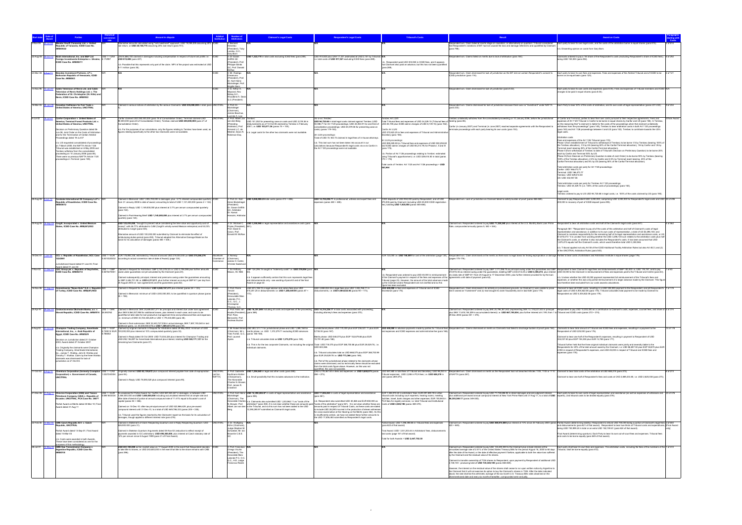| Start date | Date of Award | Parties | Historical conversion rate | Amount in dispute | Arbitral Institution | Number of Arbitrators | Claimant's Legal Costs | Respondent's Legal Costs | Tribunal's Costs | Result | Award on Costs | Paragraphs dealing with Costs |
|---|---|---|---|---|---|---|---|---|---|---|---|---|
| 2-Nov-05 | 24-Jul-08 | Biwater Gauff (Tanzania) Ltd. v. United Republic of Tanzania, ICSID Case No. ARB/05/22 | NR | Alternative amounts calculated using "net investment" approach: USD 19,098,205 assuming 25% IRR, or USD 20,150,778 assuming 20% cost return (para 791). | ICSID | 3: Bernard Hanotiau (President), Toby Landau, Q.C., Gary Born | N/A | N/A | N/A | Respondent won. Claim failed on merits on causation, or alternatively on quantum: Tribunal considered that Respondent's violations of BIT had not caused the loss and damage referred to and quantified by Claimant (para 798). | Each party to bear its own legal costs, and the costs of the arbitration to be shared in equal shares (para 813). n.b. Dissenting opinion on costs from Gary Born | 811-814 |
| 22-Aug-08 | 25-Oct-12 | Bosh International, Inc. and B&P Ltd Foreign Investments Enterprise v. Ukraine, ICSID Case No. ARB/08/11 | USD 1 = UAH 8.172997 | UAH 6,666,700 claimed in damages including compensation in respect of future lost profits i.e. USD 815,699 (para 227). n.b. Possible that this represents only part of the claim. NPV of the project was estimated at USD 9-11 million (para 38). | ICSID | 3: Dr Gavan Griffith QC (President), Prof. Philippe Sands QC, Prof. Donald McRae | USD 1,322,770 in total costs excluding ICSID fees (para 289) | USD 914,506 plus UAH 17,587 (estimated at USD 2,151 by Tribunal) i.e. total costs of USD 917,021 excluding ICSID fees (para 289). | N/A. Respondent paid USD 313,965 to ICSID, and it appears that Claimant also paid an advance, but this has not been quantified (para 288). | Respondent won. Claims failed on merits due to lack of attribution (para 184). | Claimants ordered to pay a 5th share of the Respondent's costs (excluding Respondent's share of ICSID fees), being USD 150,000 (para 292). | 286-292 |
| 24-Mar-08 | 2-Aug-11 | Brandes Investment Partners, LP v. Bolivarian Republic of Venezuela, ICSID Case No. ARB/08/3 | NR | N/A | ICSID | 3: Mr. Rodrigo Oreamuno (President), Dr. Karl-Heinz Böckstiegel, Prof. Brigitte Stern | N/A | N/A | N/A | Respondent won. Claim dismissed for lack of jurisdiction as the BIT did not contain Respondent's consent to ICSID jurisdiction (para 118). | Each party to bear its own fees and expenses. Fees and expenses of the Arbitral Tribunal and of ICSID to be borne on an equal basis (para 120). | 2 of 121 |
| 15-Nov-95 | 13-Jan-97 | Cable Television of Nevis Ltd. and Cable Television of Nevis Holdings Ltd. v. The Federation of St. Christopher (St. Kitts) and Nevis, ICSID Case No. ARB/95/2 | NR | N/A | ICSID | 3: Dr. Kamal A. Hossain, Roy K.C. ..., ... Q.C. (President) | N/A | N/A | N/A | Respondent won. Claim dismissed for lack of jurisdiction (para 6.02). | Each party to bear its own costs and expenses (para 8.05). Fees and expenses of Tribunal members and ICSID charges to be paid in equal shares (para 8.06). | N/A |
| 16-Mar-05 | 28-Jan-08 | Canadian Cattlemen for Fair Trade v. United States of America, UNCITRAL | NR | Claimed in various notices of arbitration by the various Claimants: USD 235,000,000 in total (para 8). | UNCITRAL | 3: Prof. Karl-Heinz Böckstiegel (Chairman), James Bacchus, Lucinda A. Low | N/A | N/A | N/A | Respondent won. Claims dismissed for lack of jurisdiction because there was no "investment" under NAFTA (para 233). | Each Party to bear 50% of the costs of arbitration, and its own costs of legal representation (paras 237-232). | 6 of 234 |
| 9-Jul-02 | 19-Jul-07 | Canfor Corporation v. United States of America; Terminal Forest Products Ltd. v. United States of America, UNCITRAL. Decision on Preliminary Question dated 06-Jun-06, and Order on the Costs of Arbitration and for the Termination of Certain Arbitral Proceedings dated 19-Jul-07. n.b. US requested consolidated of proceedings on 7 March 2005: the NAFTA Article 1126 Tribunal was established on 6 May 2005 and Tembec withdrew from the consolidated proceeding on 10 January 2006 (para 85). There were no previous NAFTA Article 1120 proceedings in Terminal (para 189). | NR | Canfor claimed USD 250,000,000 (para 16 of Consolidation Order); Terminal claimed USD 90,000,000 (para 24 of Consolidation Order); Tembec claimed USD 200,000,000 (para 21 of Consolidation Order). n.b. For the purposes of our calculations, only the figures relating to Tembec have been used, as figures relating specifically to the other two Claimants were not available. | UNCITRAL | 3: Prof. Albert Jan van den Berg (President), Armand L.C. de Mestral, Davis R. Robinson Esq. | Tembec: USD 101,052 for presenting case on costs and USD 2,078,094 disbursements as of 10-Oct-06 claimed by Tembec in February 2007, i.e. total USD 193,671.36 (paras 74 + 104). n.b. Legal costs for the other two claimants were not available. | vis-a-vis Tembec: USD 94,720.68 in total legal costs claimed against Tembec (USD 60,098.71 for Art 1120 proceedings; USD 34,050.91 for one-third of consolidation proceedings; USD 20,570.06 for presenting case on costs) (paras 179-183). Art 1126 proceedings: Total of USD 72,164.73 claimed in legal fees in in-house attorneys. n.b. This last sum has not been taken into account in our calculations because Respondent's legal costs vis-a-vis Canfor in the Art 1120 proceedings were not available. | Tembec Art 1120: Total Tribunal fees and expenses of USD 34,528.78 (Tribunal fees of USD 26,798 plus ICSID admin charges of USD 8,135.78) (para 162). Canfor Art 1120: USD 372,623.25 in fees and expenses of Tribunal and Administrative Secretary (para 184). Art 1126 proceedings: USD 665,509.69 as Tribunal fees and expenses of USD 600,296.60 and ICSID admin charges of USD 60,214.78 for Phases I, II and III (para 175). n.b. Portion of Art 1126 proceedings relating to Tembec estimated using Tribunal's apportionment, i.e. USD 329,614.90 in total (paras 170 + 174). Total costs of Tembec Art 1120 and Art 1126 proceedings = USD 363,944 | Tembec unilaterally withdrew from the consolidated proceeding on 10 January 2006, before the jurisdictional hearing (para 85). Canfor (in January 2007) and Terminal (in June 2007) reached separate agreements with the Respondent to terminate proceedings with each party bearing its own costs (para 150). | In Canfor and Terminal, parties to bear their own costs pursuant to their respective agreements. Fees and expenses of Art 1120 Tribunal in Canfor to be borne in equal shares by Canfor and US (para 196). In Tembec, on the reasoning that "a claimant is liable for the costs of the proceedings when that claimant unilaterally withdraws from the proceedings" (para 149), Tembec to bear arbitration costs in both Art 1120 proceedings (para 163) and Art 1126 proceedings between it and US (para 150). Tembec to contribute towards the US's legal costs. Arbitration costs: Fees and expenses of the Art 1126 Tribunal (para 175). Phase I (from establishment of Tribunal to withdrawal of Tembec) to be borne 1/3 by Tembec (bearing 100% of the Tembec allocation), 1/3 by US (bearing 50% of the Canfor/Terminal allocation), 1/6 by Canfor and 1/6 by Terminal (each bearing 25% of the Canfor/Terminal allocation). Phase II (from withdrawal of Tembec to date of Tribunal's Decision on Preliminary Question) to be borne 25% each by Canfor and Terminal 50% by US. Phase III (from Decision on Preliminary Question to date of Joint Order) to be borne 90% by Tembec (bearing 100% of the Tembec allocation), 2.5% by Canfor and 2.5% by Terminal (each bearing 25% of the Canfor/Terminal allocation) and 5% by US (bearing 50% of the Canfor/Terminal allocation). Total arbitration costs per party for Art 1126 proceedings: Canfor: USD 168,473.77; Terminal: USD 168,473.77; Tembec: USD 329,614.90; US: USD 332,967.98. Total arbitration costs per party for Tembec Art 1120 proceedings: Tembec: USD 34,328.78 (i.e. 100% of the costs of proceedings) (para 165). Legal costs: Tembec ordered to pay to US USD 94,720.68 in legal costs, i.e. 100% of the costs claimed by US (para 198). | Whole Award |
| 26-Aug-08 | 5-Jun-12 | Caratube International Oil Company LLP v. Republic of Kazakhstan, ICSID Case No. ARB/08/12 | NR | Claimed in Memorial: USD 1,095,700,000 in damages, plus 3.1% interest compounded quarterly from 31 January 2008 to date of award, amounting to total of USD 1,121,400,000 (paras 2 + 122). Claimed in Reply: USD 1,149,000,000 plus interest at 3.1% per annum compounded quarterly (para 122). Claimed in Post-Hearing Brief: USD 1,145,000,000 plus interest at 3.1% per annum compounded quarterly (para 124). | ICSID | 3: Prof. Dr. Karl-Heinz Böckstiegel (President), Dr. Gavan Griffith QC, Arbitrator Dr. Kamal Hossain, Arbitrator | USD 5,946,960.25 total costs (paras 473 + 486). | USD 14,739,209.71 in professional, witness and expert fees and expenses (paras 480 + 486). | ICSID deposits of USD 850,000 paid by Respondent, and of USD 475,000 paid by Claimant (including 25,000 ICSID registration fee), totalling USD 1,825,000 (paras 485-486). | Respondent won. Lack of jurisdiction as Claimant failed to satisfy burden of proof (paras 468-469). | Claimant to pay Respondent USD 3,200,000, comprising USD 3,000,000 for Respondent's legal costs and USD 200,000 in recovery of part of ICSID deposit (para 486). | 31 of 486 |
| 30-Aug-05 | 18-Sep-09 | Cargill, Incorporated v. United Mexican States, ICSID Case No. ARB(AF)/05/2 | NR | USD 123,970,000, "brought to present value considering the time value and opportunity cost of money" with 66.77% attributed to CdM (Cargill's wholly owned Mexican enterprise) and 33.23% attributed to Cargill (para 435). Alternative amount of USD 100,000,000 submitted by Claimant to eliminate the effect of antidumping duties period (para 456). Tribunal adopted this Alternative Damage Model as the basis for its calculation of damages (paras 460 + 505). | ICSID | 3: Dr. Michael C. Pryles (President), Prof. David D. Caron, Prof. Donald M. McRae | USD 3,398,998 in legal representation and assistance costs (para 544). | N/A | N/A | Claimant won. Respondent ordered to pay USD 77,329,240 plus interest at the U.S. Monthly Bank Loan Prime Rate, compounded annually (paras 5, 543 + 545). | Respondent to bear all arbitration costs and half of the Claimant's legal costs (para 547). Paragraph 561: "Respondent to pay all of the costs of this arbitration and half of Claimant's costs of legal representation and assistance, in addition to its own costs of representation, a total of US $3,398,998, and Claimant to maintain responsibility for the remaining half of its legal representation and assistance costs, or US $1,679,473." It is unclear from wording whether the USD 3,398,998 sum relates to the arbitration costs plus half the Claimant's costs, or whether it also includes the Respondent's costs. It has been assumed that USD 1,679,473 equals half the Claimant's costs, which would therefore total USD 3,358,946. n.b. Tribunal applied not only Art 58 of the ICSID Additional Facility Arbitration Rules but also Art 40(1) and (2) of the UNCITRAL Arbitration Rules (para 545). | 5 of 562 |
| 19-Dec-01 | 1-Jan-04 | CCL v. Republic of Kazakhstan, SCC Case 122/2001. Jurisdictional Award dated 01-Jan-03; Final Award dated 01-Jan-04 | USD 1 = EUR 0.8313320232 | EUR 176,893,338, estimated by Tribunal at around USD 219,000,000 or USD 213,258,276 according to actual conversion rate at date of Award (page 124). | Stockholm Chamber of Commerce | 3: Norway (Chairman), James H. Carter, Christer Söderlund | N/A | N/A | EUR 123,000 i.e. USD 148,000 for cost of the arbitration (page 126). | Respondent won. Claim dismissed on the merits as there was no legal basis for finding expropriation or damage (pages 175-176). | Parties to bear costs of arbitrators and Arbitration Institute in equal shares (page 176). | |
| 7-Nov-02 | 17-Dec-03 | CDC Group plc v. Republic of Seychelles, ICSID Case No. ARB/02/14 | USD 1 = GBP 0.5679470551 | Claimed in Request for Arbitration: GBP 2,183,376.53 i.e. USD 3,789,589 plus further amounts owed under guarantees not yet calculated by the Claimant (para 20). Claimed subsequently: principal, interest and premiums owing under the guarantees amounting to GBP 2,486,701.38 i.e. USD 4,311,611, plus further interest accruing at GBP 611 per day from 29 August 2003 on loan agreements and first guarantee (para 52). | ICSID | 1: Sir Anthony Mason, AC KBE | GBP 120,269.19 sought in "indemnity costs" i.e. USD 210,054 (para 63). n.b. It appears sufficiently certain that this sum represents legal fees and disbursements only - see wording of para 63 and of the final Award on page 22 | N/A | n.b. Respondent was ordered to pay USD 40,000 in reimbursement of the Claimant's payment in respect of the fees and expenses of the Tribunal (page 22). However, the amount of the total advances made by the Claimant and/or Respondent are not clarified and so this figure has been excluded. | Claimant won. Respondent ordered to pay GBP 1,771,006.76 as principal owing under the guarantees and GBP 672,015.05 as interest owing under the guarantees, totalling GBP 2,444,013.20 i.e. USD 4,306,272, plus interest at a daily rate of GBP 611 from 26 August to 17 December 2003, plus further interest provided for by the loan agreements until date of payment (para 62). | Respondent to bear Claimant's legal fees and disbursements of GBP 100,000 i.e. USD 176,197, and to pay USD 40,000 to the Claimant in reimbursement of fees and expenses paid to the Tribunal and Centre (para 63). n.b. Unclear whether the USD 40,000 payment represented full reimbursement of the Tribunal's fees and expenses, or whether this was only partial reimbursement of a larger advance made by the Claimant. This figure has therefore been excluded from our costs awards calculations. | 1 of 63 |
| 15-Nov-06 | 17-Sep-09 | Cementownia "Nowa Huta" S.A. v. Republic of Turkey, ICSID Case No. ARB(AF)/06/2 | NR | Claimed in Request for Arbitration: USD 4,646,197,411 plus interest (paras 24 + 123). Claimed in Memorial: minimum of USD 4,600,000,000, to be quantified in quantum phase (paras 95 + 158). | ICSID | 3: Prof. Pierre Tercier (President), Honourable Marc Lalonde P.C., O.C., Q.C., J. Christopher Thomas, Q.C. | USD 871,199.19 in legal advisor and notary fees plus USD 476,257.25 in disbursements i.e. USD 1,288,649.95 (para 87 + 173). | USD 3,990,053.30 in legal fees plus USD 1,040,768.71 in disbursements, i.e. USD 4,964,822.06 (paras 98 + 173). | USD 650,000 in fees and expenses of Tribunal and of ICSID Secretariat (para 176). | Respondent won. Claims dismissed on the basis that the proceedings constituted an abuse of process, as Claimant (i) was unable to prove that it owned an "investment" and (ii) had brought its claim fraudulently and in bad faith (para 159). | Claimant to bear all ICSID costs, resulting in a USD 325,000 payment to the Respondent, and all Respondent's legal costs of USD 4,964,822.06 (para 176). Tribunal calculates total payment to be made by Claimant to Respondent as USD 5,304,822.06 (para 178). | 7 of 178 |
| 29-Apr-97 | 29-Dec-04 | Československá Obchodní Banka, a.s. v. Slovak Republic, ICSID Case No. ARB/97/4 | USD 1 = SKK 28.693762 | Claimed in Memorial: SKK 23,688,807,271 for principal and interest due under loan agreement plus SKK 9,394,507,989 for additional losses, plus interest in each case, and sums to be quantified at later date for lost productive management time and professional fees and expenses, i.e. in excess of SKK 33,724,865,226 or USD 1,179,640,666 (para 38). Claimed in final submission: SKK 32,043,767,335 in actual damage, SKK 7,897,193,940 in lost profits (para...) i.e. USD 1,409,457,232 (para 39). | ICSID | 3: Prof. Hans van Houtte (President), Prof. Piero Bernardini, Prof. Andreas Bucher | USD 10,391,568 including all costs and expenses of the proceeding (para 369). | USD 14,326,178 in total costs associated with proceedings, including attorney's fees and expenses (para 370). | N/A | Claimant won. Respondent ordered to pay SKK 24,796,381,082 (representing SKK 15,178,277,933 in principal plus SKK 11,618,104,309 in accumulated interest) i.e. USD 867,199,904, plus further interest at 4.19% from 1 to 29 Dec 2004 (paras 361 + 374). | Respondent to pay USD 10,000,000 as a contribution to Claimant's costs, expenses, counsel fees, and share of Tribunal and ICSID costs (paras 372 + 374). | 6 of 374 |
| 9-Aug-02 | 27-Oct-06 | Champion Trading Company, Ameritrade International, Inc., v. Arab Republic of Egypt, ICSID Case No. ARB/02/9. Decision on Jurisdiction dated 21 October 2003; Award dated 27 October 2006. n.b. Originally the claimants were Champion Trading Company, Ameritrade International, Inc., James T. Wahba, John B. Wahba and Timothy T. Wahba. Claim by the three Wahba claimants was dismissed for lack of jurisdiction on 21-Oct-03. | USD 1 = EGP 5.799613; EUR 0.786852 | Claimed by original claimants in Request for Arbitration dated 26 May 2002: minimum of USD 100,000,000 plus interest at 10% compounded annually (para 32). Claimed in Reply dated 30 Oct 2005: USD 73,034,224 plus interest for Champion Trading and USD 250,736,997 for Ameritrade International plus interest, totalling USD 323,771,121 for the remaining two Claimants (para 37). | ICSID | 3: Mr Robert Briner (President), Mr L. Yves Fortier, Q.C., Prof. Laurent Aynès | USD 261,121.11 for jurisdictional phase and USD 1,089,199 for merits phase, i.e. USD 1,372,279.7 including ICSID advances (paras 166-168). n.b. Tribunal calculates total as USD 1,376,279 (para 168). n.b. This is for the two corporate Claimants, not including the original individual claimants. | Jurisdictional phase: USD 175,000 plus EGP 230,021.11 plus EUR 9,738.50 (para 167). Merits phase: USD 569,275 plus EGP 702,679.89 plus EUR 19,791.65 (para 168). n.b. Tribunal calculates total as USD 866,075 plus EGP 368,700.95 plus EUR 29,529.76, i.e. USD 923,366. Total USD 875,075 plus EGP 368,700.95 plus EUR 29,529.76 i.e. USD 773,366 (para 169). n.b. Part of the jurisdictional phase related to the claimants whose claims were dismissed, and so technically these should be excluded from the total costs figure above. However, as this was not quantified, this was not possible. | USD 650,000 in advance payments made by parties for Tribunal fees and expenses and ICSID expenses and administrative fee (para 166). | Respondent won. Claims dismissed on merits as Claimants had failed to discharge burden of proof (para 164). | Claimants to bear total amount of Tribunal and ICSID fees and expenses, resulting in a payment to the Respondent of USD 225,000 (para 175). Claimant to bear one half of the Respondent's expenses, resulting in payment to Respondent of USD 437,537.50 plus EGP 184,350 plus EUR 14,765 (para 177). Tribunal further held that the three original individual claimants were jointly and severally liable to the Respondents for 20% of the total amount owed by the Claimant, i.e. USD 86,607.50 plus EGP 36,870 plus EUR 2,953 in respect of Respondent's expenses, and USD 45,000 in respect of Tribunal and ICSID fees and expenses (para 176). | 15 of 178 |
| 17-Oct-02 | 2-Aug-10 | Chemtura Corporation (formerly Crompton Corporation) v. Government of Canada, UNCITRAL | USD 1 = CAD 1.0227040304 | Originally claimed USD 83,139,073 plus compound interest payable from date of expropriation (para 95). Claimed in Reply: USD 78,993,520 plus compound interest (para 95). | UNCITRAL (as NAFTA) | 3: Prof. Gabrielle Kaufmann-Kohler (Chairperson), The Honorable Charles N. Brower, Prof. James R. Crawford | USD 1,290,660 in legal and other costs (para 268). n.b. Small possibility that this includes advances to the institution | CAD 5,778,867.90 in fees and expenses i.e. USD 5,650,570 (paras 268 + 273). | USD 987,085 in total fees of Tribunal and Secretary; USD 99,235 in Tribunal expenses; USD 2,286 in PCA fees; i.e. USD 688,219 in total (paras 269-270). | Respondent won. Claims dismissed on merits as the Respondent had not breached Articles 1105, 1103 or 1110 of NAFTA (para 267). | Claimant to bear total costs of the arbitration of USD 688,219 (para 272). Claimant to bear one half of Respondent's fees and costs at CAD 2,889,233.95, i.e. USD 2,825,035 (para 273). | 8 of 273 |
| 21-Dec-06 | 31-Aug-11 | Chevron Corporation (USA) and Texaco Petroleum Company (USA) v. Republic of Ecuador, UNCITRAL, PCA Case No. 34877. Partial Award on Merits dated 30-Mar-10; Final Award dated 31-Aug-11 | USD 1 = EUR 0.6947463334 | As assessed for Partial Award: for TexPet, USD 697,631,477 in damages, or between USD 1,404,900,000 and USD 1,600,000,000 including accumulated interest first at simple rate and after date of denial of justice at annual compound rate of 11.61% equal to Ecuador's cost of capital (paras 55 + 396). Claimed on 10-Dec-10: after the principal amount of USD 523,966,429, plus pre-award compound interest until 31-Dec-10, to a total of USD 949,756,333 (paras 209 + 338). n.b. Tribunal used the figures reached by the Claimants' expert as the bases for its calculation of damages, though applied a different interest rate (para 276). | UNCITRAL | 3: Prof. Karl-Heinz Böckstiegel (Chairman), The Honorable Charles N. Brower, Prof. Albert Jan van den Berg | USD 12,390,260.97 in costs of legal representation and assistance (para 369). n.b. Claimants also submitted USD 1,253,962.11 as "costs of the arbitration" (para 359). It is not clear whether these are part of the costs paid to the Tribunal, and so this sum has not been added to the USD 12,390,260.97 submitted as Claimant's legal costs | USD 17,618,863 in costs of legal representation and assistance (para 361). n.b. Respondent also submitted USD 40,464 and EUR 850,000 as "costs of the arbitration" (para 361). It is not clear whether these are amounts paid in respect of Tribunal Costs, so these costs are stated to include USD 20,290 incurred in the production of eleven witnesses for cross-examination at the Hearing on the Merits (para 362). As this is insufficiently certain, we have not added these further amounts to the USD 17,636,463 submitted as Respondent's legal costs. | EUR 1,540,910.22 in arbitrators' fees, EUR 291,685.19 in other tribunal costs including court reporters, hearing rooms, meeting facilities, travel, bank charges and other expenses; EUR 150,940 in PCA fees for registry services; i.e. total Tribunal and Institutional Costs of USD 2,569,198 (paras 369-370). | Claimant won. Respondent ordered to pay USD 77,739,696.94 in direct damages and pre-judgment interest, plus additional pre-award annual compound interest at New York Prime Rate until 31-Aug-11, to a total of USD 96,355,369.17 (paras 549-550). | Each party to bear its own costs of legal representation and assistance (as well as expenses of witnesses and experts); and tribunal costs to be divided equally (para 376). | 20 of 378 |
| 22-Feb-99 | 14-Mar-03 | CME Czech Republic B.V. v. Czech Republic, UNCITRAL. Partial Award dated 13-Sep-01; Final Award dated 14-Mar-03. n.b. Costs were awarded in both Awards. These have been considered as one for the purposes of this methodology | NR | Claimed in Statement of Claim Respecting Quantum and in Reply Respecting Quantum: USD 525,900,000 (para 31). Claimed in Skeleton Quantum Arguments dated 06-Nov-02 (reduction to reflect receipt of payments awarded in ICC arbitration): USD 496,200,000, plus interest at Czech statutory rate of 12% per annum since 5 August 1999 (para 31 of Final Award). | UNCITRAL | 3: Dr. Wolfgang Kühn (Chairman), Judge Stephen M. Schwebel, Mr. Ian Brownlie C.B.E. Q.C. | N/A | N/A | Partial Award: USD 1,096,966.66 in Tribunal fees and expenses (para 622 of final award). Final Award: USD 1,551,203.64 in Arbitrators' fees, disbursements and costs (page 161 of final award). Total for both Awards = USD 2,647,702.30 | Claimant won. Respondent ordered to pay USD 269,814,000 plus interest at 10% since 23 February 2000 (para 620 + 649). | Partial Award (determining liability): Respondent to refund USD 750,000 being a portion of Claimant's legal fees and disbursements (para 621 of final award). Respondent to bear two-thirds of Tribunal costs and expenditures, being USD 730,999.25 in total or an extra USD 182,749.81 (para 625 of final award). Final Award (determining quantum): Each Party to bear its own out-of-court fees and expenses. Tribunal fees and costs to be borne equally (para 649 of final award). | 4 of final 650 |
| 24-Jul-01 | 12-May-05 | CMS Gas Transmission Company v. Argentine Republic, ICSID Case No. ARB/01/8 | NR | USD 261,100,000 as fair market value on 17 August 2000 to the event that Respondent decides to take title to shares, or USD 243,800,000 in the event that title to the shares remains with CMS (para 398). | ICSID | 3: Prof. Francisco Orrego Vicuña (President), The Honorable Marc Lalonde P.C. O.C. Q.C., H.E. Judge Francisco Rezek | N/A | N/A | N/A | Claimant won. Respondent ordered to pay USD 133,200,000 to the Claimant plus simple interest at the annualized average rate of 2.51% of the United States Treasury Bills for the period August 18, 2000 to 60 days after the date of the Award, or the date of effective payment if before, applicable to both the value loss suffered by the Claimant and the residual value of its shares. Claimant to transfer ownership of TGN shares to Respondent, upon payment by Respondent of additional USD 2,148,100 - producing total of USD 135,248,100 (paras 468-469). However, the interest on the residual value of the shares shall cease to run upon written notice by Argentina to the Claimant that it will not exercise its option to buy the Claimant's shares in TGN. After the date indicated above, the rate shall be the arithmetic average of the six-month U.S. Treasury Bills rates observed on the aforementioned date and every six months thereafter, compounded semi-annually. | Each party shall bear its own expenses. The arbitration costs, including the fees of the members of the Tribunal, shall be borne equally (para 472). | 1 of 472 |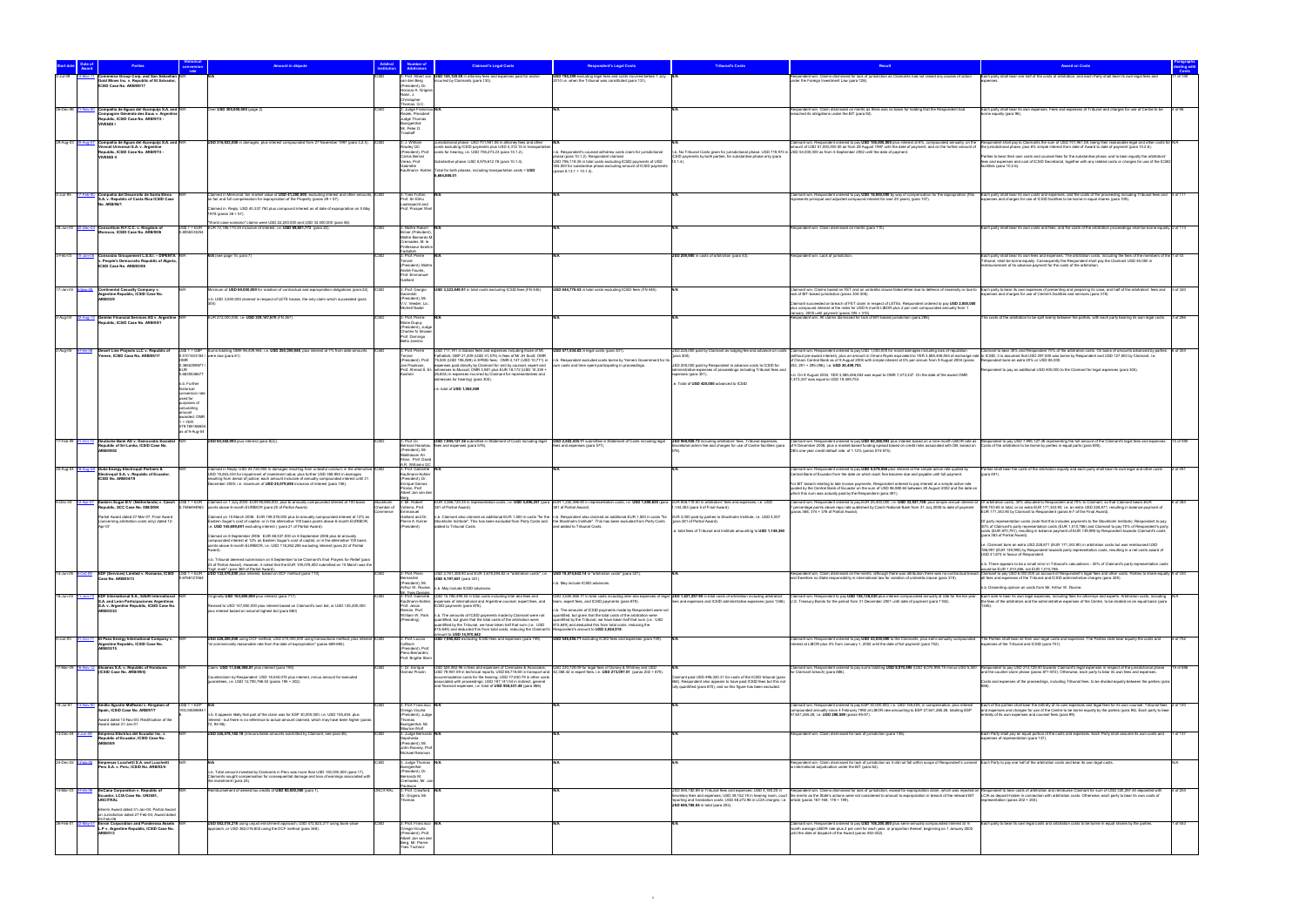| Start date | Date of Award | Parties | Historical conversion rate | Amount in dispute | Arbitral Institution | Number of Arbitrators | Claimant's Legal Costs | Respondent's Legal Costs | Tribunal's Costs | Result | Award on Costs | Paragraph dealing with Costs |
|---|---|---|---|---|---|---|---|---|---|---|---|---|
| 2-Jun-08 | 4-Mar-11 | **Commerce Group Corp. and San Sebastian Gold Mines Inc. v. Republic of El Salvador, ICSID Case No. ARB/09/17** | N/R | N/A | ICSID | 3: Prof. Albert Jan van den Berg (President), Dr. Horacio A. Grigera Naón, J. Christopher Thomas, Q.C. | USD 145,128.08 in attorney fees and expenses paid for and/or incurred by Claimants (para 120). | USD 793,298 excluding legal fees and costs incurred before 1 July 2010 i.e. when the Tribunal was constituted (para 121). | N/A | Respondent win. Claims dismissed for lack of jurisdiction as Claimants had not ceased any causes of action under the Foreign Investment Law (para 129). | Each party shall bear one half of the costs of the arbitration, and each Party shall bear its own legal fees and expenses. | 117 of 136 |
| 29-Dec-96 | 21-Nov-00 | **Compañia de Aguas del Aconquija S.A. and Compagnie Générale des Eaux v. Argentine Republic, ICSID Case No. ARB/97/3 - VIVENDI I** | N/R | Over USD 300,000,000 (page 2) | ICSID | 3: Judge Francisco Rezek, President; Judge Thomas Buergenthal, Mr. Peter D. Trooboff | N/A | N/A | N/A | Respondent win. Claim dismissed on merits as there was no basis for holding that the Respondent had breached its obligations under the BIT (para 92). | Each party shall bear its own expenses. Fees and expenses of Tribunal and charges for use of Centre to be borne equally (para 95). | 3 of 95 |
| 29-Aug-03 | 20-Aug-07 | **Compañia de Aguas del Aconquija S.A. and Vivendi Universal S.A. v. Argentine Republic, ICSID Case No. ARB/97/3 - VIVENDI II** | N/R | **USD 316,923,000** in damages, plus interest compounded from 27 November 1997 (para 1.2.5). | ICSID | 3: J. William Rowley QC (President), Carlos Bernal Verea, Gabrielle Kaufmann-Kohler | Jurisdictional phase: USD 701,961.58 in attorney fees and other costs excluding ICSID payments plus USD 4,312.10 in transportation costs for hearing, i.e. USD 706,273.23 (para 10.1.2). Substantive phase: USD 5,976,812.78 (para 10.1.4). Total for both phases, including transportation costs = **USD 6,684,086.01** | N/A n.b. Respondent's counsel withdrew costs claim for jurisdictional phase (para 10.1.2). Respondent claimed USD 799,119.35 in total costs excluding ICSID payments of USD 566,000 for substantive phase excluding amount of ICSID payments (paras 6.13.1 + 10.1.4). | n.b. No Tribunal Costs given for jurisdictional phase. USD 718,975 in ICSID payments by both parties, for substantive phase only (para 10.1.4). | Claimant win. Respondent ordered to pay **USD 105,000,000** plus interest at 6%, compounded annually, on the amount of USD 91,000,000.00 as from 28 August 1997 until the date of payment, and on the further amount of USD 14,000,000 as from 6 September 2002 until the date of payment. | Respondent to pay to Claimants the sum of USD 701,961.58, being their reasonable legal and other costs for the jurisdictional phase, plus 6% simple interest from date of Award to date of payment (para 10.2.6). Parties to bear their own costs and counsel fees for the substantive phase, and to bear equally the arbitrators' fees and expenses and cost of ICSID Secretariat, together with any related costs or charges for use of the ICSID facilities (para 10.2.6). | N/A |
| 2-Jun-95 | 17-Feb-00 | **Compañia del Desarrollo de Santa Elena S.A. v. Republic of Costa Rica ICSID Case No. ARB/96/1** | N/R | Claimed in Memorial: fair market value of **USD 41,288,000**, excluding interest and other amounts, as fair and full compensation for expropriation of the Property (para 29 + 57). Claimed in Reply: USD 40,337,790 plus compound interest as of date of expropriation on 5 May 1978 (paras 38 + 57). "Worst case scenario" claims were USD 22,200,000 and USD 33,600,000 (para 59). | ICSID | 3: Yves Fortier, Prof. Sir Elihu Lauterpacht and Prof. Prosper Weil | N/A | N/A | N/A | Claimant win. Respondent ordered to pay **USD 16,000,000** by way of compensation for the expropriation (this represents principal and adjusted compound interest for over 20 years) (para 107). | Each party to bear its own costs and expenses, and the costs of the proceeding including Tribunal fees and expenses and charges for use of ICSID facilities to be borne in equal shares (para 109). | 107 of 111 |
| 28-Jun-00 | 22-Dec-03 | **Consortium R.F.C.C. v. Kingdom of Morocco, ICSID Case No. ARB/00/6** | USD 1 = EUR 0.8056233254 | EUR 72,186,174.35 inclusive of interest, i.e. **USD 89,601,772** (para 25) | ICSID | 3: Maître Robert Briner (President), Maître Bernardo M. Cremades, M. le Professeur Ibrahim Fadlallah | N/A | N/A | N/A | Respondent win. Claim dismissed on merits (para 116). | Each party shall bear its own costs and fees, and the costs of the arbitration proceedings shall be borne equally (para 117). | 2 of 113 |
| 3-Feb-03 | 10-Jan-05 | **Consortium Groupement L.E.S.I. - DIPENTA v. People's Democratic Republic of Algeria, ICSID Case No. ARB/03/08** | N/R | N/A (see page 15, para 7) | ICSID | 3: Prof. Pierre Tercier (President), Maître André Faurès, Prof. Emmanuel Gaillard | N/A | N/A | **USD 200,000** in costs of arbitration (para 43). | Respondent win. Lack of jurisdiction. | Each party shall bear its own fees and expenses. The arbitration costs, including the fees of the members of the Tribunal, shall be borne equally. Consequently the Respondent shall pay the Claimant USD 45,000 in reimbursement of its advance payment for the costs of the arbitration. | 1 of 43 |
| 17-Jan-03 | 5-Sep-08 | **Continental Casualty Company v. Argentine Republic, ICSID Case No. ARB/03/9** | N/R | Minimum of **USD 69,000,000** for violation of contractual and expropriation obligations (para 22). n.b. USD 3,000,000 claimed in respect of LETE losses, the only claim which succeeded (para 303). | ICSID | 3: Prof. Giorgio Sacerdoti (President), Mr. V.V. Veeder, Mr. Michell Nader | **USD 3,323,849.81** in total costs excluding ICSID fees (FN 245). | **USD 844,776.43** in total costs excluding ICSID fees (FN 245). | N/A | Claimant win. Claims based on FET and on umbrella clause failed either due to defence of necessity or due to lack of BIT-based jurisdiction (paras 306-308). Claimant succeeded on breach of FET claim in respect of LETEs. Respondent ordered to pay **USD 2,800,000** plus compound interest at the rates for USD 6 month LIBOR plus 2 per cent compounded annually from 1 January 2005 until payment (para 320 + 315). | Each party to bear its own expenses of presenting and preparing its case, and half of the arbitrators' fees and expenses and charges for use of Centre's facilities and services (para 319). | 3 of 320 |
| 2-Aug-05 | 22-Aug-12 | **Daimler Financial Services AG v. Argentine Republic, ICSID Case No. ARB/05/1** | N/R | EUR 272,000,000, i.e. **USD 339,147,670** (FN 287) | ICSID | 3: Prof. Pierre-Marie Dupuy (President), Judge Charles N. Brower, Prof. Domingo Bello Janeiro | N/A | N/A | N/A | Respondent win. All claims dismissed for lack of BIT-based jurisdiction (para 286). | The costs of the arbitration to be split evenly between the parties, with each party bearing its own legal costs. | 3 of 286 |
| 2-Aug-04 | 6-Feb-08 | **Desert Line Projects LLC v. Republic of Yemen, ICSID Case No. ARB/05/17** | USD 1 = GBP 0.5374453194; OMR 0.3850299871; EUR 0.6835396? n.b. Further historical conversion rate used for purposes of amount awarded: OMR 1 = YER 479.74... as of 9-Aug-04 | Sums totalling OMR 96,638,984, i.e. **USD 250,998,948**, plus interest at 7% from date amounts were claimed (para 61) | ICSID | 3: Prof. Pierre Tercier (President), Prof. Jan Paulsson, Prof. Ahmed S. El-Kosheri | GBP 177,961 in statutory fees and expenses including those of Mr. Fattah... GBP 21,209 (USD 41,570) in fees of ...; expenses paid directly by Claimant to counsel and experts ...; OMR 3,997 (USD 10,381) ... in expenses incurred by Claimant for representatives and witnesses for hearing (para 300). i.e. total of **USD 1,062,580** | **USD 677,538.02** in legal costs (para 301). n.b. Respondent excluded costs borne by Yemeni Government for its own costs and time spent participating in proceedings. | USD 225,000 paid by Claimant as lodging fee and advance on costs (para 305). USD 200,000 paid by Respondent in advance costs to ICSID for administrative expenses of proceedings including Tribunal fees and expenses (para 301). n.b. Total of **USD 425,000** advanced to ICSID | Claimant win. Respondent ordered to pay USD 1,000,000 for moral damages including loss of reputation (without pre-award interest), plus an amount in Omani Riyals equivalent to YER 3,865,449,554 at exchange rate of Omani Central Bank as of 9 August 2005 with simple interest at 5% per annum from 9 August 2004 (paras 283, 291 + 289-290), i.e. **USD 20,409,782**. n.b. On 9 August 2004, YER 3,865,449,554 was equal to OMR 7,873,537. On the date of the award OMR 7,873,537 was equal to USD 19,409,782. | Claimant to bear 30% and Respondent 70% of the arbitration costs. On basis of amounts advanced by parties to ICSID, Respondent to pay ... to Claimant. Respondent to pay an additional USD 400,000 to the Claimant for legal expenses (para 304). | 6 of 304 |
| 17-Feb-09 | 31-Oct-12 | **Deutsche Bank AG v. Democratic Socialist Republic of Sri Lanka, ICSID Case No. ARB/09/2** | N/R | **USD 60,368,993** plus interest (para 8(2)). | ICSID | 3: Prof. Dr. Bernard Hanotiau (President), Mr. Makhdoom Ali Khan, Prof. David A.R. Williams QC | **USD 7,995,127.38** submitted in Statement of Costs including legal fees and expenses (para 576). | **USD 2,622,435.11** submitted in Statement of Costs including legal fees and expenses (para 577). | **USD 908,928.72** excluding arbitrators' fees. Tribunal expenses, secretariat admin fee and charges for use of Centre facilities (para 575). | Claimant win. Respondent ordered to pay **USD 60,368,993** plus interest based on a nine-month LIBOR rate as of 9 December 2008, plus a market-based funding spread based on credit risk associated with Sri Lanka, 28% one-year credit default rate, of 1.12% (paras 578-579). | Respondent to pay USD 7,995,127.38 representing the full amount of the Claimant's legal fees and expenses. Costs of the arbitration to be borne by parties in equal parts (para 590). | 19 of 590 |
| 28-Aug-06 | 18-Aug-08 | **Duke Energy Electroquil Partners & Electroquil S.A. v. Republic of Ecuador, ICSID Case No. ARB/04/19** | N/R | Claimed in Reply: USD 24,720,095 in damages resulting from unlawful conduct; in the alternative USD 19,263,434 for impairment of investment value; plus further USD 298,564 in damages resulting from denial of justice; each amount inclusive of annually compounded interest until 31 December 2005; i.e. maximum of **USD 25,079,459** inclusive of interest (para 196). | ICSID | 3: Prof. Gabrielle Kaufmann-Kohler (President), Dr. Enrique Gómez Pinzón, Prof. Albert Jan van den Berg | N/A | N/A | N/A | Claimant win. Respondent ordered to pay **USD 5,578,566** plus interest at the simple rate paid by the Central Bank of Ecuador from the date on which the sums became due and payable until full payment. For BIT breach relating to late invoice payments, Respondent ordered to pay interest at a simple active rate quoted by the Central Bank of Ecuador on the sum of USD 96,580.00 between 28 August 2002 and the date on which this sum was actually paid by the Respondent (para 491). | Parties shall bear the costs of the arbitration equally and each party shall bear its own legal and other costs (para 491). | 2 of 491 |
| 6-Dec-04 | 23-Apr-07 | **Eastern Sugar B.V. (Netherlands) v. Czech Republic, SCC Case No. 088/2004** | USD 1 = EUR 0.7850847365 | Claimed on 1 July 2005: EUR 98,600,000, plus bi-annually compounded interest of 100 basis points above 6-month EURIBOR (para 20 of Partial Award). Claimed on 19 March 2006: EUR 109,979,000 plus bi-annually compounded interest at 12% as Eastern Sugar's cost of capital, or in the alternative 100 basis points above 6-month EURIBOR; i.e. **USD 140,089,601** excluding interest (para 21 of Partial Award). Claimed on 8 September 2006: EUR 68,537,830 plus bi-annually compounded interest at 12% as Eastern Sugar's cost of capital, or in the alternative 100 basis points above 6-month EURIBOR; i.e. USD 116,362,265 excluding interest (para 22 of Partial Award). n.b. Tribunal deemed submission on 8 September to be Claimant's final Prayers for Relief (para 23 of Partial Award). However, it noted that the EUR 109,979,000 submitted on 19 March was the "high mark" (para 363 of Partial Award). | Stockholm Chamber of Commerce | 3: Mr. Robert Volterra, Prof. Emmanuel Gaillard and Dr. Pierre A. Karrer | EUR 3,388,120.35 in representation costs, i.e. **USD 4,496,287** (para 6 of Final Award). n.b. Claimant also claimed an additional EUR 1,500 in costs "for the Stockholm Institute". This has been excluded from Party costs and added to Tribunal Costs. | EUR 1,262,406.90 in representation costs, i.e. **USD 1,669,438** (para 361 of Partial Award). n.b. Respondent also claimed an additional EUR 1,500 in costs "for the Stockholm Institute". This has been excluded from Party Costs and added to Tribunal Costs. | EUR 859,719.50 in arbitrators' fees and expenses, i.e. USD 1,140,363 (para 5 of Final Award). EUR 3,000 paid by parties to Stockholm Institute, i.e. USD 4,007 (para 361 of Partial Award). n.b. total fees of Tribunal and Institute amounting to **USD 1,140,360** | Claimant win. Respondent ordered to pay EUR 25,400,000, i.e. **USD 32,327,758**, plus simple annual interest at 7 percentage points above repo rate published by Czech National Bank from 31 July 2006 to date of payment (paras 360, 374 + 376 of Partial Award). | Of arbitration costs, 30% allocated to Respondent and 70% to Claimant, so that Claimant bears EUR 609,733.65 in total, or an extra EUR 177,243.96, i.e. an extra USD 226,871, resulting in balance payment of EUR 177,243.96 by Claimant to Respondent (para 8-7 of the Final Award). Of party representation costs ... 30% of Claimant's party representation costs ... and Claimant to pay 70% of Respondent's party costs ... i.e. Claimant bore an extra USD 226,871 in arbitration costs which was reimbursed ... resulting in a net costs award of USD 41,074 in favour of Respondent. n.b. There appears to be a small error in Tribunal's calculations – 30% of Claimant's party representation costs would be EUR 1,513,226, not EUR 1,513,788. | 8 of 384 |
| 16-Jun-05 | 8-Oct-09 | **EDF (Services) Limited v. Romania, ICSID Case No. ARB/05/13** | USD 1 = EUR 0.6767275060 | **USD 132,970,000** plus interest, based on DCF method (para 119). | ICSID | 3: Prof. Piero Bernardini (President), Mr. Arthur W. Rovine, Mr. Yves Derains | USD 2,761,509.60 and EUR 3,679,294.82 in "arbitration costs", i.e. **USD 8,197,601** (para 321). n.b. May include ICSID advances. | **USD 10,974,643.14** in "arbitration costs" (para 321). n.b. May include ICSID advances. | N/A | Respondent win. Claims dismissed on the merits: although there was attribution there was no contractual breach and therefore no State responsibility in international law for violation of umbrella clause (para 318). | Claimant to pay USD 6,000,000 on account of Respondent's legal fees and other costs. Parties to share equally the fees and expenses of the Tribunal and ICSID administrative charges (para 329). n.b. Dissenting opinion on costs from Mr. Arthur W. Rovine. | 8 of 330 |
| 18-Jun-03 | 11-Jun-12 | **EDF International S.A., SAUR International S.A. and León Participaciones Argentinas S.A. v. Argentine Republic, ICSID Case No. ARB/03/23** | N/R | Originally **USD 153,400,000** plus interest (para 777). Revised to USD 147,600,000 plus interest based on Claimant's own test, or USD 120,200,000 plus interest based on second highest test (para 805). | ICSID | 3: Prof. William W. Park (President), Prof. Gabrielle Kaufmann-Kohler, Prof. Jesús Remón | USD 15,786,490.84 in total costs including inter alia costs incurred for expenses of international and Argentine counsel, expert fees, and ICSID payments (para 976). n.b. The amounts of ICSID payments made by Claimant were not quantified, but given that the total costs of the arbitration were quantified by the Tribunal, we have taken half that sum (i.e. USD 815,649) and deducted this from total costs, reducing the Claimant's amount to **USD 14,970,842** | USD 3,640,566.17 in total costs including other fees of legal team, expert fees, and ICSID payments (para 978). n.b. The amounts of ICSID payments made by Respondent were not quantified, but given that the total costs of the arbitration were quantified by the Tribunal, we have taken half that sum (i.e. USD 815,649) and deducted this from total costs, reducing the Respondent's amount to **USD 2,824,918** | **USD 1,631,297.96** in costs of arbitration including arbitrator fees and expenses and ICSID administrative expenses (para 1246). | Claimant win. Respondent to pay **USD 136,138,430** plus interest compounded annually at rate for six-year U.S. Treasury Bonds for the period from 31 December 2001 until date of payment (para 1192). | Each side to bear its own legal expenses, including fees for attorneys and experts. Arbitration costs, including the fees of the arbitrators and the administrative expenses of the Centre, to be divided on an equal basis (para 1246). | N/A |
| 6-Jun-03 | 31-Oct-11 | **El Paso Energy International Company v. Argentine Republic, ICSID Case No. ARB/03/15** | N/R | **USD 328,000,000** using DCF method, USD 218,000,000 using transactions method, plus interest at commercially reasonable rate from the date of expropriation (paras 689-692). | ICSID | 3: Prof. Lucius Caflisch (President), Piero Bernardini, Prof. Brigitte Stern | **USD 7,956,822** including ICSID fees and expenses (para 738). | **USD 565,658.71** excluding ICSID fees and expenses (para 738). | N/A | Claimant win. Respondent ordered to pay **USD 43,030,000** to the Claimants, plus semi-annually compounded interest at LIBOR plus 2% from January 1, 2002 until the date of full payment (para 752). | The Parties shall bear all their own legal costs and expenses. The Parties shall bear equally the fees and expenses of the Tribunal and ICSID (para 751). | 4 of 752 |
| 17-Mar-09 | 16-Nov-12 | **Elsamex S.A. v. Republic of Honduras (ICSID Case No. ARB/09/4)** | N/R | Claim: **USD 11,566,088.61** plus interest (para 169). Counterclaim by Respondent: USD 16,546,076 plus interest, minus amount for executed guarantees, i.e. USD 12,790,766.52 (paras 199 + 252). | ICSID | 3: Dr. Enrique Gómez Pinzón ... | USD 324,962.96 in legal fees and expenses of Cremades & Asociados; USD 79,907.59 in technical reports; USD 60,719.60 in transport and accommodation costs for the hearing; USD 77,620.70 in other costs associated with proceedings; USD 187,141.04 in costs of personnel and financial expenses, i.e. total **USD 938,431.49** (para 860). | USD 232,729.09 for legal fees of Dorsey & Whitney and USD 32,886.42 in expert fees, i.e. total **USD 273,097.51** (paras 202 + 875). | Claimant paid USD 496,320.31 for costs of the ICSID tribunal (para 869). Respondent also appears to have paid ICSID fees but this not fully quantified (para 872), and so this figure has been excluded. | Claimant win. Respondent ordered to pay sums totalling **USD 8,070,895** ... (para 886). | Respondent to pay USD 214,729.00 towards Claimant's legal expenses in respect of the jurisdictional phase and the counter claim phase (para 871-872). Otherwise, each party to bear its own legal expenses. Costs and expenses of the proceedings, including Tribunal fees, to be divided equally between the parties (para 886). | 19 of 886 |
| 18-Jul-97 | 13-Nov-00 | **Emilio Agustín Maffezini v. Kingdom of Spain, ICSID Case No. ARB/97/7** Award dated 13-Nov-00; Rectification of the Award dated 31-Jan-01 | USD 1 = ESP 155.0659... | n.b. It appears likely that part of the claim was for ESP 30,000,000, i.e. USD 193,404, plus interest - but there is no reference to actual amount claimed, which may have been higher (paras 72, 94-96). | ICSID | 3: Prof. Francisco Orrego Vicuña (President), Judge Thomas Buergenthal, Mr. Maurice Wolf | N/A | N/A | N/A | Claimant win. Respondent ordered to pay ESP 30,000,000, i.e. USD 193,404, in compensation, plus interest compounded annually since 4 February 1992 at LIBOR rate amounting to ESP 27,641,265.28, totalling ESP 57,641,265.28, i.e. **USD 290,969** (paras 96-97). | Each of the parties shall bear the entirety of its own expenses and legal fees for its own counsel. Tribunal fees and expenses and charges for the use of the Centre to be borne by the parties (para 99). Each party to bear the entirety of its own expenses and legal fees. | 2 of 100 |
| 13-Dec-05 | 2-Jun-09 | **Empresa Eléctrica del Ecuador Inc. v. Republic of Ecuador, ICSID Case No. ARB/05/9** | N/R | **USD 126,970,192.16** (recoverable amounts submitted by Claimant, see para 84) | ICSID | 3: Judge Bernardo Sepúlveda (President), Mr. John Rooney, Prof. Michael Reisman | N/A | N/A | N/A | Respondent win. Claim dismissed for lack of jurisdiction (para 136). | Each Party shall pay an equal portion of the costs and expenses. Each Party shall assume its own costs and expenses of representation (para 137). | 1 of 137 |
| 20-Dec-02 | 7-Feb-05 | **Empresas Lucchetti S.A. and Lucchetti Perú S.A. v. Peru, ICSID Case No. ARB/03/4** | N/R | N/A n.b. Total amount invested by Claimants in Peru was more than USD 150,000,000 (para 17). Claimants sought compensation for consequential damages and loss of earnings associated with the investment (para 24). | ICSID | 3: Judge Thomas Buergenthal (President), Dr. Bernardo M. Cremades, Mr. Jan Paulsson | N/A | N/A | N/A | Respondent win. Claims dismissed for lack of jurisdiction as it did not fall within scope of Respondent's consent to international adjudication under the BIT (para 62). | Each Party to pay one half of the arbitration costs and bear its own legal costs. | N/A |
| 14-Mar-03 | 3-Feb-06 | **EnCana Corporation v. Republic of Ecuador, LCIA Case No. UN3481, UNCITRAL** Interim Award dated 31-Jan-05; Partial Award on Jurisdiction dated 27-Feb-04; Award dated 03-Feb-06 | N/R | Reimbursement of denied tax credits of **USD 80,000,000** (para 1). | UNCITRAL | 3: Prof. Crawford, Dr. Grigera Naón, Mr. Thomas | N/A | N/A | USD 559,162.89 in Tribunal fees and expenses; USD 1,169.25 in secretary fees and expenses; USD 39,152.19 in hearing costs, court reporting and translation costs; USD 66,272.96 in LCIA charges, i.e. **USD 665,788.35** in total (para 205). | Respondent win. Claims dismissed for lack of jurisdiction, except for expropriation claim, which was rejected on the merits as the State's actions were not considered to amount to expropriation in breach of the relevant BIT article (paras 167-168, 178 + 199). | Respondent to bear costs of arbitration and reimburse Claimant for sum of USD 330,207.50 deposited with LCIA as deposit holder in connection with arbitration costs. Otherwise, each party to bear its own costs of representation (paras 202 + 204). | 8 of 205 |
| 26-Feb-01 | 22-May-07 | **Enron Corporation and Ponderosa Assets, L.P. v. Argentine Republic, ICSID Case No. ARB/01/3** | N/R | **USD 543,019,216** using unjust enrichment approach, USD 572,823,277 using book value approach, or USD 582,016,803 using the DCF method (para 349). | ICSID | 3: Prof. Francisco Orrego Vicuña (President), Prof. Albert Jan van den Berg, Mr. Pierre-Yves Tschanz | N/A | N/A | N/A | Claimant win. Respondent ordered to pay **USD 106,200,000** plus semi-annually compounded interest at 6 month average LIBOR rate plus 2 per cent for each year, or proportion thereof, beginning on 1 January 2002 until the date of dispatch of the Award (paras 450-452). | Each party to bear its own legal costs and arbitration costs to be borne in equal shares by the parties. | N/A |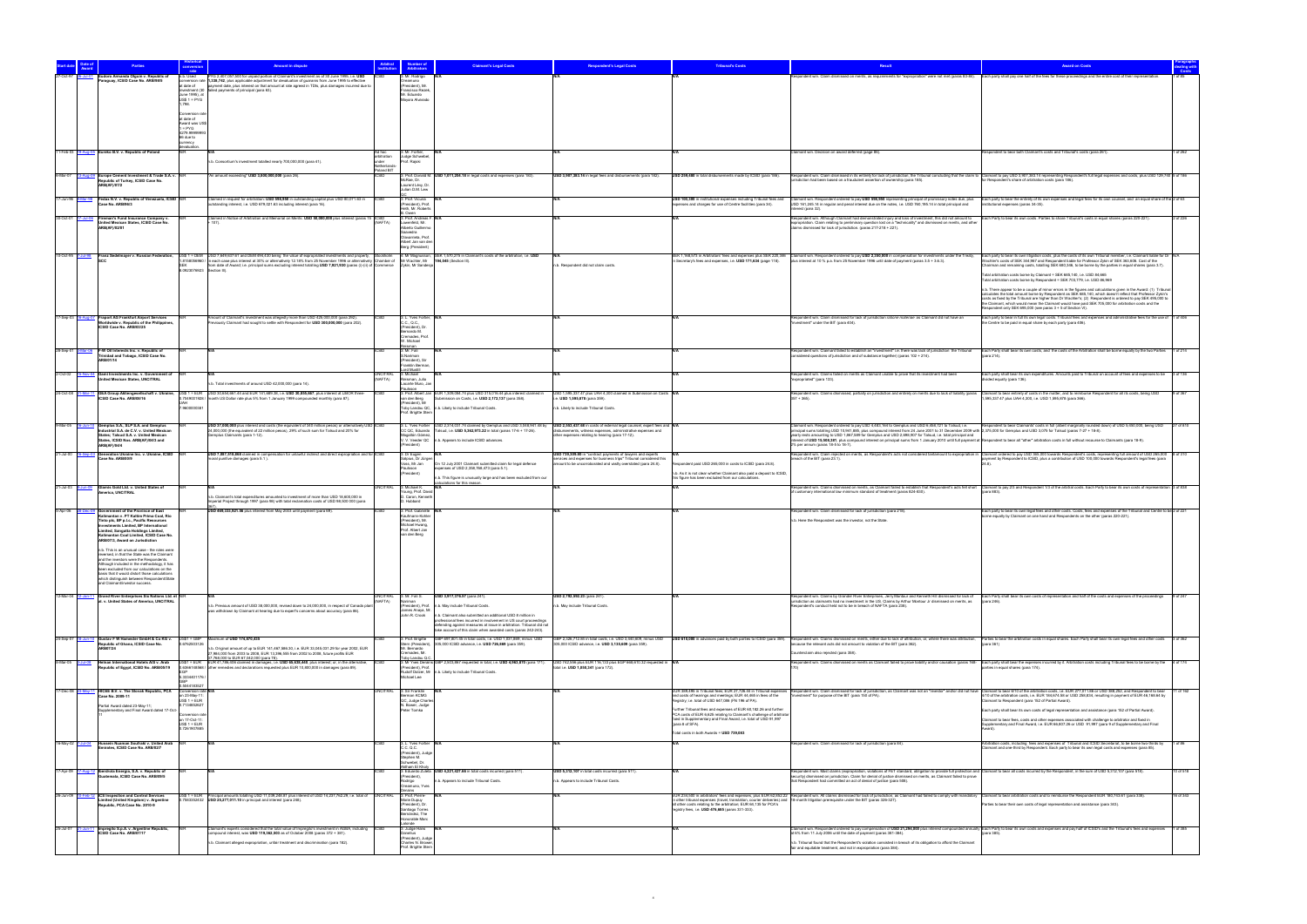| Start date | Date of Award | Parties | Historical conversion rate | Amount in dispute | Arbitral Institution | Number of Arbitrators | Claimant's Legal Costs | Respondent's Legal Costs | Tribunal's Costs | Result | Award on Costs | Paragraphs dealing with Costs |
|---|---|---|---|---|---|---|---|---|---|---|---|---|
| 27-Oct-97 | 26-Jul-01 | Eudoro Armando Olguín v. Republic of Paraguay, ICSID Case No. ARB/98/5 | n.b. Used conversion rate at date of investment (30 June 1995), at USD 1 = PYG 1,786. Conversion rate at date of Award was USD 1 = PYG 4,276.48484853 due to currency devaluation. | PYG 2,407,047,503 for unpaid portion of Claimant's investment as of 30 June 1995, i.e. USD 1,138,742, plus applicable adjustment for devaluation of guaranies from June 1995 to effective payment date, plus interest on that amount at rate agreed in TDs, plus damages incurred due to failed payments of principal (para 63). | ICSID | 3: Mr. Rodrigo Oreamuno (President), Mr. Francisco Rezek, Mr. Eduardo Mayora Alvarado | N/A | N/A | N/A | Respondent won. Claim dismissed on merits, as requirements for "expropriation" were not met (paras 83-85). | Each party shall pay one half of the fees for these proceedings and the entire cost of their representation. | 1 of 85 |
| 11-Feb-03 | 19-Aug-05 | Eureko B.V. v. Republic of Poland | N/A | n.b. Consortium's investment totalled nearly 700,000,000 (para 41). | Ad hoc arbitration under Netherlands-Poland BIT | 3: Mr. Fortier, Judge Schwebel, Prof. Rajski | N/A | N/A | N/A | Claimant won. Decision on award deferred (page 86). | Respondent to bear both Claimant's costs and Tribunal's costs (para 267). | 1 of 262 |
| 9-Mar-07 | 13-Aug-09 | Europe Cement Investment & Trade S.A. v. Republic of Turkey, ICSID Case No. ARB(AF)/07/2 | N/A | "An amount exceeding" USD 3,800,000,000 (para 26). | ICSID | 3: Prof. Donald M. McRae (President), Dr. Laurent Lévy, Dr. Julian D.M. Lew QC | USD 1,011,264.18 in legal costs and expenses (para 183). | USD 3,987,283.14 in legal fees and disbursements (para 182). | USD 250,000 in total disbursements made by ICSID (para 185). | Respondent won. Claim dismissed in its entirety for lack of jurisdiction, the Tribunal concluding that the claim to jurisdiction had been based on a fraudulent assertion of ownership (para 185). | Claimant to pay USD 3,987,283.14 representing Respondent's full legal expenses and costs, plus USD 125,750 as for Respondent's share of arbitration costs (para 186). | 1 of 186 |
| 17-Jun-96 | 9-Mar-98 | Fedax N.V. v. Republic of Venezuela, ICSID Case No. ARB/96/3 | N/A | Claimed in request for arbitration USD 595,000 in outstanding capital plus USD 80,571.83 in outstanding interest, i.e. USD 675,571.83 including interest (para 14). | ICSID | 3: Prof. Vicuña (President), Heth, Mr. Roberts Owen | N/A | N/A | USD 109,386 in institutional expenses incurred including Tribunal fees and expenses and charges for use of Centre facilities (para 34). | Claimant won. Respondent ordered to pay USD 600,000 representing principal of promissory notes due, plus USD 161,265.14 in regular and penal interest due on the notes, i.e. USD 760,165.14 in total principal and interest (para 32). | Each party to bear the entirety of its own expenses and legal fees for its own counsel, and an equal share of the institutional expenses (para 34). | 2 of 43 |
| 30-Oct-01 | 17-Jul-06 | Fireman's Fund Insurance Company v. United Mexican States, ICSID Case No. ARB(AF)/02/1 | N/A | Claimed in Notice of Arbitration and Memorial on Merits: USD 50,000,000 plus interest (paras 16 + 101). | ICSID (NAFTA) | 3: Prof. Andreas F. Lowenfeld, Mr. Alberto Guillermo Saavedra Olavarrieta, Prof. Albert Jan van den Berg (President) | N/A | N/A | N/A | Respondent won. Although Claimant had demonstrated injury and loss of investment, this did not amount to expropriation. Claim relating to preliminary question held on a "technicality" and dismissed on merits, and other claims dismissed for lack of jurisdiction. (paras 217-218 + 221). | Each Party to bear its own costs. Parties to share Tribunal's costs in equal shares (para 223). | 2 of 224 |
| 15-Oct-99 | 7-Jul-98 | Franz Sedelmayer v. Russian Federation, SCC | USD 1 = DEM 1.6; USD 1 = SEK 8.0 | USD 7,869,527.61 and DEM 490,500 being the value of expropriated investments and property, in each case plus interest at 20% or alternatively 12.16% from 25 November 1996 or alternatively calculated interest... plus principal sums totalling USD 7,821,000 (paras 1-6) | Stockholm Chamber of Commerce | 3: Mr Magnusson, Mr Wachler, Mr Zykin, Mr Sandgren | SEK 1,570,279 in Claimant's costs of the arbitration, i.e. USD 196,065 (Section 6). | N/A<br>n.b. Respondent did not claim costs. | SEK 1,198,573 in Arbitrators' fees and expenses plus SEK 225,000 in Secretary's fees and expenses, i.e. USD 177,638 (page 118). | Claimant won. Respondent ordered to pay USD 2,350,000 in compensation for investments under the Treaty, plus interest at 10% p.a. from 25 November 1996 until date of payment (para 3.5 + 3.6). | Each party to bear in full its own litigation costs, plus the costs of its own Tribunal member, i.e. Claimant liable for Mr Wachler's costs of SEK 356,997 and Respondent liable for Professor Zykin of SEK 363,806. Cost of the Chairman and remaining costs, totalling SEK 665,349, to be borne by the parties in equal shares (para 3.7).<br>Total arbitration costs borne by Claimant = SEK 689,149, i.e. USD 86,985.<br>Total arbitration costs borne by Respondent = SEK 713,779, i.e. USD 89,096.<br>n.b. There appear to be a couple of minor errors in the figures and calculations given in the Award. | N/A |
| 17-Sep-03 | 16-Aug-07 | Fraport AG Frankfurt Airport Services Worldwide v. Republic of the Philippines, ICSID Case No. ARB/03/25 | N/A | Amount of Claimant's investment was allegedly more than USD 425,000,000 (para 283). Previously Claimant had sought to settle with Respondent for USD 300,000,000 (para 282). | ICSID | 3: L. Yves Fortier, C.C., Q.C. (President), Dr. Bernardo M. Cremades, Prof. W. Michael Reisman | N/A | N/A | N/A | Respondent won. Claim dismissed for lack of jurisdiction ratione materiae as Claimant did not have an "investment" under the BIT (para 404). | Each party to bear in full its own legal costs. Tribunal fees and expenses and administrative fees for the use of the Centre to be paid in equal share by each party (para 406). | 1 of 406 |
| 29-Sep-01 | 3-Mar-06 | F-W Oil Interests Inc. v. Republic of Trinidad and Tobago, ICSID Case No. ARB/01/14 | N/A | N/A | ICSID | 3: Mr. Fali S. Nariman (President), Sir Franklin Berman, Lord Mustill | N/A | N/A | N/A | Respondent won. Claimant failed to establish an "investment" i.e. there was lack of jurisdiction. The Tribunal considered questions of jurisdiction and of substance together (paras 102 + 214). | Each party shall bear its own costs; and the costs of the Arbitration shall be borne equally by the two Parties (para 214). | 1 of 214 |
| 2-Oct-02 | 15-Nov-04 | GAMI Investments Inc. v. Government of the United Mexican States, UNCITRAL | N/A | n.b. Total investments of around USD 42,000,000 (para 14). | UNCITRAL (NAFTA) | 3: Michael Reisman, Julio Lacarte Muró, Jan Paulsson | N/A | N/A | N/A | Respondent won. Claim dismissed on merits as Claimant unable to prove that its investment had been "expropriated" (para 133). | Each party shall bear its own expenditures. Amounts paid to Tribunal on account of fees and expenses to be divided equally (para 136). | 1 of 136 |
| 23-Oct-08 | 31-Mar-11 | GEA Group Aktiengesellschaft v. Ukraine, ICSID Case No. ARB/08/16 | USD 1 = EUR 0.7; USD 1 = UAH 7.9 | USD 30,654,961.44 and EUR 101,889.36, i.e. USD 30,509,667, plus interest at LIBOR three-month US Dollar rate plus 5% from 1 January 1999 compounded monthly (para 57). | ICSID | 3: Prof. Albert Jan van den Berg (President), Mr. Toby Landau QC, Prof. Brigitte Stern | EUR 1,300,094.75 plus USD 310,176.84 plus interest claimed in Submission on Costs, i.e. USD 2,172,137 (para 358).<br>n.b. Likely to include Tribunal Costs. | USD 1,596,337.47 plus UAH 4,300 claimed in Submission on Costs, i.e. USD 1,595,878 (para 359).<br>n.b. Likely to include Tribunal Costs. | N/A | Respondent won. Claims dismissed, partially on jurisdiction and entirely on merits due to lack of liability (paras 367 + 368). | Claimant to bear entirety of costs in the matter, and to reimburse Respondent for all its costs, being USD 1,595,337.47 plus UAH 4,300, i.e. USD 1,595,878 (para 366). | 8 of 367 |
| 8-Mar-05 | 16-Jun-10 | Gemplus S.A., SLP S.A. and Gemplus Industrial S.A. de C.V. v. United Mexican States; Talsud S.A. v. United Mexican States, ICSID Nos. ARB(AF)/04/3 and ARB(AF)/04/4 | N/A | USD 37,000,000 plus interest and costs (the equivalent of 349 million pesos) or alternatively USD 24,000,000 (the equivalent of 22 million pesos) 29% of such sum for Talsud and 20% for Gemplus Claimants (paras 1-12). | ICSID | 3: V.V. Veeder QC (President), Eduardo Magallón Gómez, L. Yves Fortier | USD 2,243,274.51 claimed by Gemplus and USD 3,918,161.45 by Talsud, i.e. USD 5,562,873.22 in total (paras 17-6 + 17-26).<br>n.b. Appears to include ICSID advances. | USD 2,502,437.08 in costs of external legal counsel, expert fees and disbursements, witness expenses, administrative expenses and other expenses relating to hearing (para 17-12). | N/A | Claimant won. Respondent ordered to pay USD 6,490,194 to Gemplus and USD 6,858,127 to Talsud, i.e. principal sums totalling USD 13,941,693, plus compound interest from 28 June 2001 to 31 December 2009 with yearly rests amounting to USD 7,867,569 for Gemplus and USD 3,680,807 for Talsud, i.e. total principal and interest of USD 18,408,261, plus compound interest on principal sums from 1 January 2010 until full payment at 2% per annum (paras 19-5 to 19-7). | Respondent to bear Claimants' costs in full (albeit marginally rounded down) of USD 5,560,000, being USD 2,370,000 for Gemplus and USD 3,070 for Talsud (paras 7-27 + 19-8). Respondent to bear "other" arbitration costs in full without recourse to Claimants (para 19-9). | 27 of 818 |
| 21-Jul-00 | 16-Sep-03 | Generation Ukraine Inc. v. Ukraine, ICSID Case No. ARB/00/9 | N/A | USD 7,867,578,866 claimed in compensation for unlawful indirect and direct expropriation and for lost positive damages (para 6.1). | ICSID | 3: Dr. Jan Paulsson, Prof. Jürgen Voss, Mr. Eduardo Salpius | On 12 July 2001 Claimant submitted claim for legal defence expenses of USD 2,358,786.47 (para 5.1).<br>n.b. This figure is unusually large and has been excluded from our calculations for this reason. | USD 735,298.60 in "contract payments of lawyers and experts services and expenses for business trips" Tribunal considered this amount to be unconscionable and vastly overstated (para 24.8). | Respondent paid USD 265,000 in costs to ICSID (para 24.8).<br>n.b. As it is not clear whether Claimant also paid a deposit to ICSID, this figure has been excluded from our calculations. | Respondent won. Claims rejected on merits, as Respondent's acts not considered tantamount to expropriation in breach of the BIT (para 23.1). | Claimant ordered to pay USD 365,000 towards Respondent's costs, representing full amount of USD 265,000 payment by Respondent to ICSID, plus a contribution of USD 100,000 towards Respondent's legal fees (para 24.8). | 8 of 310 |
| 21-Jul-03 | 8-Jun-09 | Glamis Gold Ltd. v. United States of America, UNCITRAL | N/A | n.b. Claimant's total expenditures amounted to investment of more than USD 15,000,000 in Imperial Project through 1997 (para 88) with total reclamation costs of USD 50,000,000 (para 97). | UNCITRAL | 3: Michael K. Young, Prof. David D. Caron, Kenneth D. Hubbard | N/A | N/A | N/A | Respondent won. Claims dismissed on merits, as Claimant failed to establish that Respondent's acts fell short of customary international law minimum standard of treatment (paras 824-830). | Claimant to pay 2/3 and Respondent 1/3 of the arbitral costs. Each Party to bear its costs of representation (para 883). | 3 of 838 |
| 6-Apr-09 | 28-Dec-09 | Government of the Province of East Kalimantan v. PT Kaltim Prima Coal, Rio Tinto plc, BP p.l.c., Pacific Resources Investments Limited, BP International Limited, Sangatta Holdings Limited, Kalimantan Coal Limited, ICSID Case No. ARB/07/3, Award on Jurisdiction<br>n.b. This is an unusual case - the roles were reversed, in that the State was the Claimant and the investors were the Respondents. Although included in the methodology, it has been excluded from our calculations on the basis that it would distort these calculations which distinguish between Respondent/State and Claimant/Investor success. | N/A | USD 605,331,827.36 plus interest from May 2003 until payment (para 46). | ICSID | 3: Prof. Gabrielle Kaufmann-Kohler (President), Mr. Michael Hwang, Prof. Albert Jan van den Berg | N/A | N/A | N/A | Respondent won. Claim dismissed for lack of jurisdiction (para 215).<br>n.b. Here the Respondent was the investor, not the State. | Each party to bear its own legal fees and expenses. Costs, fees and expenses of the Tribunal and Centre to be borne equally by Claimant on one hand and Respondents on the other (para 220-221). | 3 of 221 |
| 12-Mar-04 | 12-Jan-11 | Grand River Enterprises Six Nations Ltd. et al. v. United States of America, UNCITRAL | N/A | n.b. Previous amount of USD 80,000,000 revised down to 24,000,000, in respect of Canada plant was withdrawn by Claimant at hearing due to expert's concerns about accuracy (para 86). | UNCITRAL (NAFTA) | 3: Mr. Fali S. Nariman (President), Prof. James Anaya, Mr. John R. Crook | USD 3,971,079.97 (para 247).<br>n.b. May include Tribunal Costs.<br>n.b. Claimant also submitted an additional USD 8 million in professional fees incurred in involvement in US court proceedings defending against measures at issue in arbitration. Tribunal did not take account of this claim where awarded costs (paras 242-243). | USD 2,780,892.23 (para 247).<br>n.b. May include Tribunal Costs. | N/A | Respondent won. Claims by Grand River Enterprises, Jerry Montour and Kenneth Hill dismissed for lack of jurisdiction as claimants found no investment in the US. Claims by Arthur Montour Jr dismissed on merits, as Respondent's conduct held not to be in breach of NAFTA (para 238). | Each Party shall bear its own costs of representation and half of the costs and expenses of the proceedings (para 246). | 8 of 247 |
| 24-Sep-07 | 18-Jun-10 | Gustav F W Hamester GmbH & Co KG v. Republic of Ghana, ICSID Case No. ARB/07/24 | USD 1 = GBP 0.57; USD 1 = EUR 0.7 | Minimum of USD 116,870,435.<br>n.b. Original amount of up to EUR 141,647,986.30, i.e. EUR 33,065,031.29 for year 2002, EUR 27,864,000 from 2003 to 2008, EUR 13,386,955 from 2002 to 2008, future profits EUR 37,768,000 to EUR 67,042,000 (para 1). | ICSID | 3: Prof. Brigitte Stern (President), Mr. Bernardo Cremades, Mr. Toby Landau QC | GBP 697,601.06 in total costs, i.e. USD 1,071,609, minus USD 325,000 ICSID advance, i.e. USD 726,089 (para 358). | GBP 2,026,712.05 in total costs, i.e. USD 3,460,609, minus USD 325,000 ICSID advance, i.e. USD 3,135,609 (para 358). | USD 619,055 in advances paid by both parties to ICSID (para 358). | Respondent won. Claims dismissed on merits, either due to lack of attribution, or, where there was attribution, because the relevant acts did not amount to violation of the BIT (para 362). Counterclaim also rejected (para 358). | Parties to bear the arbitration costs in equal shares. Each Party shall bear its own legal fees and other costs (para 361). | 3 of 362 |
| 8-Mar-04 | 3-Jul-08 | Helnan International Hotels A/S v. Arab Republic of Egypt, ICSID No. ARB/05/19 | USD 1 = EUR 0.63; USD 1 = EGP 5.38; USD 1 = GBP 0.50 | EUR 61,796,000 claimed in damages, i.e. USD 98,035,408, plus interest, or, in the alternative, other remedies and declarations requested plus EUR 10,000,000 in damages (para 86). | ICSID | 3: Mr Yves Derains (President), Prof. Rudolf Dolzer, Mr. Michael Lee | GBP 2,005,667 requested in total, i.e. USD 4,063,870 (para 171).<br>n.b. Likely to include Tribunal Costs. | USD 742,598 plus EUR 116,133 plus EGP 668,610.32 requested in total, i.e. USD 1,016,341 (para 172). | N/A | Respondent won. Claims dismissed on merits as Claimant failed to prove liability and/or causation (paras 168-170). | Each party shall bear the expenses incurred by it. Arbitration costs including Tribunal fees to be borne by the parties in equal shares (para 173). | 3 of 175 |
| 17-Dec-08 | 23-May-11 | HICEE B.V. v. The Slovak Republic, PCA Case No. 2009-11<br>Partial Award dated 23-May-11; Supplementary and Final Award dated 17-Oct-11 | Conversion rate on 23-May-11: USD 1 = EUR 0.71, USD 1 = GBP 0.61<br>Conversion rate on 17-Oct-11: USD 1 = EUR 0.72, USD 1 = GBP 0.63 | N/A | UNCITRAL | 3: Sir Franklin Berman KCMG QC, Judge Charles N. Brower, Judge Peter Tomka | N/A | N/A | EUR 309,096 in Tribunal fees, EUR 27,136.40 in Tribunal expenses and costs of hearings and meetings, EUR 45,600 in fees of the Registry, i.e. total of USD 547,095 (PA 186 of PA).<br>Further Tribunal fees and expenses of EUR 55,102.20 and further PCA costs of EUR 6,825 relating to Claimant's challenge of arbitrator. Fees in Supplementary and Final Award, i.e. total of USD 91,997 (para 8 of SFA).<br>Total costs in both Awards = USD 739,043 | Respondent won. Claim dismissed for lack of jurisdiction, as Claimant was not an "investor" and/or did not hold "investment" for purpose of the BIT (para 150 of PA). | Claimant to bear 6/10 of the arbitration costs, i.e. EUR 277,011.00 or USD 386,253, and Respondent to bear 4/10 of the arbitration costs, i.e. EUR 184,674 or USD 259,834, resulting in payment of EUR 46,168.64 by Claimant to Respondent (para 152 of Partial Award).<br>Each party shall bear its own costs of legal representation and assistance (para 152 of Partial Award).<br>Claimant to bear fees, costs and other expenses associated with challenge to arbitrator and fixed in Supplementary and Final Award, i.e. EUR 66,927.20 or USD 91,997 (para 9 of Supplementary and Final Award). | 11 of 162 |
| 19-May-01 | 7-Jul-04 | Hussein Nuaman Soufraki v. United Arab Emirates, ICSID Case No. ARB/02/7 | N/A | N/A | ICSID | 3: L. Yves Fortier, C.C. Q.C. (President), Judge Stephen M. Schwebel, Dr. Aktham El Kholy | N/A | N/A | N/A | Respondent won. Claim dismissed for lack of jurisdiction (para 84). | Arbitration costs, including fees and expenses of Tribunal and ICSID Secretariat, to be borne two-thirds by Claimant and one-third by Respondent. Each party to bear its own legal costs and expenses (para 85). | 1 of 86 |
| 17-Apr-09 | 17-Aug-12 | Iberdrola Energía, S.A. v. Republic of Guatemala, ICSID Case No. ARB/09/5 | N/A | N/A | ICSID | 3: Eduardo Zuleta (President), Rodrigo Oreamuno, Yves Derains | USD 6,221,027.60 in total costs incurred (para 511).<br>n.b. Appears to include Tribunal Costs. | USD 5,312,107 in total costs incurred (para 511).<br>n.b. Appears to include Tribunal Costs. | N/A | Respondent won. Most claims (expropriation, violations of FET standard, obligation to provide full protection and security) dismissed on jurisdiction. Claim for denial of justice dismissed on merits, as Claimant failed to prove Respondent had committed an act of denial of justice (para 506). | Claimant to bear all costs incurred by the Respondent, in the sum of USD 5,312,107 (para 516). | 10 of 516 |
| 28-Jun-09 | 10-Feb-12 | ICS Inspection and Control Services Limited (United Kingdom) v. Argentine Republic, PCA Case No. 2010-9 | USD 1 = EUR 0.7 | Principal amounts totalling USD 11,036,968.81 plus interest of USD 14,237,752.29, i.e. total of USD 25,271,511.10 in principal and interest (para 285). | UNCITRAL | 3: Prof. Pierre-Marie Dupuy (President), Dr. Santiago Torres Bernárdez, The Honorable Marc Lalonde | N/A | N/A | EUR 450,686 in arbitrators' fees and expenses, plus EUR 62,392.22 in other tribunal expenses (travel, translation, courier deliveries) and EUR 39,050 in PCA registry fees, i.e. USD 676,665 (paras 321-323). | Respondent won. All claims dismissed for lack of jurisdiction, as Claimant had failed to comply with mandatory 18-month litigation prerequisite under the BIT (paras 326-327). | Claimant to bear arbitration costs and to reimburse the Respondent EUR 363,703.67 (para 336).<br>Parties to bear their own costs of legal representation and assistance (para 363). | 18 of 342 |
| 28-Jul-07 | 21-Jun-11 | Impregilo S.p.A. v. Argentine Republic, ICSID Case No. ARB/07/17 | N/A | Claimant's experts considered that the total value of Impregilo's investment in AGBA, including compound interest, was USD 119,582,903 as of October 2008 (paras 372 + 381).<br>n.b. Claimant alleged expropriation, unfair treatment and discrimination (para 182). | ICSID | 3: Judge Hans Danelius (President), Prof. Charles N. Brower, Prof. Brigitte Stern | N/A | N/A | N/A | Claimant won. Respondent ordered to pay compensation of USD 21,294,000 plus interest compounded annually at 6% from 1 July 2006 until the date of payment (paras 381-384).<br>n.b. Tribunal found that Respondent's violation consisted in breach of its obligation to afford the Claimant fair and equitable treatment, and not in expropriation (para 384). | Each Party to bear its own costs and expenses and pay half of ICSID's and the Tribunal's fees and costs (para 386). | 7 of 386 |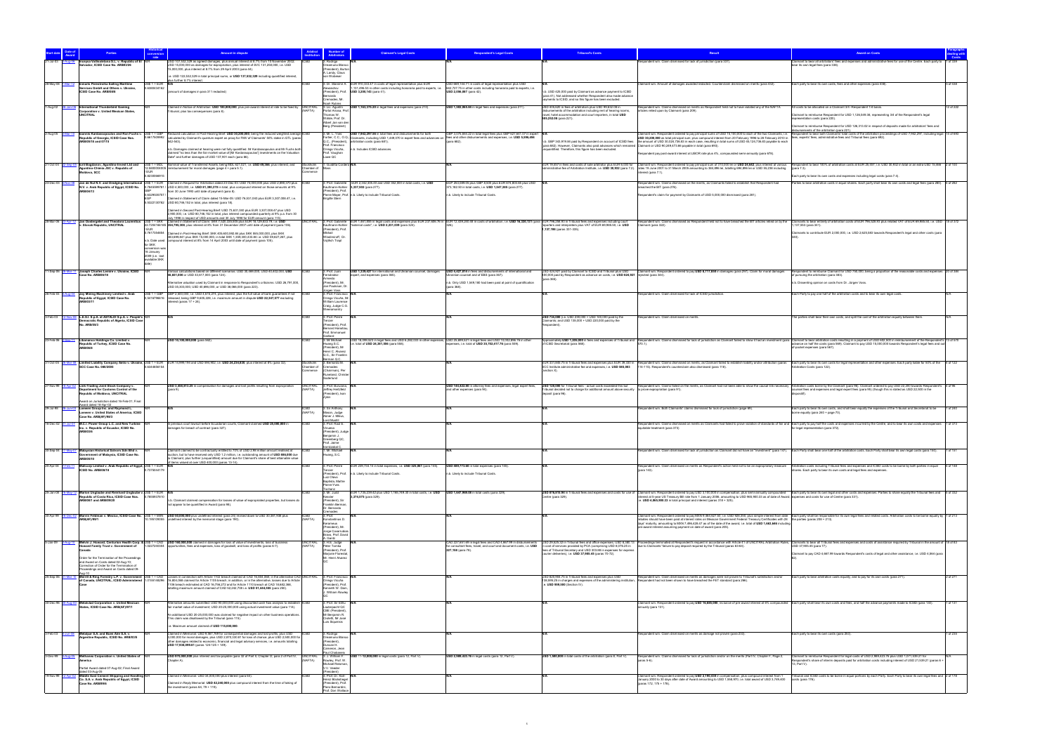| Start date | Date of Award | Parties | Historical conversion rate | Amount in dispute | Arbitral Institution | Number of Arbitrators | Claimant's Legal Costs | Respondent's Legal Costs | Tribunal's Costs | Result | Award on Costs | Paragraphs dealing with Costs |
|---|---|---|---|---|---|---|---|---|---|---|---|---|
| 21-Jul-03 | 2-Aug-06 | Inceysa Vallisoletana S.L. v. Republic of El Salvador, ICSID Case No. ARB/03/26 | N/A | USD 137,102,328 as agreed damages, plus annual interest at 8.7% from 10 November 2004; USD 15,000,000 as damages for expropriation, plus interest of SVC 131,250,000, i.e. USD 15,000,000, plus interest at 8.7% from 29 April 2003 (para 44). i.e. USD 122,332,329 in total principal sums, or USD 137,332,329 including quantified interest, plus further 8.7% interest. | ICSID | 3: Dr Rodrigo Oreamuno Blanco (President), Burton A. Landy, Claus von Wobeser | N/A | N/A | N/A | Respondent won. Claim dismissed for lack of jurisdiction (para 337). | Claimant to bear all arbitrators' fees and expenses and administrative fees for use of the Centre. Each party to bear its own legal fees (para 338). | 1 of 338 |
| 28-May-08 | 1-Mar-12 | Inmaris Perestroika Sailing Maritime Services GmbH and Others v. Ukraine, ICSID Case No. ARB/08/8 | 0.6360434162 | (amount of damages in para 311 redacted) | ICSID | 3: Dr Stanimir A. Alexandrov (President), Prof. Bernardo Cremades, Dr Noah Rubins | EUR 910,333.67 in costs of legal representation plus USD 1,131,496.55 in other costs including honoraria paid to experts, i.e. USD 3,000,143 (para 41) | USD 889,150.71 in costs of legal representation plus USD 682,727.75 in other costs including honoraria paid to experts, i.e. USD 2,096,897 (para 42) | i.e. USD 425,000 paid by Claimant as advance payment to ICSID (para 41). Not addressed whether Respondent also made advance payments to ICSID, and so this figure has been excluded. | Claimant won. Amount of damages awarded redacted. Counterclaim dismissed on merits (para 432). | Each party to bear its own costs, fees and other expenses (para 438). | 5 of 338 |
| 7-Aug-02 | 26-Jan-06 | International Thunderbird Gaming Corporation v. United Mexican States, UNCITRAL | N/A | Claimed in Notice of Arbitration: USD 100,000,000, plus pre-award interest at rate to be fixed by Tribunal, plus tax consequences (para 8). | UNCITRAL (NAFTA) | 3: Dr Agustín Portal Ariosa, Prof. Thomas W. Wälde, Prof. Dr Albert Jan van den Berg (President) | USD 1,183,275.20 in legal fees and expenses (para 210) | USD 1,502,885.90 in legal fees and expenses (para 211) | USD 506,520 in fees of arbitrators plus disbursements of the arbitration including rent of hearing rooms, travel, hotel accommodation and court reporters, in total USD 565,252.08 (para 221). | Respondent won. Claims dismissed on merits as Respondent held not to have violated any of the NAFTA articles relied upon by Claimant (para 208). | All costs to be allocated on a Claimant 3/4 : Respondent 1/4 basis. Claimant to reimburse Respondent for USD 1,129,549.38, representing 3/4 of the Respondent's legal representation costs (para 221). Claimant to reimburse Respondent for USD 126,313.02 in respect of deposits made for arbitrators' fees and disbursements of the arbitration (para 221). | 12 of 222 |
| 2-Aug-05 | 3-Mar-10 | Ioannis Kardassopoulos and Ron Fuchs v. Republic of Georgia, ICSID Case Nos. ARB/05/18 and 07/15 | USD 1 = GBP 0.6617059962 | Reduced calculation in Post-Hearing Brief: USD 30,300,000, being the reduced weighted average cost calculated by Claimant's quantum expert as proxy for FMV of Claimants' 50% stake in GTI (paras 462-563). n.b. Damages claimed at hearing were not fully quantified. Mr Kardassopoulos and Mr Fuchs both claimed "no less than the fair market value of [Mr Kardassopoulos'] investments on the Valuation Date" and other damages of USD 137,907 each (para 68). | ICSID | 3: L. Yves Fortier, C.C., Q.C. (President), Prof. Francisco Orrego Vicuña, Prof. Vaughan Lowe QC | USD 7,942,297.59 in total fees and disbursements for both Claimants, including USD 1,409,076 in expert fees and advances on arbitration costs (para 681). n.b. Includes ICSID advances. | GBP 3,379,846.22 in total legal fees plus GBP 627,841.07 in expert fees and other disbursements and expenses, i.e. USD 5,596,494 (para 682) | n.b. GBP 343,879.66 paid by Respondent on account of ICSID fees (para 682). However, Claimants also paid advances which remained unquantified. Therefore, this figure has been excluded. | Claimant won. Respondent ordered to pay principal sums of USD 15,100,000 to each of the two Claimants, i.e. USD 30,200,000 as total principal sum, plus compound interest from 28 February 1996 to 28 February 2010 in the amount of USD 30,026,736.83 in each case, resulting in total sums of USD 45,126,736.83 payable to each Claimant or USD 90,253,473.66 payable in total (para 665). Respondent to pay post-award interest at LIBOR rate plus 4%, compounded semi-annually (para 670). | Respondent to bear both Claimants' total costs of the arbitration proceedings of USD 7,942,297.59, including legal fees, experts' fees, administrative fees and Tribunal fees (para 682). | 13 of 690 |
| 21-Oct-04 | 22-Sep-05 | Iurii Bogdanov, Agurdino-Invest Ltd and Agurdino-Chimia JSC v. Republic of Moldova, SCC | USD 1 = MDL 12.2640... 1 EUR = 0.8220... | Nominal value of Transferred Assets, being MDL 8,071,021, i.e. USD 658,066, plus interest, and reimbursement for moral damages (page 4 para 5.1). | Stockholm Chamber of Commerce | 1: Giuditta Cordero Moss | N/A | N/A | EUR 70,461 in fees and costs of sole arbitrator plus EUR 8,000 to administrative fee of Arbitration Institute, i.e. USD 95,932 (para 7.2). | Claimant won. Respondent ordered to pay principal sum of 210,000 lei, i.e. USD 20,642, plus interest at various rates from 14 June 2001 to 31 March 2005 amounting to 384,489 lei, totalling 594,489 lei or USD 58,236 including interest (para 7.1). | Respondent to bear 100% of arbitration costs of EUR 78,461, i.e. USD 95,932 in total (para 7.3). Each party to bear its own costs and expenses including legal costs (para 7.4). | 2 of 150 |
| 23-Dec-03 | 6-Nov-08 | Jan de Nul N.V. and Dredging International N.V. v. Arab Republic of Egypt, ICSID Case No. ARB/04/13 | USD 1 = EUR 0.7849... GBP ... EGP ... | Claimed in Request for Arbitration dated 23-Dec-03: USD 70,000,000 plus USD 2,846,370 plus EGP ..., i.e. USD 81,396,378 in total, plus compound interest on those amounts at 9% from 30 June 1995 until date of payment (para 9). Claimed in Statement of Claim dated 15-Mar-05: USD 79,557,000 plus EUR 3,337,000.47, i.e. USD 80,749,152 in total, plus interest (para 66). Claimed in Second Post-Hearing Brief: USD 73,657,000 plus EUR 3,337,000.47 plus USD 2,660,305, i.e. USD 80,749,152 in total, plus interest compounded quarterly at 9% p.a. (para 110). | ICSID | 3: Prof. Gabrielle Kaufmann-Kohler (President), Prof. Pierre Mayer, Prof. Brigitte Stern | EUR 2,342,000.00 and USD 342,000 in total costs, i.e. USD 3,357,002 (para 277). | EGP 29,049,000 plus GBP 8,500 plus EUR 976,900.00 plus USD 373,162.50 in total costs, i.e. USD 1,547,395 (para 277). n.b. Likely to include Tribunal Costs. | N/A | Respondent won. Claims dismissed on the merits, as Claimants failed to establish that Respondent had breached the BIT (para 279). Respondent's claim for payment by Claimants of USD 5,000,000 dismissed (para 281). | Parties to bear arbitration costs in equal shares. Each party shall bear its own legal and other costs (para 280). | 4 of 282 |
| 28-Mar-09 | 23-Apr-12 | Jan Oostergetel and Theodora Laurentius v. Slovak Republic, UNCITRAL | USD 1 = SKK 22.7234... 1 EUR = 0.7817... | Claimed in Statement of Claim: SKK 7,482,360,506 plus EUR 10,120,833.75, i.e. USD 334,795,908, plus interest at 6% from 31 December 2007 until date of payment (para 106). Claimed in Post-Hearing Brief: SKK 405,603,692.60 plus SKK 955,000,000 plus SKK 383,899,841 plus SKK 19,000,000, in total SKK 1,336,300,433.60 i.e. USD 59,627,297, plus compound interest at 6% from 14 April 2003 until date of payment (para 109). | UNCITRAL | 3: Prof. Gabrielle Kaufmann-Kohler (President), Mikael Wladimiroff, Dr Vojtěch Trapl | EUR 1,691,566 in legal costs and expenses plus EUR 237,806.76 in "external costs", i.e. USD 2,231,029 (para 324). | EUR 12,839,200.99 in costs of arbitration, i.e. USD 16,328,121 (para 326). | EUR 798,298.93 in Tribunal fees and expenses including court reporters and interpreters plus VAT of EUR 69,669.50, i.e. USD 1,137,186 (paras 331-333). | Respondent won. Claims dismissed as Respondent held not to have breached the BIT articles relied on by the Claimant (para 332). | Claimants to bear entirety of arbitration costs of EUR 798,528.93 plus VAT, i.e. USD 1,137,303 (para 341). Claimants to contribute EUR 2,525,083 towards Respondent's legal and other costs (para 340). | 11 of 372 |
| 11-Sep-08 | 28-Mar-11 | Joseph Charles Lemire v. Ukraine, ICSID Case No. ARB/06/18 | N/A | Various calculations based on different scenarios: USD 35,989,000, USD 63,600,000, USD 68,667,000 and USD 43,617,000 (para 124). Alternative valuation used by Claimant in response to Respondent's criticisms: USD 26,791,000, USD 35,503,000, USD 40,896,000, or USD 38,096,000 (para 223). | ICSID | 3: Prof. Juan Fernández-Armesto (President), Mr Jan Paulsson, Dr Jürgen Voss | USD 1,326,627 for international and Ukrainian counsel, damages expert and expenses (para 380). | USD 6,427,814 in fees and disbursements of international and Ukrainian counsel and of BEB (para 367). n.b. Only USD 1,549,180 had been paid at point of quantification (para 368). | USD 626,931 paid by Claimant to ICSID and Tribunal plus USD 300,000 paid by Respondent as advance on costs, i.e. USD 926,931 (para 369). | Claimant won. Respondent ordered to pay USD 8,717,850 in damages (para 297). Claim for moral damages rejected (para 344). | Respondent to reimburse Claimant for USD 750,000, being a proportion of the reasonable costs and expenses of pursuing the arbitration (para 383). n.b. Dissenting opinion on costs from Dr. Jürgen Voss. | 2 of 385 |
| 26-Feb-03 | 6-Aug-04 | Joy Mining Machinery Limited v. Arab Republic of Egypt, ICSID Case No. ARB/03/11 | USD 1 = GBP 0.5416798616 | GBP 2,900,000, i.e. USD 5,415,374, plus the full value of bank guarantees if not released, being GBP 9,605,229, i.e. maximum amount in dispute USD 22,347,577 excluding interest (paras 17 + 24). | ICSID | 3: Prof. Francisco Orrego Vicuña, Mr William Laurence Craig, Judge C.G. Weeramantry | N/A | N/A | N/A | Respondent won. Claim dismissed for lack of ICSID jurisdiction. | Each Party to pay one half of the arbitration costs and to bear its own legal costs. | 1 of 102 |
| 3-Feb-03 | 12-Nov-08 | L.E.S.I. S.p.A. et ASTALDI S.p.A. v. People's Democratic Republic of Algeria, ICSID Case No. ARB/05/3 | N/A | N/A | ICSID | 3: Prof. Pierre Tercier (President), Prof. Bernard Hanotiau, Prof. Emmanuel Gaillard | N/A | N/A | USD 730,000 (i.e. USD 310,000 + USD 160,000 paid by the Claimants, and USD 135,000 + USD 220,000 paid by the Respondent). | Respondent won. Claims dismissed on merits. | The parties shall bear their own costs, and split the cost of the arbitration equally between them. | |
| 23-Feb-06 | 2-Sep-11 | Libananco Holdings Co. Limited v. Republic of Turkey, ICSID Case No. ARB/06/8 | N/A | USD 10,100,000,000 (para 962). | ICSID | 3: Mr Michael Hwang S.C. (President), Mr Henri C. Alvarez Q.C., Sir Franklin Berman Q.C. | USD 16,996,523 in legal fees and USD 6,262,103 in other expenses, i.e. in total of USD 24,361,580 (para 564). | USD 25,499,621 in legal fees and other expenses, i.e. in total of USD 35,... (para 559). | Approximately USD 1,350,000 in fees and expenses of Tribunal and of ICSID Secretariat (para 568). | Respondent won. Claims dismissed for lack of jurisdiction as Claimant failed to show it had an investment (para 570.1). | Claimant to bear arbitration costs resulting in a payment of USD 682,353.69 in reimbursement of the Respondent's advance on half the costs (para 569). Claimant to pay Respondent USD 15,000,000 towards its legal fees and out of pocket expenses (para 567). | 13 of 579 |
| 01-Oct-05 | 26-Mar-08 | Limited Liability Company Amto v. Ukraine, SCC Case No. 080/2005 | USD 1 = EUR 0.8349638154 | EUR 19,999,198 and USD 996,902, i.e. USD 24,250,838, plus interest at 8% (para 32). | Stockholm Chamber of Commerce | 3: Dr. Bernardo M. Cremades (Chairman), Per Runeland, Christer Söderlund | N/A | N/A | EUR 237,... in Tribunal fees and expenses plus EUR 39,325 to SCC Institute administrative fees and expenses, i.e. USD 342,... (section X). | Respondent won. Claims dismissed on merits, as Claimant failed to establish liability and/or attribution (paras 116-119). Respondent's counterclaim also dismissed (para 116). | Each party to bear its costs for legal representation and other expenses. Each party shall bear 50% of the Arbitration Costs (para 122). | 4 of 122 |
| 27-Nov-98 | 18-Apr-02 | Link-Trading Joint Stock Company v. Department for Customs Control of the Republic of Moldova, UNCITRAL. Award on Jurisdiction dated 16-Feb-01; Final Award dated 18-Apr-02 | N/A | USD 1,450,613.20 in compensation for damages and lost profits resulting from expropriation (para 9). | UNCITRAL (BIT) | 3: Prof. ... (President), Jeffrey Hertzfeld, ... | N/A | USD 144,622.00 in attorney fees and expenses, legal expert fees, and other expenses (para 96). | USD 128,000 for Tribunal fees - actual costs exceeded this but Tribunal decided not to charge for additional amount above security deposit (para 96). | Respondent won. Claims failed on the merits, as Claimant had not been able to show the causal link necessary to prove expropriation (para 91). | Arbitration costs borne by the Claimant (para 96). Claimant ordered to pay USD 22,280 towards Respondent's counsel fees and expenses and legal expert fees (para 95) (though this is stated as USD 22,500 in the dispositif). | 3 of 96 |
| 21-Jul-00 | 26-Jun-03 | Loewen Group Inc. and Raymond L. Loewen v. United States of America, ICSID Case No. ARB(AF)/98/3 | N/A | N/A | ICSID (NAFTA) | 3: Sir Anthony Mason, Judge Abner J. Mikva, Lord Mustill | N/A | N/A | N/A | Respondent won. Both Claimants' claims dismissed for lack of jurisdiction (page 98). | Each party to bear its own costs, and shall bear equally the expenses of the Tribunal and Secretariat to be borne equally (para 240 + page 70). | 1 of 240 |
| 19-Dec-02 | 31-Jul-07 | M.C.I. Power Group L.C. and New Turbine Inc. v. Republic of Ecuador, ICSID No. ARB/03/6 | N/A | In previous court lawsuit before Ecuadorian courts, Claimant claimed USD 29,000,000 in damages for breach of contract (para 327). | ICSID | 3: Prof. Raúl E. Vinuesa (President), Judge Benjamin J. Greenberg QC, Prof. Jaime Irarrázabal C. | N/A | N/A | N/A | Respondent won. Claims dismissed on merits as Claimants had not proven violation of standards of fair and equitable treatment (para 373). | Each party to pay half the costs and expenses incurred by the Centre, and to bear its own costs and expenses for legal representation (para 373). | 1 of 373 |
| 28-Sep-01 | 17-May-07 | Malaysian Historical Salvors Sdn Bhd v. Government of Malaysia, ICSID Case No. ARB/05/10 | N/A | Claimant claimed to be contractually entitled to 70% of USD 2.98 million amount realised at auction, but to have received only USD 1.2 million, i.e. outstanding amount of USD 880,000 due to Claimant, plus further (unquantified) amount due for Claimant's share of best alternative value of items valued at over USD 600,000 (paras 13-14). | ICSID | 1: Mr Michael Hwang, S.C. | N/A | N/A | N/A | Respondent won. Claim dismissed for lack of jurisdiction as Claimant did not have an "investment" (para 147). | Each Party shall bear one half of the arbitration costs. Each Party shall bear its own legal costs (para 150). | 1 of 151 |
| 29-Apr-05 | 7-Feb-11 | Malicorp Limited v. Arab Republic of Egypt, ICSID Case No. ARB/08/18 | USD 1 = EUR 0.7370... | | ICSID | 3: Prof. Pierre Tercier (President), Prof. Luiz Olavo Baptista, Pierre-Yves Tschanz | EUR 235,174.16 in total expenses, i.e. USD 329,961 (para 145). n.b. Likely to include Tribunal Costs. | USD 889,773.60 in total expenses (para 155). n.b. Likely to include Tribunal Costs. | N/A | Respondent won. Claims dismissed on merits as Respondent's action held not to have expropriatory measure (para 103). | Arbitration costs including Tribunal fees and expenses and ICSID costs to be borne by both parties in equal shares. Each party to bear its own costs and legal expenses. | 1 of 158 |
| 29-Jan-08 | 16-May-12 | Marion Unglaube and Reinhard Unglaube v. Republic of Costa Rica, ICSID Case Nos. ARB/08/1 and ARB/09/20 | USD 1 = EUR 0.7659... | n.b. Claimant claimed compensation for losses of value of expropriated properties, but losses do not appear to be quantified in Award (para 96). | ICSID | 3: Mr Judd Kessler (President), Sir Franklin Berman, Dr. Bernardo Cremades | EUR 1,739,239.42 plus USD 1,185,785.35 in total costs, i.e. USD 3,456,... (para 326). | USD 1,847,000.00 in total costs (para 329). | USD 819,875.94 in Tribunal fees and expenses and costs for use of Centre (para 329). | Claimant won. Respondent ordered to pay USD 3,100,000 in compensation, plus semi-annually compounded interest at 6-year US Treasury Bill rate from 1 January 2006, amounting to USD 969,903.33 as of date of Award, i.e. USD 4,069,903.33 in total principal and interest (paras 318 + 325). | Each party to bear its own legal and other costs and expenses. Parties to share equally the Tribunal fees and expenses and costs of use of Centre (para 331). | 4 of 332 |
| 30-Apr-99 | 16-Dec-02 | Marvin Feldman v. Mexico, ICSID Case No. ARB(AF)/99/1 | USD 1 = MXN 10.1991... | USD 50,000,000 plus unclaimed interest (para 24) revised down to USD 30,365,000 plus undefined interest by the memorial stage (para 192). | ICSID (NAFTA) | 3: Prof. Konstantinos D. Kerameus (President), Mr Jorge Covarrubias Bravo, Prof. David A. Gantz | N/A | N/A | N/A | Claimant won. Respondent ordered to pay MXN 9,464,627.50, plus simple interest, i.e. USD 1,683,980 including pre-award interest payable on date of award (para 205). | Each party shall be responsible for its own legal costs. Arbitration costs to be borne by the parties in equal shares (paras 206 + 213). | 2 of 213 |
| 8-Jan-09 | 2-Aug-10 | Melvin J. Howard, Centurion Health Corp. & Howard Family Trust v. Government of Canada. Order for the Termination of the Proceedings and Award on Costs dated 02-Aug-10; Correction of Order for the Termination of Proceedings and Award on Costs dated 09-Aug-10 | USD 1 = CAD 1.0272... | USD 160,000,000 claimed in damages for loss of value of investments, loss of business opportunities, fees and expenses, loss of goodwill, and loss of profits (paras 6-7). | UNCITRAL (NAFTA) | 3: H.E. Judge Peter Tomka (President), Prof. Marjorie Florestal, Mr. Henri Alvarez QC | N/A | CAD 227,441.88 in legal fees and CAD 6,887.80 in disbursements for consultant fees, travel, and court and document costs, i.e. USD 227,758 (para 79). | USD 29,926.32 in Tribunal fees and office expenses ... i.e. USD 37,... (paras 72-75). | Proceedings terminated at Respondent's request in accordance with Article 41 of UNCITRAL Arbitration Rules due to Claimants' failure to pay deposit required by the Tribunal (paras 63-64). | Claimants to bear all Tribunal fees and expenses and costs of assistance required by Tribunal in the amount of USD 37,... (para 77). Claimant to pay CAD 6,687.80 towards Respondent's costs of legal and other assistance, i.e. USD 6,364 (para 82). | 14 of 83 |
| 29-Sep-06 | 31-Mar-10 | Merrill & Ring Forestry L.P. v. Government of Canada, UNCITRAL, ICSID Administered Case | USD 1 = CAD 1.0158... | Losses in connection with Article 1102 breach claimed at CAD 16,994,986, in the alternative CAD 16,804,098 claimed for Article 1105 breach. In addition, or in the alternative, losses due to Article 1106 breach estimated at CAD 10,..., totalling maximum amount claimed of CAD 52,..., i.e. USD 51,444,555 (para 250). | UNCITRAL (NAFTA) | 3: Prof. Francisco Orrego Vicuña (President), Mr. Kenneth W. Dam, J. William Rowley QC | N/A | N/A | USD 829,994.79 in Tribunal fees and expenses plus USD 126,999.25 in charges and expenses of the administering institution, i.e. USD 956,990 (Section IV). | Respondent won. Claims dismissed on merits as damages were not proven for Tribunal's satisfaction and/or Respondent had not been shown to have breached the FET standard (para 266). | Each party to bear arbitration costs equally, and to pay for its own costs (para 271). | 4 of 271 |
| 30-Dec-96 | 30-Aug-00 | Metalclad Corporation v. United Mexican States, ICSID Case No. ARB(AF)/97/1 | N/A | Alternative amounts submitted: USD 90,000,000 using discounted cash flow analysis to establish fair market value of investment; USD 20-25,000,000 using actual investment value (para 114). An additional USD 20-25,000,000 was claimed for negative impact on other business operations. This claim was disallowed by the Tribunal (para 115). i.e. Maximum amount claimed of USD 110,000,000. | ICSID (NAFTA) | 3: Sir Elihu Lauterpacht QC, CBE (President), Mr Benjamin R. Civiletti, Mr José Luis Siqueiros | N/A | N/A | N/A | Claimant won. Respondent ordered to pay USD 16,685,000, inclusive of pre-award interest of 6% compounded annually (para 131). | Each party shall bear its own costs, and half the advance payments made to ICSID (para 130). | 1 of 131 |
| 3-Feb-03 | 6-Jun-08 | Metalpar S.A. and Buen Aire S.A. v. Argentine Republic, ICSID No. ARB/03/5 | N/A | Claimed in Memorial: USD 9,061,789 for consequential damages and lost profits, plus USD 5,000,000 for moral damages, plus USD 2,870,120.81 for loss of chance, plus USD 2,000,000 for other damages related to economic, financial and legal advisory services, i.e. maximum totalling USD 17,938,898.81 (paras 124-125 + 148). | ICSID | 3: Dr Rodrigo Oreamuno Blanco (President), Duncan H. Cameron, Jesús Paul Chabaneix | N/A | N/A | N/A | Respondent won. Claims dismissed on merits as damage not proven (para 213). | Each party to bear its own costs (para 285). | 1 of 285 |
| 3-Dec-99 | 3-Aug-05 | Methanex Corporation v. United States of America. Partial Award dated 07-Aug-02; Final Award dated 03-Aug-05 | N/A | USD 970,000,000 plus interest and lost profits (para 32 of Part II, Chapter G; para 2 of Part IV, Chapter A). | UNCITRAL (NAFTA) | 3: J. William F. Rowley, Prof. W. Michael Reisman, V.V. Veeder (President) | USD 11,992,000 in legal costs (para 12, Part V). | USD 2,989,423.76 in legal costs (para 12, Part V). | USD 1,500,000 in total costs of the arbitration (para 8, Part V). | Respondent won. Claims dismissed for lack of jurisdiction and/or on the merits (Part IV, Chapter F, Page 2 (paras 5-6)). | Claimant to reimburse Respondent for legal costs of USD 2,989,423.76 plus USD 1,071,539.21 for Respondent's share of interim deposits paid for arbitration costs (para 13, Part V). | 13 of ... |
| 19-Nov-99 | 12-Apr-02 | Middle East Cement Shipping and Handling Co. S.A. v. Arab Republic of Egypt, ICSID Case No. ARB/99/6 | N/A | Claimed in Memorial: USD 34,000,000 plus interest (para 64). Claimed in Reply Memorial: USD 42,080,000 plus compound interest from the time of taking of the investment (paras 69, 76 + 178). | ICSID | 3: Prof. Dr. Karl-Heinz Böckstiegel (President), Prof. Piero Bernardini, Prof. Don Wallace | N/A | N/A | N/A | Claimant won. Respondent ordered to pay USD 2,190,430 in compensation, plus compound interest from 1 January 2000 to 30 days after date of Award amounting to USD 1,558,970, i.e. total amount of USD 3,749,400 (paras 172, 176 + 178). | Tribunal and ICSID costs to be borne in equal portions by each Party. Each Party to bear its own legal fees and costs (para 178). | 2 of 178 |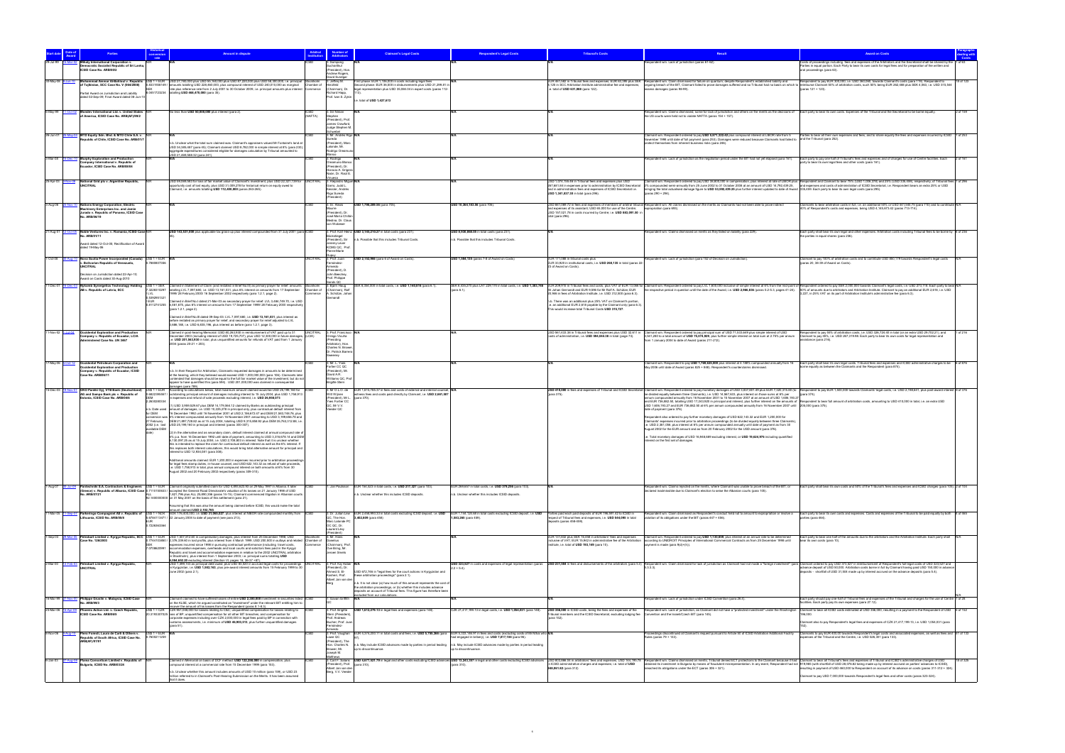| Start date | Date of Award | Parties | Historical conversion rate | Amount in dispute | Arbitral Institution | Number of Arbitrators | Claimant's Legal Costs | Respondent's Legal Costs | Tribunal's Costs | Result | Award on Costs | Paragraphs dealing with Costs |
|---|---|---|---|---|---|---|---|---|---|---|---|---|
| 29-Jul-00 | 15-Mar-02 | Mihaly International Corporation v. Democratic Socialist Republic of Sri Lanka, ICSID Case No. ARB/00/2 | N/R | | ICSID | 3: Sompong Sucharitkul (President), Andrew Rogers, David Suratgar | N/A | N/A | N/A | Respondent win. Lack of jurisdiction (para 61-62). | Costs of proceedings including fees and expenses of the Tribunal and the Secretariat shall be shared by the Parties in equal portion. Each Party to bear its own costs for legal fees and for preparation of the written and oral proceedings (para 62). | 1 of 63 |
| 26-May-08 | 8-Jun-10 | Mohammad Ammar Al-Bahloul v. Republic of Tajikistan, SCC Case No. V (064/2008) Partial Award on Jurisdiction and Liability dated 02-Sep-09; Final Award dated 08-Jun-10 | USD 1 = EUR 0.6577608161 SEK 6.5651723234 | USD 27,780,000 plus USD 56,160,000 plus USD 87,220,000 plus USD 81,300,000, i.e. principal amounts totalling USD 228,460,000, plus compound interest of USD 283,013,000 as marginal rate plus reference rate from 2 July 2007 to 30 October 2009; i.e. principal amounts plus interest totalling USD 480,473,000 (para 35). | Stockholm Chamber of Commerce | 3: Jeffrey M. Hertzfeld (Chairman), Dr. Richard Happ, Prof. Ivan S. Zykin | First phase: EUR 1,155,000 in costs including legal fees; Second phase: EUR 38,000 in disbursements plus USD 21,298.41 in legal representation costs plus USD 29,884.09 in expert costs (paras 112-113). i.e. total of USD 1,427,613 | N/A | EUR 451,962 in Tribunal fees and expenses; EUR 65,399 plus SEK 1,125 in SCC Arbitration Institute administrative fee and expenses; i.e. total of USD 631,868 (para 122). | Respondent win. Claim dismissed for failure on quantum, despite Respondent's established liability and ongoing breach of the BIT. Claimant failed to prove damages suffered and so Tribunal had no basis on which to assess damages (paras 98-99). | Respondent to pay EUR 308,000, i.e. USD 380,948 towards Claimant's costs (para 119). Respondent to reimburse Claimant 50% of arbitration costs, such 50% being EUR 262,680 plus SEK 0, i.e. USD 315,544 (paras 121 + 123). | 18 of 123 |
| 6-May-99 | 11-Oct-02 | Mondev International Ltd. v. United States of America, ICSID Case No. ARB(AF)/99/2 | N/R | No less than USD 50,000,000 (para 2). | ICSID (NAFTA) | 3: Sir Ninian Stephen (President), Prof. James Crawford, Judge Stephen M. Schwebel | N/A | N/A | N/A | Respondent win. Claims dismissed, some for lack of jurisdiction and others on the merits as the decisions of the US courts were held not to violate NAFTA (paras 154 + 157). | Each party to bear its own costs. Expenses of the Tribunal and the Secretariat to be borne equally. | 2 of 159 |
| 26-Jun-01 | 25-May-04 | MTD Equity Sdn. Bhd. & MTD Chile S.A. v. Republic of Chile, ICSID Case No. ARB/01/7 | N/R | N/A n.b. Unclear what the total sum claimed was. Claimant's appraisers valued Mr Fontaine's land at USD 34,585,487 (para 60); Claimant claimed USD 8,782,005 in simple interest at 6% (para 236); aggregate expenditures considered eligible for damages calculation by Tribunal amounted to USD 21,495,668.32 (para 241). | ICSID | 3: Dr. Andrés Rigo Sureda (President), Marc Lalonde, Mr Rodrigo Oreamuno Blanco | N/A | N/A | N/A | Claimant win. Respondent ordered to pay USD 5,871,322.42 plus compound interest at LIBOR rate from 5 November 1998 until date of full payment (para 253). Damages were reduced because Claimants had failed to protect themselves from inherent business risks (para 246). | Parties to bear all their own expenses and fees, and to share equally the fees and expenses incurred by ICSID and the Tribunal (para 252). | 1 of 253 |
| 3-Mar-08 | 15-Dec-10 | Murphy Exploration and Production Company International v. Republic of Ecuador, ICSID Case No. ARB/08/4 | N/R | N/A | ICSID | 3: Rodrigo Oreamuno Blanco (President), Dr. Horacio A. Grigera Naón, Dr. Raúl E. Vinuesa | N/A | N/A | N/A | Respondent win. Lack of jurisdiction as the negotiation period under the BIT had not yet elapsed (para 161). | Each party to pay one half of Tribunal's fees and expenses and of charges for use of Centre facilities. Each party to bear its own legal fees and other costs (para 161). | 2 of 161 |
| 25-Apr-03 | 3-Nov-08 | National Grid plc v. Argentine Republic, UNCITRAL | N/R | USD 59,096,983 for loss of fair market value of Claimant's investment, plus USD 22,321,139 for opportunity cost of lost equity, plus USD 31,005,278 for historical return on equity owed to Claimant, i.e. amounts totalling USD 112,400,000 (paras 263-265). | UNCITRAL | 3: Andrés Rigo Sureda (President), Alejandro Garro, Judd L. Kessler | N/A | N/A | USD 1,074,186.66 in Tribunal fees and expenses plus USD 287,951.24 in expenses prior to administration by ICSID Secretariat and fees in administrative fees and expenses of ICSID Secretariat in total, i.e. USD 1,361,837.38 in total (para 296). | Claimant win. Respondent ordered to pay USD 38,600,000 in compensation, plus interest at rate of LIBOR plus 1% compounded semi-annually from 25 June 2002 to 31 October 2008 at an amount of USD 14,792,439.25, bringing the total actualised damage figure to USD 53,392,439.25 plus further interest to date of Award (paras 290 + 294). | Respondent and Claimant to bear 75% (USD 1,066,378) and 25% (USD 338,699), respectively, of Tribunal fees and expenses and costs of administration of ICSID Secretariat, i.e. Respondent bears an extra 25% or USD 339,459. Each party to bear its own legal costs. | 1 of 296 |
| 5-Aug-06 | 24-Nov-10 | Nations Energy Corporation, Electric Machinery Enterprises Inc. and Jaime Jurado v. Republic of Panama, ICSID Case No. ARB/06/19 | N/R | N/A | ICSID | 3: Alexis Mourre (President), Dr José María Chillón Medina, Dr. Claus von Wobeser | USD 1,788,299.54 (para 726). | USD 20,394,193.96 (para 726). | USD 661,000.72 in fees and expenses of members of arbitral tribunal and expenses of its assistant; USD 66,000 for use of the Centre; USD 157,021.79 in costs incurred by Centre; i.e. USD 883,991.90 in total (para 726). | Respondent win. All claims dismissed on the merits as Claimants had not been able to prove indirect expropriation (para 665). | Claimants to bear arbitration costs in full, i.e. an additional 50% or USD 441,995 (para 715) and to contribute 50% of Respondent's costs and expenses, being USD 4,165,673.42 (paras 713-714). | N/A |
| 21-Aug-01 | 12-Oct-05 | Noble Ventures Inc. v. Romania, ICSID Case No. ARB/01/11 Award dated 12-Oct-05; Rectification of Award dated 19-May-06 | N/R | USD 103,531,000 plus applicable tax gross-up plus interest compounded from 27 July 2001 (para 35). | ICSID | 3: Prof. Karl-Heinz Böckstiegel (President), Sir Jeremy Lever KCMG QC, Prof. Pierre-Marie Dupuy | USD 3,165,210.57 in total costs (para 231). n.b. Possible that this includes Tribunal Costs | USD 6,936,060.05 in total costs (para 231). n.b. Possible that this includes Tribunal Costs | N/A | Respondent win. Claims dismissed on merits as they failed on liability (para 230). | Each party shall bear its own legal and other expenses. Arbitration costs including Tribunal fees to be borne by the parties in equal shares (para 236). | 4 of 236 |
| 1-Oct-08 | 30-Aug-10 | Nova Scotia Power Incorporated (Canada) v. Bolivarian Republic of Venezuela, UNCITRAL Decision on Jurisdiction dated 22-Apr-10; Award on Costs dated 30-Aug-2010 | USD 1 = EUR 0.7986807066 | N/A | UNCITRAL | 3: Prof. Juan Fernández-Armesto (President), Dr. John Beechey, Prof. Philippe Sands QC | USD 2,132,986 (para 8 of Award on Costs). | USD 1,604,135 (paras 7-8 of Award on Costs). | EUR 177,086 in tribunal costs plus EUR 23,829 in institutional costs, i.e. USD 268,135 in total (para 22-23 of Award on Costs). | Respondent win. Lack of jurisdiction (para 152 of Decision on Jurisdiction). | Claimant to pay 100% of arbitration costs and to contribute USD 803,179 towards Respondent's legal costs (paras 35, 38-39 of Award on Costs). | N/A |
| 11-Dec-01 | 16-Dec-03 | Nykomb Synergetics Technology Holding AB v. Republic of Latvia, SCC | USD 1 = SEK 7.3228310297 LVL 0.5282... EUR 0.8112741255 | Claimed in Statement of Claim (and restated in Brief No.II) as primary prayer for relief: amounts totalling LVL 7,597,660, i.e. USD 13,161,831, plus 6% interest on amounts from 17 September 1999-28 February 2000 16 September 2002 respectively (para 1.2.1, page 2). Claimed in Brief No.II dated 21-Mar-03 as secondary prayer for relief: LVL 3,484,749.15, i.e. USD 6,597,875, plus 6% interest on amounts from 17 September 1999-28 February 2000 respectively (para 1.2.1, page 2). Claimed in Brief No.III dated 09-Sep-03: LVL 7,597,660, i.e. USD 13,161,831, plus interest as before restated as primary prayer for relief, and secondary prayer for relief adjusted to LVL 3,686,198, i.e. USD 6,385,196, plus interest as before (para 1.2.1, page 2). | Stockholm Chamber of Commerce | 3: Bjarne Haug (Chairman), Dr. Johan Gernandt, Mr. Rolf A. Schütze | SEK 6,394,909 in total costs, i.e. USD 1,143,016 (para 6.1). | SEK 6,433,270 plus LAT 229,174 in total costs, i.e. USD 1,383,766 (para 6.1). | EUR 209,816 in Tribunal fees and costs, plus VAT of EUR 13,088 for Mr Johan Gernandt and EUR 9,996 for Mr Rolf A. Schütze; EUR 20,986 in fees of Arbitration Institute, i.e. USD 312,920 (para 6.2). n.b. There was an additional plus 25% VAT on Claimant's portion, i.e. an additional EUR 2,618 payable by the Claimant only (para 6.3). This would increase total Tribunal Costs USD 315,727. | Claimant win. Respondent ordered to pay LVL 1,600,000 inclusive of simple interest at 6% from the recipient of the respective period in question until the date of the Award, i.e. USD 2,998,836 (paras 5.2-5.3, pages 41-24). | Respondent ordered to pay SEK 2,000,000 towards Claimant's legal costs, i.e. USD 273,115. Each party to bear 50% of amounts due to arbitrators and Arbitration Institute. Claimant to pay an additional EUR 2,618, i.e. USD 3,227, in 25% VAT as its part of Arbitration Institute's administrative fee (para 6.3). | N/A |
| 11-Nov-02 | 1-Jul-04 | Occidental Exploration and Production Company v. Republic of Ecuador, London Court of International Arbitration Administered Case No. UN 3467 | N/R | Claimed in post-hearing Memorial: USD 80,263,936 in reimbursement of VAT paid up to 31 December 2003 (including interest of USD 19,725,757), plus USD 12,300,000 in future damages, i.e. USD 201,963,936 in total, plus unquantified amounts for refunds of VAT paid from 1 January 2004 (paras 20-21 + 203). | UNCITRAL (LCIA) | 3: Prof. Francisco Orrego Vicuña (Presiding Arbitrator), Hon. Charles N. Brower, Dr. Patrick Barrera Sweeney | N/A | N/A | USD 661,435.36 in Tribunal fees and expenses plus USD 32,611 in costs of administration, i.e. USD 694,046.36 in total (para 74). | Claimant win. Respondent ordered to pay principal sum of USD 71,533,649 plus simple interest of USD 3,541,290 to a total amount of USD 75,074,939, plus further simple interest on such sum at 2.75% per annum from 1 January 2004 to date of Award (paras 211-212). | Respondent to pay 50% of arbitration costs, i.e. USD 326,726.68 in total (or an extra USD 29,702.21), and Claimant to pay 50%, i.e. USD 267,319.68. Each party to bear its own costs for legal representation and assistance (para 216). | 1 of 216 |
| 17-May-06 | 5-Oct-12 | Occidental Petroleum Corporation and Occidental Exploration and Production Company v. Republic of Ecuador, ICSID Case No. ARB/06/11 | N/R | N/A n.b. In their Request for Arbitration, Claimants requested damages in amounts to be determined at the hearing, which they believed would exceed USD 1,000,000,000 (para 104). Claimants later contended that damages should be equal to the full fair market value of the investment, but do not appear to have quantified this (para 660). USD 261,000,000 was claimed in consequential damages (para 785). | ICSID | 3: Mr. L. Yves Fortier CC QC (President), Mr. David A.R. Williams QC, Prof. Brigitte Stern | N/A | N/A | N/A | Claimant win. Respondent to pay USD 1,769,625,000 plus interest at 4.188% compounded annually from 16 May 2006 until date of Award (paras 825 + 849). Respondent's counterclaims dismissed. | Each party shall bear its own legal costs. Tribunal fees and expenses and ICSID administrative charges to be borne equally by the Claimants and the Respondent (para 876). | 8 of 876 |
| 13-Dec-04 | 19-Nov-07 | OKO Pankki Oyj, VTB Bank (Deutschland) AG and Sampo Bank plc v. Republic of Estonia, ICSID Case No. ARB/04/6 | USD 1 = EUR 0.6822388161 DEM 2.2655862534 n.b. Date used as it is conversion rate at 27 February 2002 (i.e. last available DEM date) | According to calculations below, total maximum amount claimed would be USD 29,188,766 for outstanding principal amount of damages including interest to 15 July 2004, plus USD 1,758,913 in expenses and refund of sale proceeds wrongfully treated, i.e. USD 28,058,073. (1) USD 3,558,928.97 plus DEM 15,179,364.12 claimed by Banks as outstanding principal amount of damages, i.e. USD 10,225,270 in principal only, plus contractual default interest from 16 December 1992 until 16 November 2001 at USD 2,194,672.47 and DEM 21,855,156.76, plus 8% interest compounded annually from 16 November 2001 amounting to USD 3,596,686.78 and DEM 21,897,729.62 as of 15 July 2004, totalling USD 9,315,958.92 plus DEM 35,753,172.88, i.e. USD 25,199,160 in principal and interest (paras 300-307). (2) In the alternative and as secondary claim, default interest claimed at annual compound rate of 8% p.a. from 16 December 1992 until date of payment, amounting to USD 3,378,670.16 and DEM 8,130,997.25 as at 15 July 2004, i.e. USD 2,708,863 in interest. Note that it is unclear whether this is intended to replace the claim for contractual default interest as well as the 8% interest. If this replaces both interest calculations, this would bring total alternative amount for principal and interest to USD 12,934,001 (para 308). Additional amounts claimed: EUR 1,200,000 in expenses incurred prior to arbitration proceedings for legal fees stamp duties, in-house counsel, and USD 542,143.32 as refusal of sale proceeds, i.e. USD 1,758,913 in total, plus unquantified compound interest on both amounts at 8% from 30 August 2002 and 20 February 2002 respectively (paras 309-310). | ICSID | 3: Mr D.L.C. de Witt Wijnen (President), Mr L. Yves Fortier QC, Mr V.V. Veeder QC | EUR 1,878,783.37 in fees and costs of external and internal counsel, witness fees and costs paid directly by Claimant, i.e. USD 2,681,587 (para 370). | N/A | USD 610,000 in fees and expenses of Tribunal and ICSID Secretariat (para 375). | Claimant win. Respondent ordered to pay monetary damages of USD 3,837,681.49 plus EUR 7,520,319.60 (to be divided equally between three Claimants), i.e. USD 14,867,633, plus interest on those sums at 8% per annum compounded annually from 16 November 2001 to 16 November 2007 at an amount of USD 1,659,150.27 and EUR 736,862.58, totalling USD 17,243,628 in principal and interest, plus further interest on the amounts of USD 1,659,150.27 and EUR 736,862.58 at 6% per annum compounded annually from 16 November 2007 until date of payment (para 376). Respondent also ordered to pay further monetary damages of USD 622,143.32 and EUR 1,200,000 for Claimants' expenses incurred prior to arbitration proceedings (to be divided equally between three Claimants), i.e. USD 2,381,056, plus interest at 8% per annum compounded annually until date of payment from 30 August 2002 for the EUR amount and as from 20 February 2002 for the USD amount (para 376). n.b. Total monetary damages of USD 19,848,689 excluding interest, or USD 19,624,976 including quantified interest on the first set of damages. | Respondent to pay EUR 1,000,000 towards Claimants' legal costs, i.e. USD 2,789,651, plus post award interest (para 374). Respondent to bear full amount of arbitration costs, amounting to USD 610,000 in total, i.e. an extra USD 305,000 (para 375). | 4 of 376 |
| 7-Aug-07 | 30-Jul-09 | Pantechniki S.A. Contractors & Engineers (Greece) v. Republic of Albania, ICSID Case No. ARB/07/21 | USD 1 = EUR 0.7111150433 ALL 82.1400000000 | Claimant originally submitted claim for USD 4,895,623.95 on 29 May 1997 in Albania. It later accepted the General Road Directorate's valuation of its losses on 21 January 1998 of USD 3,021,796 plus ALL 26,890,398 (paras 14-15). Claimant commenced litigation in Albanian courts on 31 May 2001 on the basis of this settlement (para 21). Assuming that this was also the amount being claimed before ICSID, this would make the total amount claimed USD 2,152,795. | ICSID | 1: Jan Paulsson | EUR 164,323 in total costs, i.e. USD 277,327 (para 103). n.b. Unclear whether this includes ICSID deposits. | EUR 269,847 in total costs, i.e. USD 379,256 (para 103). n.b. Unclear whether this includes ICSID deposits. | N/A | Respondent win. Claims rejected on the merits, where Claimant was unable to prove breach of the BIT, or declared inadmissible due to Claimant's election to enter the Albanian courts (para 105). | Each party shall bear its own costs and 50% of the Tribunal's fees and expenses and ICSID charges (para 105). | 2 of 105 |
| 11-Mar-05 | 11-Sep-07 | Parkerings-Compagniet AS v. Republic of Lithuania, ICSID Case No. ARB/05/8 | USD 1 = NOK 5.6758173471 EUR 0.7228963566 | LTL 75,613,000 plus NOK 176,800,000, i.e. USD 21,969,027, plus interest at NIBOR rate compounded monthly from 22 January 2000 to date of payment (see para 273). | ICSID | 3: Dr. Julian Lew QC, The Hon. Marc Lalonde PC OC QC, Dr. Laurent Lévy (President) | NOK 2,458,993.33 in total costs excluding ICSID deposit, i.e. USD 3,402,800 (para 456). | EUR 1,144,125.68 in total costs excluding ICSID deposit, i.e. USD 1,583,295 (para 456). | Parties paid each paid deposits of EUR 196,991.42 to ICSID in respect of Tribunal fees and expenses, i.e. USD 544,095 in total deposits (paras 458-459). | Respondent win. Claim dismissed as Respondent's conduct held not to amount to expropriation or involve a violation of its obligations under the BIT (paras 447 + 456). | Each party to bear its costs and expenses. Costs and expenses of the Tribunal to be paid equally by both parties (para 464). | 8 of 465 |
| 7-Sep-03 | 29-Mar-05 | Petrobart Limited v. Kyrgyz Republic, SCC Case No. 126/2003 | USD 1 = EUR 0.7744134861 SEK 7.0708620991 | USD 1,607,612.05 in compensatory damages, plus interest from 20 December 1998; USD 2,576,339.60 in lost profits, plus interest from 4 March 1999; USD 220,000 in outlays and related expenses incurred since 1998 in pursuing contractual performance including travel costs, accommodation expenses, overheads and local courts and solicitors fees paid in the Kyrgyz Republic and travel and accommodation expenses in relation to the 2002 UNCITRAL arbitration in Stockholm), plus interest from 1 September 2003; i.e. principal sums totalling USD 4,404,952.05 excluding interest (Section VII, pages 19, 39-37 + 67). | Stockholm Chamber of Commerce | 3: Mr Hans Danelius (Chairman), Prof. Ove Bring, Mr Jeroen Smets | N/A | N/A | EUR 173,430 plus SEK 16,408 in arbitrators' fees and expenses inclusive of VAT; EUR 15,842 in administrative fee of the Arbitration Institute; in total of USD 153,149 (para 1?). | Claimant win. Respondent ordered to pay USD 1,130,859, plus interest at an annual rate to be determined according to UNIDROIT Principles of International Commercial Contracts as from 23 December 1998 until payment is made (para IX(1)-(1)). | Each party to bear one half of the amounts due to the arbitrators and the Arbitration Institute. Each party shall bear its own costs (para 1x). | |
| 2-Mar-00 | 13-Feb-03 | Petrobart Limited v. Kyrgyz Republic, UNCITRAL | N/R | USD 1,091,118 as principal debt, plus USD 88,426 in pecuniary damages for legal costs for proceedings in Kyrgyzstan, i.e. USD 1,082,163, plus pre-award interest amounts from 15 February 1999 to 30 June 2002 (para 2.1). | UNCITRAL | 3: Prof. Kaj Hobér (President), Dr. Ahmed S. El-Kosheri, Prof. Albert Jan van den Berg | USD 472,758 in "legal fees for the court actions in Kyrgyzstan and these arbitration proceedings" (para 2.1). n.b. It is not clear (a) how much of this amount represents the costs of the arbitration proceedings, or (b) whether this includes advance deposits on account of Tribunal fees. This figure has therefore been excluded from our calculations. | USD 223,927 in costs and expenses of legal representation (paras 2.2 + 5.4). | USD 231,560 in fees and disbursements of the arbitrators (para 5.4). | Respondent win. Claim dismissed for lack of jurisdiction as Claimant had not made a "foreign investment" (para 5.3.3). | Claimant ordered to pay USD 373,627 in reimbursement of Respondent's full legal costs of USD 223,927 and advance deposit of USD 60,000. Arbitration costs borne in full by Claimant having paid USD 150,000 in advance deposits – shortfall of USD 21,560 made up by interest accrued on the advance deposits (para 5.4). | |
| 18-Mar-99 | 27-Nov-00 | Philippe Gruslin v. Malaysia, ICSID Case No. ARB/99/3 | N/R | Claimant claimed to have suffered losses of entire USD 2,000,000 investment in securities listed on the KLSE, which he argued constituted an "investment" under the relevant BIT entitling him to recover the amount of his losses from the Respondent (para 8.1-8.3). | ICSID | 1: Gavan Griffith QC | N/A | N/A | N/A | Respondent win. Lack of jurisdiction under ICSID Convention (para 26.5). | Claimant to pay one half of Tribunal fees and expenses of the use of Centre facilities. Each party pay its own expenses (para 27.2). | 1 of 28 |
| 15-Mar-06 | 15-Apr-09 | Phoenix Action Ltd. v. Czech Republic, ICSID Case No. ARB/06/5 | USD 1 = CZK 20.3180307525 | CZK 730,000,000 for losses relating to Bao, unquantified damages for losses relating to loss of BP, unquantified compensation for all other BIT breaches, and compensation for corporate expenses including over CZK 2,000,000 in legal fees paid by BP in connection with customs assessments, i.e. minimum of USD 46,965,813, plus further unquantified damages (para 91). | ICSID | 3: Prof. Brigitte Stern (President), Prof. Andreas Bucher, Prof. Juan Fernández-Armesto | USD 1,813,279.13 in legal fees and expenses (para 149). | CZK 21,417,199.13 in legal costs, i.e. USD 1,054,071 (para 150). | USD 398,085 in ICSID costs, being the fees and expenses of the Tribunal members and the ICSID Secretariat, excluding lodging fees (para 152). | Respondent win. Lack of jurisdiction, as Claimant did not have a "protected investment" under the Washington Convention and the Israeli/Czech BIT (para 145). | Claimant to bear all ICSID costs estimated at USD 398,085, resulting in a payment to the Respondent of USD 199,060. Claimant also to pay Respondent's legal fees and expenses of CZK 21,417,199.13, i.e. USD 1,054,071 (para 152). | 4 of 152 |
| 8-Nov-06 | 4-Aug-10 | Piero Foresti, Laura de Carli & Others v. Republic of South Africa, ICSID Case No. ARB(AF)/07/01 | USD 1 = EUR 0.7806211269 | N/A | ICSID | 3: Prof. Vaughan Lowe QC (President), Hon. Charles N. Brower, Mr Joseph M. Matthews | EUR 4,374,203.11 in total costs and fees, i.e. USD 5,790,366 (para 123). n.b. May include ICSID advances made by parties in period leading up to discontinuance. | EUR 5,333,185.61 in fees and costs (excluding costs of BEE Works who had engaged in lobbying), i.e. USD 7,017,194 (para 1?). n.b. May include ICSID advances made by parties in period leading up to discontinuance. | N/A | Proceedings discontinued at Claimant's request pursuant to Article 50 of ICSID Arbitration Additional Facility Rules (para 79 + 133). | Claimants to pay EUR 400,000 towards Respondent's legal costs and associated expenses, as well as fees and expenses of the Tribunal and the Centre, i.e. USD 526,301 (para 133). | 6 of 133 |
| 24-Jan-03 | 27-Aug-08 | Plama Consortium Limited v. Republic of Bulgaria, ICSID Case No. ARB/03/24 | N/R | Claimed damages on basis of DCF method: USD 122,300,000 in compensation, plus compound interest at a commercial rate from 15 December 1999 (para 153). n.b. Unclear whether this amount includes amounts of USD 10 million (para 158), or USD 20 million referred to in Claimant's Post-Hearing Submission on the Merits. It has been assumed that it does. | ICSID | 3: Carl F. Salans (President), Prof. Albert Jan van den Berg, V.V. Veeder | USD 1,221,571.79 in legal and other costs excluding ICSID advance deposits (para 315). | USD 13,244,397 in legal and other costs excluding ICSID advance deposits (para 316). | USD 923,906.55 in arbitrators' fees and expenses, USD 154,789.70 in ICSID administrative charges and expenses, i.e. total of USD 940,993.42 (para 312). | Respondent win. Claims dismissed on merits. Tribunal denied ECT protections to the Claimant because it had obtained its investment in Bulgaria by means of fraudulent misrepresentation. In any event, Respondent had not breached its obligations under the ECT (paras 309 + 321). | Claimant to bear all Tribunal's fees and expenses of Tribunal and ICSID's administrative charges of USD 910,585 (with shortfall of USD 29,376.82 being made up from interest accrued on parties' advances to ICSID), resulting in payment of USD 460,000 to Respondent on account of its advance on costs (paras 311-312 + 321). Claimant to pay USD 7,000,000 towards Respondent's legal fees and other costs (paras 323-325). | 18 of 325 |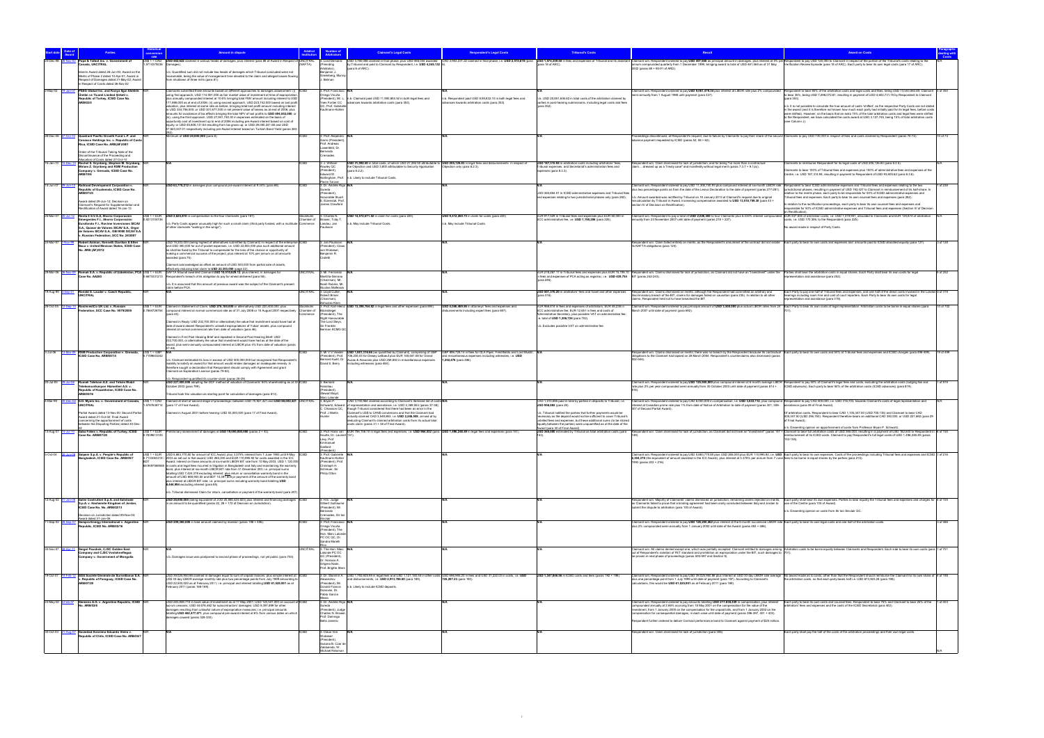| Start date | Date of Award | Parties | Historical conversion rate | Amount in dispute | Arbitral Institution | Number of Arbitrators | Claimant's Legal Costs | Respondent's Legal Costs | Tribunal's Costs | Result | Award on Costs | Paragraphs dealing with Costs |
|---|---|---|---|---|---|---|---|---|---|---|---|---|
| 29-Dec-98 | 26-Nov-02 | **Pope & Talbot Inc. v. Government of Canada, UNCITRAL** Interim Award dated 26-Jun-00; Award on the Merits of Phase 2 dated 10-Apr-01; Award in Respect of Damages dated 31-May-02; Award in Respect of Costs dated 26-Nov-02 | USD 1 = CAD 1.571437626 | **USD 492,622** claimed in total damages, plus interest (para 86 of Award in Respect of Damages). i.e. Quantified sum did not include two heads of damages which Tribunal concluded were not recoverable, being the value of management time devoted to the claim and alleged losses flowing from shutdown of three mills (para 81). | UNCITRAL (NAFTA) | 3: Lord Dervaird (Presiding Arbitrator), Benjamin J. Greenberg, Murray J. Belman | USD 3,780,086 claimed in final phase, plus USD 609,048 awarded by Tribunal and paid to Claimant by Respondent, i.e. **USD 4,389,134** (para 6 of ARC) | CAD 3,693,221.22 claimed in final phase, i.e. **USD 2,310,678** (para 18 of ARC) | **USD 1,474,238.50** in fees and expenses of Tribunal and its assistant (para 18 of ARC) | Claimant won. Respondent ordered to pay **USD 461,566** as principal amount in damages, plus interest at 6% per annum compounded quarterly from 1 December 1998 bringing to total of USD 581,565 as of 31 May 2002 (paras 88-90 of ARD) | Respondent to pay USD 120,000 to Claimant in respect of the portion of the Tribunal's costs relating to the Verification Review Episode (para 18 of ARC). Each party to bear its own legal costs (para 17 of ARC). | N/A |
| 3-Sep-02 | 19-Jan-07 | **PSEG Global Inc. and Konya Ilgin Elektrik Üretim ve Ticaret Limited Şirketi v. Republic of Turkey, ICSID Case No. ARB/02/5** | N/R | Claimants submitted three amounts based on different approaches to damages assessment: i) USD 118,961,000 as fair market value of investment at time of expropriation, plus annually compounded interest at 10.6% bringing total NPV amount including interest to USD 171,986,000 as at end of 2006; (ii) using second approach, USD 223,192,000 based on lost profit valuation, plus interest at same rate as before, bringing total lost profit amount including interest to USD 334,786,000; or USD 301,677,000 in net present value of losses as of end of 2006, plus amounts for avoidance of tax effects bringing the total NPV of lost profit to **USD 490,052,000**; or (iii), using the third approach, USD 27,941,743.33 in expenses estimated on the basis of opportunity cost of investment up to end of 2006 including pre-Award interest based on cost of equity or USD 49,608,131.84 resulting from tax gross-up; or USD 29,080,241.66 and USD 57,923,047.01 respectively including pre-Award interest based on Turkish Bond Yield (paras 283-292). | ICSID | 3: Prof. Francisco Orrego Vicuña (President), Mr. L. Yves Fortier CC, QC, Prof. Gabrielle Kaufmann-Kohler | **N/A** i.e. Claimant paid USD 11,960,800.52 in both legal fees and advances towards arbitration costs (para 353). | **N/A** i.e. Respondent paid USD 8,958,832.10 in both legal fees and advances towards arbitration costs (para 353). | **N/A** i.e. USD 20,681,636.62 in total costs of the arbitration claimed by parties in post-hearing submissions, including legal costs and fees (para 352). | Claimant won. Respondent ordered to pay **USD 9,061,479.34** plus interest at LIBOR rate plus 2% compounded semi-annually from 1 August 1998 until payment (para 337). | Respondent to bear 65% of the arbitration costs and legal costs and fees, being USD 13,003,860.55; Claimant to bear 35%, being USD 7,286,072.81, resulting in payment of USD 4,602,771.70 by Respondent to Claimant (para 353). i.e. It is not possible to calculate the true amount of costs "shifted", as the respective Party Costs are not stated in the award (and it is therefore unknown how much each party had initially paid for its legal fees, before costs were shifted). However, on the basis that an extra 15% of the total arbitration costs and legal fees were shifted to the Respondent, we have calculated the costs award of USD 3,127,745, being 15% of total arbitration costs (see Column J). | 3 of 364 |
| 28-Dec-06 | 27-Oct-10 | **Quadrant Pacific Growth Fund L.P. and Canasco Holdings Inc. v. Republic of Costa Rica, ICSID Case No. ARB(AF)/08/1** Order of the Tribunal Taking Note of the Discontinuance of the Proceeding and Allocation of Costs dated 27-Oct-10 | N/R | Minimum of **USD 20,000,000** (para 8). | ICSID | 3: Prof. Alejandro Garro (President), Prof. Andreas Lowenfeld, Dr. Bernardo Cremades | N/A | N/A | N/A | Proceedings discontinued. At Respondent's request, due to failure by Claimants to pay their share of the second advance payment requested by ICSID (paras 52, 56 – 62). | Claimants to pay USD 100,000 in respect of fees and costs incurred by Respondent (paras 70-72). | 70 of 73 |
| 18-Jan-10 | 10-Dec-10 | **Rachel S. Grynberg, Stephen M. Grynberg, Miriam Z. Grynberg and RSM Production Company v. Grenada, ICSID Case No. ARB/10/6** | N/R | N/A | ICSID | 3: J. William Rowley QC (President), Edward W. Nottingham, Prof. Pierre Tercier | **USD 31,992.00** in total costs, of which USD 27,292.00 attributable to the Objection and USD 3,800 attributable to Security Application (para 8.2.2). i.e. Likely to include Tribunal Costs. | **USD 255,126.63** in legal fees and disbursements in respect of Objection only (para 8.2.3). | **USD 107,216.94** in arbitration costs including arbitrators' fees, Tribunal expenses, and Secretariat's administrative fees and expenses (para 8.3.3). | Claimants lost. Claim dismissed for lack of jurisdiction, and for being "no more than a contractual claim ... dressed up as a Treaty case" and manifestly without legal merit (paras 7.3.7 + 8.1(a)). | Claimants to reimburse Respondent for its legal costs of USD 255,126.63 (para 8.3.5). Claimants to bear 100% of Tribunal fees and expenses plus 100% of administrative fees and expenses of the Centre, i.e. USD 107,216.94, resulting in payment to Respondent of USD 93,669.62 (para 8.3.6). | N/A |
| 15-Jun-07 | 29-Jun-12 | **Railroad Development Corporation v. Republic of Guatemala, ICSID Case No. ARB/07/23** Award dated 29-Jun-12; Decision on Claimant's Request for Supplementation and Rectification of Award dated 18-Jan-13 | N/R | **USD 63,778,212** in damages plus compound pre-award interest at 6.34% (para 68). | ICSID | 3: Dr. Andrés Rigo Sureda (President), Honorable Stuart E. Eizenstat, Prof. James Crawford | N/A | N/A | USD 866,684.81 in ICSID administrative expenses and Tribunal fees and expenses relating to two jurisdictional phases only (para 283). i.e. Amount awarded was rectified by Tribunal on 18 January 2013 at Claimant's request due to wrongful miscalculation by Tribunal in Award, increasing compensation awarded to **USD 13,516,798.20** (para 43 + section IV of Decision on Rectification). | Claimant won. Respondent ordered to pay **USD 11,309,796.90** plus compound interest at six-month LIBOR rate plus two percentage points as from the date of the Lesivo Declaration to the date of payment (para 277-281). | Respondent to bear ICSID administrative expenses and Tribunal fees and expenses relating to the two jurisdictional phases, resulting in payment of USD 792,627 to Claimant in reimbursement of its half-share. In relation to the merits phase, each party to be responsible for 50% of ICSID administrative expenses and Tribunal fees and expenses. Each party to bear its own counsel fees and expenses (para 282). In relation to the rectification proceedings, each party to bear its own counsel fees and expenses and responsible for 50% of ICSID administrative expenses and Tribunal fees and expenses (Section IV of Decision on Rectification). | 1 of 238 |
| 29-Mar-07 | 20-Jul-12 | **Renta 4 S.V.S.A, Ahorro Corporación Emergentes F.I., Ahorro Corporación Eurofondo F.I., Rovime Inversiones SICAV S.A., Quasar de Valores SICAV S.A., Orgor de Valores SICAV S.A., GBI 9000 SICAV S.A. v. Russian Federation, SCC No. 24/2007** | USD 1 = EUR 0.8217036 | **USD 2,625,978** in compensation to the four Claimants (para 181). i.e. Party Costs appear unusually high for such a small claim (third party funder) with a multitude of other claimants "waiting in the wings". | Stockholm Chamber of Commerce | 3: Charles N. Brower, Toby T. Landau, Jan Paulsson | **USD 14,572,071.52** in claim for costs (para 220). i.e. May include Tribunal Costs. | **USD 9,412,293.13** in claim for costs (para 220). i.e. May include Tribunal Costs. | EUR 617,526 in Tribunal fees and expenses plus EUR 60,000 in SCC administrative fee, i.e. **USD 1,156,286** (para 226). | Respondent to pay a total of **USD 2,026,480** to four Claimants plus 6.93% interest compounded annually from 20 November 2007 until date of payment (paras 219 + 227). | EUR 837,684 to cover arbitration costs, i.e. USD 1,019,061, allocated to Claimants and EUR 139,670 of arbitration costs, i.e. USD 170,305 to the Respondent (para 225). No award made in respect of Party Costs. | N/A |
| 26-Mar-97 | 1-Nov-99 | **Robert Azinian, Kenneth Davitian & Ellen Baca v. United Mexican States, ICSID Case No. ARB (AF)/97/2** | N/R | USD 19,200,000 (being highest of alternatives submitted by Claimant) in respect of lost profits, and USD 380,000 for out of pocket expenses, i.e. USD 22,683,009 plus such additional amount as should be fixed by the Tribunal to compensate for the loss of the chance or opportunity of making a commercial success of the project, plus interest at 10% per annum on all amounts awarded (para 79). Claimant acknowledged as offset an amount of USD 500,000 from partial sale of assets, effectively reducing total claim to **USD 22,300,000** (page 22). | ICSID | 3: Jan Paulsson (President), Claus von Wobeser, Benjamin R. Civiletti | N/A | N/A | N/A | Respondent won. Claim failed entirely on merits, as the Respondent's annulment of the contract did not violate its NAFTA obligations (para 128). | Each party to bear its own costs and expenses and amounts paid to ICSID allocated equally (para 127). | 127 of 128 |
| 29-Mar-06 | 26-Nov-09 | **Romak S.A. v. Republic of Uzbekistan, PCA Case No. AA280** | USD 1 = CHF 0.98732 | **USD 10,910,036.12** claimed plus interest, or damages for Respondent's breach of its obligation to pay for wheat delivered (para 16). i.e. It is assumed that this amount of previous award was the subject of the Claimant's present claim before PCA. | UNCITRAL | 3: Mr. Fernando Mantilla-Serrano (Chairman), Mr. Noah Rubins, Mr. Nicolas Molfessis | N/A | N/A | EUR 278,267.11 in Tribunal fees and expenses plus EUR 16,199.15 in fees and expenses of PCA acting as registrar, i.e. **USD 426,754** (para 244). | Respondent won. Claims dismissed for lack of jurisdiction, as Claimant did not have an "investment" under the BIT (paras 242-243). | Parties shall bear the arbitration costs in equal shares. Each Party shall bear its own costs for legal representation and assistance (para 252). | 47 of 252 |
| 18-Aug-99 | 3-Sep-01 | **Ronald S. Lauder v. Czech Republic, UNCITRAL** | N/R | N/A | UNCITRAL | 3: Dr. Lloyd Cutler, Robert Briner (Chairman), Bohuslav Klein | N/A | N/A | **USD 601,376.20** in arbitrators' fees and travel and other expenses (para 318). | Respondent won. Claims dismissed on merits: although the Respondent had committed an arbitrary and discriminatory breach of the BIT, claims for damages failed on causation (para 235). In relation to all other claims, Respondent held not to have breached the BIT. | Each Party to pay one-half of Tribunal fees and expenses, and one-half of the direct costs involved in the London hearings including room hire and cost of court reporters. Each Party to bear its own costs for legal representation and assistance (para 319). | 1 of 319 |
| 28-Oct-05 | 22-Sep-10 | **RosInvestCo UK Ltd. v. Russian Federation, SCC Case No. V079/2005** | USD 1 = EUR 0.786 | Claimed in Statement of Claim: USD 276,165,000 or alternatively USD 200,000,000 plus compound interest at normal commercial rate as of 01 July 2006. Claimed in Reply: USD 232,700,000 or alternatively the value that investment would have had at date of award absent Respondent's unlawful expropriations of Yukos' assets, plus compound interest at normal commercial rate from date of valuation (para 46). Claimed in First Post Hearing Brief and repeated in Second Post Hearing Brief: **USD 232,700,000**, or alternatively the value that investment would have had as at the date of award, plus semi-annually compounded interest at LIBOR plus 4% from date of valuation (paras 47-48). | Stockholm Chamber of Commerce | 3: Prof. Karl-Heinz Böckstiegel (President), The Right Honourable The Lord Steyn, Sir Franklin Berman KCMG QC | **USD 13,286,764.82** in legal fees and other expenses (para 684). | **USD 4,096,469.80** in attorneys' fees and expenses and disbursements including expert fees (para 687). | EUR 908,910 in fees and expenses of arbitrators, EUR 40,235 in SCC administrative fee, EUR 12,081 in fees and costs of SCC, i.e. total of **USD 1,208,724** (para 702). i.e. Excludes possible VAT on administrative fee. | Claimant won. Respondent ordered to pay principal amount of **USD 3,500,000** plus actual LIBOR rates from 24 March 2007 until date of payment (para 692). | Each Party to bear its own costs of legal representation. Arbitration costs to be borne in equal shares (para 701). | 10 of 702 |
| 9-Jul-09 | 12-Mar-10 | **RSM Production Corporation v. Grenada, ICSID Case No. ARB/05/14** | USD 1 = GBP 0.71865 | i.e. Claimant estimated its loss in excess of USD 500,000,000 but recognised that Respondent's inability to satisfy an award for that amount would render damages an inadequate remedy. It therefore sought a declaration that Respondent should comply with Agreement and grant Claimant an Exploration Licence (paras 79-80). i.e. Respondent qualified its counter-claim (paras 29-29). | ICSID | 3: Mr. V.V. Veeder (President), Prof. Bernard Audit, Dr. David B. Berry | **USD 1,881,316.80** (as quantified by Claimant), and miscellaneous expenses including witnesses (para 494). | GBP 894,726.14 in fees for DLA Piper, Freshfields and Lord Mustill, and miscellaneous expenses including witnesses, i.e. **USD 1,292,476** (para 496). | N/A | Respondent won. Claim dismissed on merits, there was no breach by the Respondent because its contractual obligations to the Claimant had lapsed on 28 March 2004. Respondent's counterclaims also dismissed (paras 502-504). | Each party to bear its own costs and 50% of Tribunal fees and expenses and ICSID charges (para 498-499). | 19 of 499 |
| 26-Jul-05 | 29-Jul-08 | **Rumeli Telekom A.S. and Telsim Mobil Telekomunikasyon Hizmetleri A.S. v. Republic of Kazakhstan, ICSID Case No. ARB/05/16** | N/R | **USD 237,000,000** adopting the DCF method of valuation of Claimants' 60% shareholding as at 30 October 2003 (para 798). Tribunal took this valuation as starting point for calculation of damages (para 813). | ICSID | 3: Bernard Hanotiau (President), Stewart Boyd, Marc Lalonde | N/A | N/A | N/A | Claimant won. Respondent ordered to pay **USD 125,000,000** plus compound interest at 6-month average LIBOR rate plus 2% per year compounded semi-annually from 30 October 2003 until date of payment (paras 814 + 819). | Respondent to pay 50% of Claimant's legal fees and costs, excluding the arbitration costs (lodging fee and ICSID advances). Each party to bear 50% of the arbitration costs (ICSID advances) (para 819). | 1 of 819 |
| 8-Mar-99 | 30-Dec-02 | **S.D. Myers, Inc. v. Government of Canada, UNCITRAL** Partial Award dated 13-Nov-00; Second Partial Award dated 21-Oct-02; Final Award (concerning the apportionment of costs between the Disputing Parties) dated 30-Dec-02 | USD 1 = CAD 1.5707 | Claimed at start of second stage of proceedings: between USD 75,921,621 and **USD 80,003,431** (para 17 of First Award). Claimed in August 2001 before hearing: USD 33,000,000 (para 17 of First Award). | UNCITRAL | 3: Dr. Bryan P. Schwartz, Edward C. Chiasson QC, Prof. J. Martin Hunter | CAD 3,740,964 claimed according to Claimant's itemised list of costs of representation and assistance, i.e. USD 2,389,953 (para 37-38). i.e. Though Tribunal considered that there had been an error in the Claimant's USD to CAD conversions and that the Claimant had actually claimed CAD 3,569,000, i.e. **USD 2,248,986**, arrived at by deducting Claimant's claimed arbitration costs from its actual total costs claim (paras 31 + 38 of Final Award). | N/A | CAD 1,910,000 paid in total by parties in deposits to Tribunal, i.e. **USD 936,595** (para 29). i.e. Tribunal notified the parties that further payments would be necessary as the deposit would not be sufficient to cover Tribunal's unbilled fees and expenses, but these additional sums (to be shared equally between the parties) were unquantified as at the date of the Award (para 30 of Final Award). | Claimant won. Respondent ordered to pay CAD 6,050,000 in compensation, i.e. **USD 3,852,112**, plus compound interest at Canadian prime rate plus 1% from date of Notice of Arbitration to date of payment (para 331, 309-307 of Second Partial Award). | Respondent to pay CAD 500,000, i.e. USD 318,750 towards Claimant's costs of legal representation and assistance (para 48 of Final Award). Of arbitration costs, Respondent to bear CAD 1,105,347.50 (USD 703,735) and Claimant to bear CAD 809,347.50 (USD 299,790). Respondent therefore bears an additional CAD 350,000, or USD 221,692 (para 29 of Final Award). i.e. Dissenting opinion on apportionment of costs from Professor Bryan P. Schwartz. | N/A |
| 19-Aug-11 | 11-Jul-13 | **Saba Fakes v. Republic of Turkey, ICSID Case No. ARB/07/20** | N/R | Preliminary assessment of damages at **USD 19,000,000,000** (paras 2 + 43). | ICSID | 3: Prof. Hans van Houtte, Dr. Laurent Lévy, Prof. Emmanuel Gaillard (President) | EUR 764,706.16 in legal fees and expenses, i.e. **USD 984,832** (para 151). | **USD 7,890,248.49** in legal fees and expenses (para 151). | **USD 355,000** estimated by Tribunal as total arbitration costs (para 153). | Respondent won. Claim dismissed for lack of jurisdiction, as Claimant did not have an "investment" (para 147 + 149). | Claimant to bear full arbitration costs of USD 355,000, resulting in a payment of USD 182,500 to Respondent in reimbursement of its ICSID costs. Claimant to pay Respondent's full legal costs of USD 7,890,248.49 (paras 153-155). | 6 of 155 |
| 5-Oct-04 | 30-Jun-09 | **Saipem S.p.A. v. People's Republic of Bangladesh, ICSID Case No. ARB/05/7** | USD 1 = EUR 0.7130 / BDT | **USD 6,664,770.85** for amount of ICC Award, plus 3.375% interest from 1 June 1993 until 9 May 2003 as set out in the award, plus interest on these amounts at six-month LIBOR, plus USD 5,000,000 for the warranty bond (para 83). i.e. Tribunal dismissed Claim for return, cancellation or payment of the warranty bond (para 201). | ICSID | 3: Prof. Gabrielle Kaufmann-Kohler (President), Prof. Christoph H. Schreuer, Sir Philip Otton | N/A | N/A | N/A | Claimant won. Respondent ordered to pay USD 5,883,779.88 plus USD 265,000 plus EUR 110,000.92, i.e. **USD 6,304,279** the equivalent of amount awarded in the ICC Award, plus interest at 3.375% per annum from 7 June 1993 (paras 202 + 214). | Each party to bear its own expenses. Costs of the proceedings including Tribunal fees and expenses and ICSID fees to be borne in equal shares by the parties (para 215). | 1 of 216 |
| 10-Aug-02 | 31-Jan-06 | **Salini Costruttori S.p.A. and Italstrade S.p.A. v. Hashemite Kingdom of Jordan, ICSID Case No. ARB/02/13** Decision on Jurisdiction dated 09-Nov-04; Award dated 31-Jan-06 | N/R | **USD 26,000,000** (being equivalent of JOD 26,861,424.82) plus interest and financing damages in an amount to be quantified (para 22, 28 + 172 of Decision on Jurisdiction). | ICSID | 3: H.E. Judge Gilbert Guillaume (President), Mr. Bernardo Cremades, Sir Ian Sinclair | N/A | N/A | N/A | Respondent won. Majority of Claimants' claims dismissed on jurisdiction; remaining claims rejected on merits, as Claimants failed to prove that a binding agreement had been orally concluded to submit the dispute to arbitration (para 100 of Award). | Each party shall bear its own expenses. Parties to bear equally the Tribunal fees and expenses and charges for use of the Centre (para 104 of Award). i.e. Dissenting opinion on merits from Sir Ian Sinclair QC. | 4 of 105 |
| 11-Sep-02 | 28-Sep-07 | **Sempra Energy International v. Argentine Republic, ICSID No. ARB/02/16** | N/R | **USD 209,300,000** in total amount claimed by investor (para 198 + 459). | ICSID | 3: Prof. Francisco Orrego Vicuña (President), The Hon. Marc Lalonde PC OC QC, Dr. Sandra Morelli Rico | N/A | N/A | N/A | Claimant won. Respondent ordered to pay **USD 128,250,462** plus interest at the 6-month successive LIBOR rate plus 2% compounded semi-annually from 1 January 2002 until date of payment (paras 483 + 486). | Each party to bear its own legal costs and one half of the arbitration costs. | 3 of 486 |
| 19-Nov-07 | 28-Apr-11 | **Sergei Paushok, CJSC Golden East Company and CJSC Vostokneftegaz Company v. Government of Mongolia** | N/R | N/A i.e. Damages issue was postponed to second phase of proceedings, not yet public (para 700). | UNCITRAL | 3: The Hon. Marc Lalonde PC OC QC (President), Dr. Horacio A. Grigera Naón, Prof. Brigitte Stern | N/A | N/A | N/A | Claimant won. All claims denied except one, which was partially accepted. Claimant entitled to damages arising out of Respondent's violation of FET standard and prohibition on expropriation under the BIT, such damages to be proven in next phase of proceedings (paras 593-597 and Section 9). | Arbitration costs to be borne equally between Claimants and Respondent. Each side to bear its own costs (para 701). | 1 of 701 |
| 19-Oct-07 | 10-Feb-12 | **SGS Société Générale de Surveillance S.A. v. Republic of Paraguay, ICSID Case No. ARB/07/29** | N/R | USD 39,025,790.89 claimed in damages equal to sum of unpaid invoices, plus simple interest at 30-day LIBOR average monthly rate plus two percentage points from July 1999 amounting to USD 22,500,000 as at February 2011, i.e. principal and interest totalling **USD 61,525,951** as at February 2011 (paras 168-169). | ICSID | 3: Dr. Stanimir A. Alexandrov (President), Mr. Donald Francis Donovan, Dr. Pablo García Mexía | USD 1,782,069.95 in legal fees and USD 1,121,195.58 in other costs and disbursements, i.e. **USD 2,903,265.53** (para 186). | USD 698,969.20 in fees and USD 31,232.10 in costs, i.e. **USD 730,201.30** (para 190). | **USD 1,307,846.06** in ICSID costs and fees (para 192 + 196). | Claimant won. Respondent ordered to pay **USD 39,025,790.89** plus interest at 30-day LIBOR rate average plus two percentage point from 1 July 1999 until payment. According to Claimant's calculations, this would be **USD 61,525,951** as at February 2011 (para 199). | No award made as to costs: other than that the Respondent should reimburse the Claimant for its share of the arbitration costs, so that each party bears half i.e. USD 653,923.03 (para 196). | 6 of 198 |
| 23-May-02 | 6-Feb-07 | **Siemens A.G. v. Argentine Republic, ICSID Case No. ARB/02/8** | N/R | USD 263,899,000 in book value of investment as at 11 May 2001; USD 125,041,000 on account of lucrum cessans; USD 60,676,492 for subcontractors' damages; USD 5,091,898 for other damages resulting from unlawful nature of expropriation measures; i.e. principal amounts totalling **USD 462,477,971**, plus compound pre-award interest at 6% from various dates on which damages ceased (paras 328-335). | ICSID | 3: Dr. Andrés Rigo Sureda (President), Judge Charles N. Brower, Prof. Domingo Bello Janeiro | N/A | N/A | N/A | Claimant won. Respondent ordered to pay amounts totalling **USD 217,838,439** in compensation, plus interest compounded annually at 2.66% accruing from 18 May 2001 on the compensation for the value of the investment. Respondent further ordered to deliver Contract performance bond to Claimant against payment of $20 million. | Each party to bear its own costs and counsel fees. Respondent to bear 75% and Claimant to bear 25% of the arbitrators' fees and expenses and the costs of the ICSID Secretariat (para 402). | 3 of 403 |
| 20-Oct-03 | 21-Aug-07 | **Sociedad Anónima Eduardo Vieira v. Republic of Chile, ICSID Case No. ARB/04/7** | N/R | N/A | ICSID | 3: Dr. Claus von Wobeser (President), Susana B. Czar de Zalduendo, W. Michael Reisman | N/A | N/A | N/A | Respondent won. Claim dismissed for lack of jurisdiction (para 306). | Each party shall pay the half of the costs of the arbitration proceedings and their own legal costs. | N/A |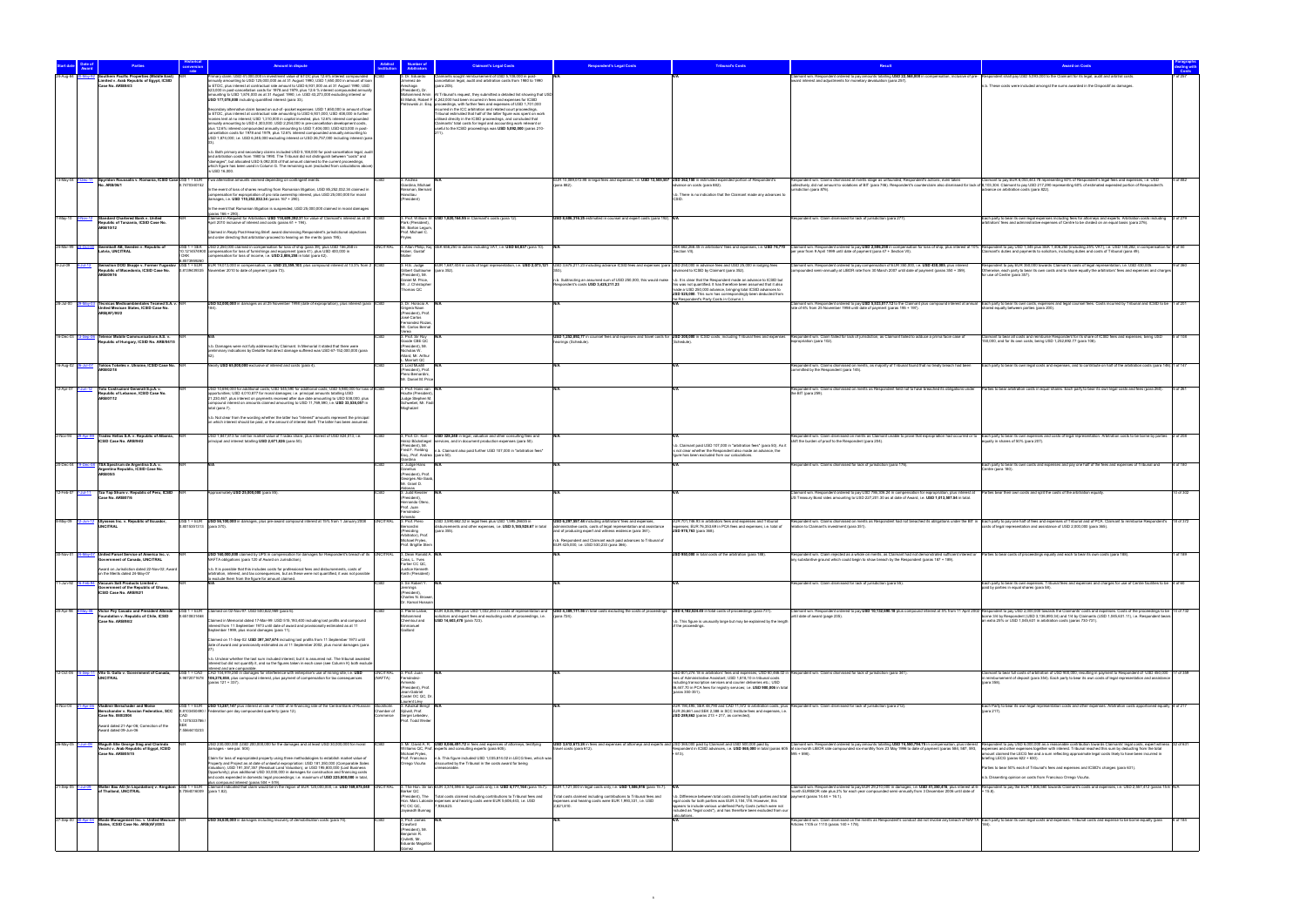| Start date | Date of Award | Parties | Historical conversion rate | Amount in dispute | Arbitral Institution | Number of Arbitrators | Claimant's Legal Costs | Respondent's Legal Costs | Tribunal's Costs | Result | Award on Costs | Paragraphs dealing with Costs |
|---|---|---|---|---|---|---|---|---|---|---|---|---|
| 20-Aug-84 | 20-May-92 | Southern Pacific Properties (Middle East) Limited v. Arab Republic of Egypt, ICSID Case No. ARB/84/3 | N/A | Primary claim: USD 41,060,000 in investment value ... Secondary alternative claim based on out-of-pocket expenses ... n.b. Both primary and secondary claims included USD 5,108,000 for post-cancellation legal, audit and arbitration costs from 1980 to 1990. | ICSID | 3 | Claimants sought reimbursement of USD 5,108,000 in post-cancellation legal, audit and arbitration costs from 1980 to 1990 (para 205). | N/A | N/A | Claimant won. Respondent ordered to pay amounts totalling USD 27,661,000 in compensation, inclusive of pre-award interest and adjustments for monetary devaluation (para 257). | Respondent shall pay USD 5,060,000 to the Claimant for its legal, audit and arbitration costs. n.b. These costs were included among the sums awarded in the Dispositif as damages. | 1 of 257 |
| 12-May-06 | 7-Dec-11 | Spyridon Roussalis v. Romania, ICSID Case No. ARB/06/1 | USD 1 = EUR 0.7473 | Two alternative claims ... | ICSID | 3 | N/A | EUR 10,389,073.98 in legal fees and expenses, i.e. USD 13,905,907 | USD 362,160 in estimated expended portion of Respondent's advance on costs (para 882). n.b. There is no indication that the Claimant made any advances to ICSID. | Respondent won. Claims dismissed at merits stage as unfounded; Respondent's counterclaims dismissed for lack of jurisdiction (para 876). | Claimant to pay EUR 4,093,145 (representing 60% of Respondent's legal fees and expenses), i.e. USD 5,103,836. Claimant to pay USD 217,296 (representing 60% of estimated expended portion of Respondent's advance on arbitration costs (para 622). | 3 of 882 |
| 7-May-10 | 2-Nov-12 | Standard Chartered Bank v. United Republic of Tanzania, ICSID Case No. ARB/10/12 | N/A | Claimed in Request for Arbitration: USD 118,626,392.31 ... | ICSID | 3 | USD 1,620,104.95 in Claimant's costs (para 12). | USD 8,668,218.25 estimated in counsel and expert costs (para 150). | N/A | Respondent won. Claim dismissed for lack of jurisdiction (para 271). | Each party to bear its own legal expenses including fees for attorneys and experts. Arbitration costs including arbitrators' fees and administrative expenses of Centre to be divided on an equal basis (para 276). | 2 of 279 |
| 20-Mar-98 | 23-Oct-00 | Swembalt AB, Sweden v. Republic of Latvia, UNCITRAL | USD 1 = SEK ... | USD 2,260,000 claimed in compensation for loss of ship ... | UNCITRAL | 3 | SEK 906,000 in costs including VAT, i.e. USD 98,837 (para 10). | N/A | SEK 662,968.49 in arbitrators' fees and expenses, i.e. USD 74,710 (Section VII). | Claimant won. Respondent ordered to pay USD 2,600,000 in compensation for loss of ship, plus interest ... | Respondent to pay USD 1,386 plus SEK 1,808,260 ... in compensation for Claimant's duties and payments to solicitors, including duties and costs of Tribunal (para 49). | |
| 8-Jun-09 | 6-Jul-12 | Swisslion DOO Skopje v. Former Yugoslav Republic of Macedonia, ICSID Case No. ARB/09/16 | USD 1 = EUR ... | EUR 79,513,000 in compensation, i.e. USD 23,399,165, plus compound interest ... | ICSID | 3 | EUR 1,687,000 in costs of legal representation, i.e. USD 2,073,121 (para 352). | USD 3,676,271.23 including advance ICSID fees and expenses ... n.b. Subtracting an assumed sum of USD 250,000 ... Respondent's costs USD 3,426,271.23 | USD 250,000 in advance fees and USD 29,000 in lodging fees advanced to ICSID by Claimant (para 352). ... USD 525,000. This sum has correspondingly been deducted from the Respondent's Party Costs in Column I. | Claimant won. Respondent ordered to pay compensation of EUR 350,000, i.e. USD 430,095, plus interest compounded semi-annually at LIBOR rate from 30 March 2007 until date of payment (paras 350 + 399). | Respondent to pay EUR 358,000 towards Claimant's costs of legal representation, i.e. USD 430,095. Otherwise, each party to bear its own costs and to share equally the arbitrators' fees and expenses and charges for use of Centre (para 351). | 8 of 399 |
| 28-Jul-00 | 29-May-03 | Tecnicas Medioambientales Tecmed S.A. v. United Mexican States, ICSID Case No. ARB(AF)/00/2 | N/A | USD 52,000,000 in damages as at 25 November 1998 (date of expropriation), plus interest (para 184). | ICSID | 3 | N/A | N/A | N/A | Claimant won. Respondent ordered to pay USD 5,533,017.12 to the Claimant plus compound interest at annual rate of 6% from 25 November 1998 until date of payment (para 196 + 197). | Each party to bear its own costs, expenses and legal counsel fees. Costs incurred by Tribunal and ICSID to be shared equally between parties (para 200). | 1 of 201 |
| 16-Dec-04 | 13-Sep-06 | Telenor Mobile Communications A.S. v. Republic of Hungary, ICSID Case No. ARB/04/15 | N/A | n.b. Damages were not fully addressed by Claimant ... | ICSID | 3 | N/A | USD 1,292,892.77 in counsel fees and expenses and travel costs for hearings (Schedule). | USD 300,000 in ICSID costs, including Tribunal fees and expenses (Schedule). | Respondent won. Claim failed for lack of jurisdiction, as Claimant failed to adduce a prima facie case of expropriation (para 102). | Claimant to bear all costs and reimburse Respondent for its share of ICSID fees and expenses, being USD 150,000; and for its own costs, being USD 1,292,892.77 (para 108). | 4 of 108 |
| 16-Aug-11 | 10-Mar-14 | Tulip Real Estate ... v. Republic of Turkey, ICSID Case No. ARB/11/28 | N/A | Nearly USD 80,000,000 ... | ICSID | 3 | N/A | N/A | N/A | Respondent won. Claims dismissed on merits, as majority of Tribunal found that no treaty breach had been committed by the Respondent (para 145). | Each party to bear its own legal costs and expenses, and to contribute in half of the arbitration costs (para 146). | 1 of 147 |
| 12-Apr-07 | 7-Jun-12 | Toto Costruzioni Generali S.p.A. v. Republic of Lebanon, ICSID Case No. ARB/07/12 | N/A | USD 10,694,000 for additional costs ... | ICSID | 3 | N/A | N/A | N/A | Respondent won. Claims dismissed on merits as Respondent held not to have breached its obligations under the BIT (para 259). | Parties to bear arbitration costs in equal shares. Each party to bear its own legal costs and fees (para 258). | 3 of 261 |
| 2-Nov-94 | 29-Apr-99 | Tradex Hellas S.A. v. Republic of Albania, ICSID Case No. ARB/94/2 | N/A | USD 1,867,913 for net fair market value of Tradex share, plus interest ... | ICSID | 3 | USD 326,208 in legal, valuation and other consulting fees and services, and in document production expenses (para 98). n.b. Claimant also paid further USD 107,000 in "arbitration fees" (para 96). | N/A | n.b. Claimant paid USD 107,000 in "arbitration fees" (para 96). As it is not clear whether the Respondent also made an advance, the figure has been excluded from our calculations. | Respondent won. Claim dismissed on merits as Claimant unable to prove that expropriation had occurred or to shift the burden of proof to the Respondent (para 204). | Each party to bear its own expenses and costs of legal representation. Arbitration costs to be borne by parties in equality in shares of 50% (para 207). | 2 of 209 |
| 20-Dec-05 | 19-Dec-08 | TSA Spectrum de Argentina S.A. v. Argentine Republic, ICSID Case No. ARB/05/5 | N/A | N/A | ICSID | 3 | N/A | N/A | N/A | Respondent won. Claim dismissed for lack of jurisdiction (para 176). | Each party to bear its own costs and expenses and pay one half of the fees and expenses of Tribunal and Centre (para 180). | 4 of 180 |
| 12-Feb-07 | 7-Jul-11 | Tza Yap Shum v. Republic of Peru, ICSID Case No. ARB/07/6 | N/A | Approximately USD 20,000,000 (para 85). | ICSID | 3 | N/A | N/A | N/A | Claimant won. Respondent ordered to pay USD 786,306.24 in compensation for expropriation, plus interest at US Treasury Bond rates ... | Parties bear their own costs and split the costs of the arbitration equally. | 11 of 302 |
| 8-May-09 | 12-Jun-12 | Ulysseas Inc. v. Republic of Ecuador, UNCITRAL | USD 1 = EUR ... | USD 56,100,000 in damages, plus pre-award compound interest ... | UNCITRAL | 3 | USD 2,690,662.52 in legal fees plus USD 1,499,265.05 in disbursements and other expenses, i.e. USD 5,189,928.57 in total (para 356). | USD 6,297,507.46 including arbitrators' fees and expenses, administrative costs, costs of legal representation and assistance and of producing expert and witness evidence ... | EUR 707,788.93 in arbitrators fees and expenses and Tribunal expenses; EUR 76,353.68 in PCA fees and expenses; i.e. total of USD 976,783 (para 366). | Respondent won. Claims dismissed on merits as Respondent held not to have breached its obligations under the BIT in relation to Claimant's investment (para 351). | Each party to pay one half of fees and expenses of Tribunal and of PCA. Claimant to reimburse Respondent's costs of legal representation and assistance of USD 2,000,000 (para 366). | 16 of 372 |
| 19-Nov-01 | 24-May-07 | United Parcel Service of America Inc. v. Government of Canada, UNCITRAL | N/A | USD 100,000,000 claimed by UPS in compensation for damages for Respondent's breach of its NAFTA obligations ... | UNCITRAL | 3 | N/A | N/A | USD 930,080 in total costs of the arbitration (para 188). | Respondent won. Claim rejected as a whole on merits, as Claimant had not demonstrated sufficient interest or any substantive ground which could begin to show breach by the Respondent (paras 187 + 189). | Parties to bear costs of proceedings equally and each to bear its own costs (para 189). | 1 of 189 |
| 11-Jan-92 | 16-Feb-94 | Vacuum Salt Products Limited v. Government of the Republic of Ghana, ICSID Case No. ARB/92/1 | N/A | N/A | ICSID | 3 | N/A | N/A | N/A | Respondent won. Claim dismissed for lack of jurisdiction (para 56). | Each party to bear its own expenses. Tribunal fees and expenses and charges for use of Centre facilities to be paid by parties in equal shares (para 58). | 3 of 60 |
| 20-Apr-98 | 8-May-08 | Victor Pey Casado and President Allende Foundation v. Republic of Chile, ICSID Case No. ARB/98/2 | USD 1 = EUR ... | Claimed on 02-Nov-97: USD 500,822,969 (para 6) ... | ICSID | 3 | USD 8,635,996 plus EUR 1,032,263 in costs of representation and solicitors and expert fees and excluding costs of proceedings, i.e. USD 14,605,476 (para 723). | USD 5,389,111.56 in total costs excluding the costs of proceedings (para 724). | USD 4,162,826.68 in total costs of proceedings (para 731). n.b. This figure is unusually large but may be explained by the length of the proceedings. | Claimant won. Respondent ordered to pay USD 10,132,690.18 plus compound interest at 5% from 11 April 2002 until date of award (para 239). | Respondent to pay USD 2,000,000 towards the Claimants' costs and expenses ... | 16 of 732 |
| 12-Oct-06 | 15-Sep-11 | Vito G. Gallo v. Government of Canada, UNCITRAL | USD 1 = CAD ... | CAD 104,919,256 in damages ... | UNCITRAL (NAFTA) | 3 | N/A | N/A | USD 871,074.16 in arbitrators' fees and expenses ... | Respondent won. Claims dismissed for lack of jurisdiction (para 341). | Claimant to bear full costs of arbitration of USD 800,000 ... | 17 of 359 |
| 9-Nov-04 | 21-Apr-06 | Vladimir Berschader and Moise Berschader v. Russian Federation, SCC Case No. 080/2004 | USD 1 = EUR ... | USD 13,287,147 plus interest at rate of 11000 of re-financing rate of the Central Bank of Russian Federation per day compounded quarterly (para 12). | Stockholm Chamber of Commerce | 3 | N/A | N/A | EUR 190,496, SEK 69,750 and CAD 11,372 in arbitration costs, plus EUR 28,851 and SEK 2,588 in SCC Institute fees and expenses, i.e. USD 269,562 (paras 213 + 217, as corrected) | Respondent won. Claim dismissed for lack of jurisdiction (para 212). | Each Party to bear its own legal representation costs and other expenses. Arbitration costs apportioned equally (para 217). | 4 of 217 |
| 26-May-05 | 1-Jun-09 | Waguih Elie George Siag and Clorinda Vecchi v. Arab Republic of Egypt, ICSID Case No. ARB/05/15 | N/A | USD 230,000,000 ... | ICSID | 3 | USD 6,636,097.12 in fees and expenses of attorneys, testifying experts and consulting experts (para 605). | USD 3,612,873.28 in fees and expenses of attorneys and experts and travel costs (para 612). | USD 800,000 paid by Claimant and USD 600,000 paid by Respondent in ICSID advances ... | Claimant won. Respondent ordered to pay amounts totalling USD 74,550,794.15 in compensation, plus interest ... | Respondent to pay USD 6,000,000 as a reasonable contribution towards Claimants' legal costs, expert witness expenses and other expenses ... n.b. Dissenting opinion on costs from Francisco Orrego Vicuña. | 32 of 631 |
| 21-Sep-05 | 1-Jul-09 | Walter Bau AG v. Kingdom of Thailand, UNCITRAL | USD 1 = EUR ... | Claimant indicated that claim would be in the region of EUR 120,000,000, i.e. USD 168,670,848 (para 1.82). | UNCITRAL | 3 | The Hon. Ian EUR 3,374,995 in legal costs only, i.e. USD 4,777,744 (para 15.7). | EUR 1,121,000 in legal costs only, i.e. USD 1,586,916 (para 15.7). ... EUR 1,956,531, i.e. USD 2,821,970. | n.b. Difference between total costs claimed by both parties and total legal costs for both parties ... | Claimant won. Respondent ordered to pay EUR 29,210,000 in damages, i.e. USD 41,350,416, plus interest at 6-month EURIBOR rate plus 2% for each year compounded semi-annually from 3 December 2006 until date of payment (paras 15.45 + 16.1). | Respondent to pay the EUR 1,836,560 towards Claimant's costs and expenses, i.e. USD 2,597,472 (paras 15.4 + 15.8). | N/A |
| 27-Sep-00 | 30-Apr-04 | Waste Management Inc. v. United Mexican States, ICSID Case No. ARB(AF)/00/3 | N/A | USD 36,630,000 in damages including recovery of demobilization costs (para 74). | ICSID | 3 | N/A | N/A | N/A | Respondent won. Claim dismissed on the merits as Respondent's conduct did not involve any breach of NAFTA Articles 1105 or 1110 (paras 140 + 178). | Each party to bear its own legal costs and expenses. Tribunal costs and expenses to be borne equally (para 185). | 6 of 185 |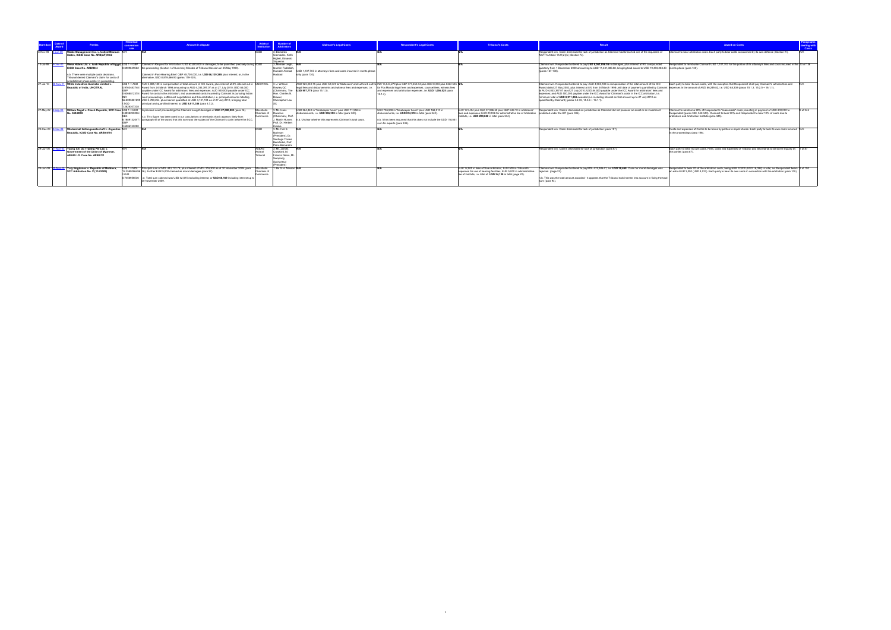| Start date | Date of Award | Parties | Historical conversion rate | Amount in dispute | Arbitral Institution | Number of Arbitrators | Claimant's Legal Costs | Respondent's Legal Costs | Tribunal's Costs | Result | Award on Costs | Paragraphs dealing with Costs |
|---|---|---|---|---|---|---|---|---|---|---|---|---|
| 8-Nov-98 | 2-Jun-00 | **Waste Management Inc. v. United Mexican States, ICSID Case No. ARB(AF)/98/2** | N/A | N/A | ICSID | 3: Bernardo Cremades, Keith Highet, Eduardo Siqueiros | N/A | N/A | N/A | Respondent won. Claim dismissed for lack of jurisdiction as Claimant had breached one of the requisites of NAFTA Article 1121(2)(b) (Section IV). | Claimant to bear arbitration costs. Each party to bear costs occasioned by its own defence (Section IV). | N/A |
| 16-Jul-98 | 8-Dec-00 | **Wena Hotels Ltd. v. Arab Republic of Egypt, ICSID Case No. ARB/98/4**<br><br>n.b. There were multiple costs decisions. Tribunal denied Claimant's claim for costs of jurisdictional phase earlier in proceeding. | USD 1 = GBP 0.6809649562 | Claimed in Request for Arbitration: USD 62,820,000 in damages, to be quantified precisely during the proceeding (Section I of Summary Minutes of Tribunal Session on 25 May 1999).<br><br>Claimed in Post-Hearing Brief: GBP 45,700,000, i.e. **USD 68,129,259**, plus interest; or, in the alternative, USD 8,019,866.93 (paras 119-120). | ICSID | 3: Monroe Leigh, Ibrahim Fadlallah, Hamzeh Ahmad Haddad | N/A<br><br>USD 1,107,703 in attorney's fees and costs incurred in merits phase only (para 130). | N/A | N/A | Claimant won. Respondent ordered to pay **USD 8,061,896.55** in damages, plus interest at 9% compounded quarterly from 1 December 2000 amounting to USD 11,431,386.88, bringing total award to USD 19,493,283.43 (paras 127-130). | Respondent to reimburse Claimant USD 1,107,703 for the portion of its attorney's fees and costs incurred in the merits phase (para 130). | 13 of 136 |
| 27-Jul-10 | 30-Nov-11 | **White Industries Australia Limited v. Republic of India, UNCITRAL** | USD 1 = AUD 0.9763402766 / GBP 0.6366672376 / INR 52.2093481698 / SGD 1.2828307336 | AUD 4,085,180 in compensation of total amount of ICC Award, plus interest at 8% rate set out in Award from 24 March 1998 amounting to AUD 4,033,397.07 as of 27 July 2010; USD 84,000 payable under ICC Award for arbitrators' fees and expenses; AUD 500,000 payable under ICC Award for costs in the arbitration; and unassessed costs incurred by Claimant in pursuing Indian court proceedings, settlement negotiations and this arbitration, i.e. principal amounts totalling USD 4,760,258, plus interest quantified at USD 4,131,104 as of 27 July 2010, bringing total principal and quantified interest to **USD 8,911,388** (para 4.7.2). | UNCITRAL | 3: J. William Rowley QC (Chairman), The Hon. Charles N. Brower, Christopher Lau SC | AUD 423,548.19 plus USD 52,374 for Mallesons' and Luthra & Luthra legal fees and disbursements and witness fees and expenses, i.e. **USD 997,775** (para 15.1.3). | INR 19,945,279 plus GBP 477,840.44 plus USD 8,399 plus SGD 935 for Fox Mandal legal fees and expenses, counsel fees, witness fees and expenses and arbitration expenses, i.e. **USD 1,056,929** (para 15.1.4). | N/A | Claimant won. Respondent ordered to pay: AUD 4,085,180 in compensation of the total amount of the ICC Award dated 27 May 2002, plus interest at 8% from 24 March 1998 until date of payment quantified by Claimant at AUD 4,033,397.07 as of 27 July 2010; USD 84,000 payable under the ICC Award for arbitrators' fees and expenses; and AUD 500,000 payable under the ICC Award for Claimant's costs in the ICC arbitration, i.e. minimum total of **USD 8,911,388** awarded (i.e. including interest as first amount up to 27 July 2010 as quantified by Claimant) (paras 3.2.35, 14.3.6 + 16.1.1). | Each party to bear its own costs, with the exception that Respondent shall pay Claimant's witness fees and expenses in the amount of AUD 66,249.62, i.e. USD 68,339 (paras 15.1.3, 15.2.5 + 16.1.1). | N/A |
| 27-May-02 | 9-Sep-03 | **William Nagel v. Czech Republic, SCC Case No. 049/2002** | USD 1 = EUR 0.8936200095 / SEK 8.1666132047 / GBP 0.6266716280 | In previous court proceedings the Claimant sought damages of **USD 27,000,000** (para 76).<br><br>n.b. This figure has been used in our calculations on the basis that it appears likely from paragraph 45 of the award that this sum was the subject of the Claimant's claim before the SCC. | Stockholm Chamber of Commerce | 3: Mr. Hans Danelius (Chairman), Prof. J. Martin Hunter, Prof. Dr. Herbert Kronke | USD 284,445 in "timekeeper hours" plus USD 71,998 in disbursements, i.e. **USD 356,398** in total (para 342).<br><br>n.b. Unclear whether this represents Claimant's total costs. | USD 795,998 in "timekeeper hours" plus USD 198,913 in disbursements, i.e. **USD 976,910** in total (para 343).<br><br>n.b. It has been assumed that this does not include the USD 119,041 sum for experts (para 339). | EUR 161,484 plus SEK 37,996.50 plus GBP 945.10 in arbitrators' fees and expenses; EUR 20,938 for administrative fee of Arbitration Institute, i.e. **USD 209,682** in total (para 344). | Respondent won. Claims dismissed on jurisdiction as Claimant did not possess an asset or an investment protected under the BIT (para 335). | Claimant to reimburse 40% of Respondent's "reasonable" costs, resulting in payment of USD 600,000 to Respondent (paras 336, 342-343). Claimant to bear 90% and Respondent to bear 10% of costs due to arbitrators and Arbitration Institute (para 345). | 8 of 345 |
| 23-Dec-04 | 8-Dec-08 | **Wintershall Aktiengesellschaft v. Argentine Republic, ICSID Case No. ARB/04/14** | N/A | N/A | ICSID | 3: Mr. Fali S. Nariman (President), Dr. Santiago Torres Bernárdez, Prof. Piero Bernardini | N/A | N/A | N/A | Respondent won. Claim dismissed for lack of jurisdiction (para 191). | Costs and expenses of Centre to be borne by parties in equal shares. Each party to bear its own costs incurred in the proceedings (para 196). | N/A |
| 28-Jun-00 | 31-Mar-03 | **Yaung Chi Oo Trading Pte Ltd. v. Government of the Union of Myanmar, ASEAN I.D. Case No. ARB/01/1** | N/A | N/A | ASEAN Arbitral Tribunal | 3: Mr. James Crawford, Mr. Francis Delon, Mr. Sompong Sucharitkul (President) | N/A | N/A | N/A | Respondent won. Claims dismissed for lack of jurisdiction (para 87). | Each party to bear its own costs. Fees, costs and expenses of Tribunal and Secretariat to be borne equally by the parties (para 87). | 1 of 87 |
| 24-Jun-09 | 30-Mar-10 | **Yury Bogdanov v. Republic of Moldova, SCC Arbitration No. V (114/2009)** | USD 1 = MDL 12.0580386496 / EUR 0.7058598036 | Principal sum of MDL 443,172.76, plus interest of MDL 214,193 as at 30 November 2009 (para 36). Further EUR 5,000 claimed as moral damages (para 37).<br><br>i.e. Total sum claimed was USD 42,815 excluding interest, or **USD 60,169** including interest up to 30 November 2009. | Stockholm Chamber of Commerce | 1: Mr. G.H. Nilsson | N/A | N/A | EUR 12,500 in fees of Sole Arbitrator; EUR 500 in Tribunal's expenses for use of hearing facilities; EUR 3,000 in administrative fee of Institute; i.e. total of **USD 24,138** in total (page 22). | Claimant won. Respondent ordered to pay MDL 575,398.41, i.e. **USD 39,668**. Claim for moral damages was rejected (page 22).<br><br>n.b. This was the total amount awarded - it appears that the Tribunal took interest into account in fixing the total sum (para 95). | Respondent to bear 2/3 of the arbitration costs, being EUR 12,000 (USD 16,092) in total, i.e. Respondent bears an extra EUR 2,000 (USD 2,823). Each party to bear its own costs in connection with the arbitration (para 100). | 2 of 100 |